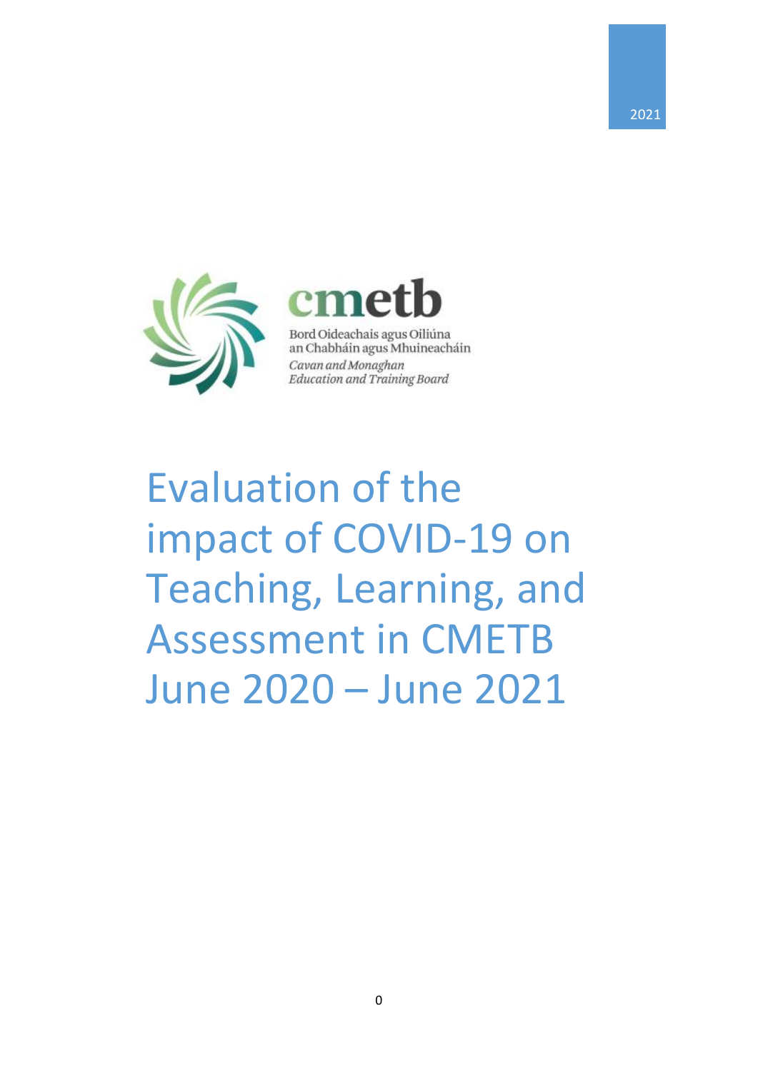2021

cmetb

Bord Oideachais agus Oiliúna an Chabháin agus Mhuineacháin

*Cavan and Monaghan Education and Training Board*

# Evaluation of the impact of COVID-19 on Teaching, Learning, and Assessment in CMETB June 2020 – June 2021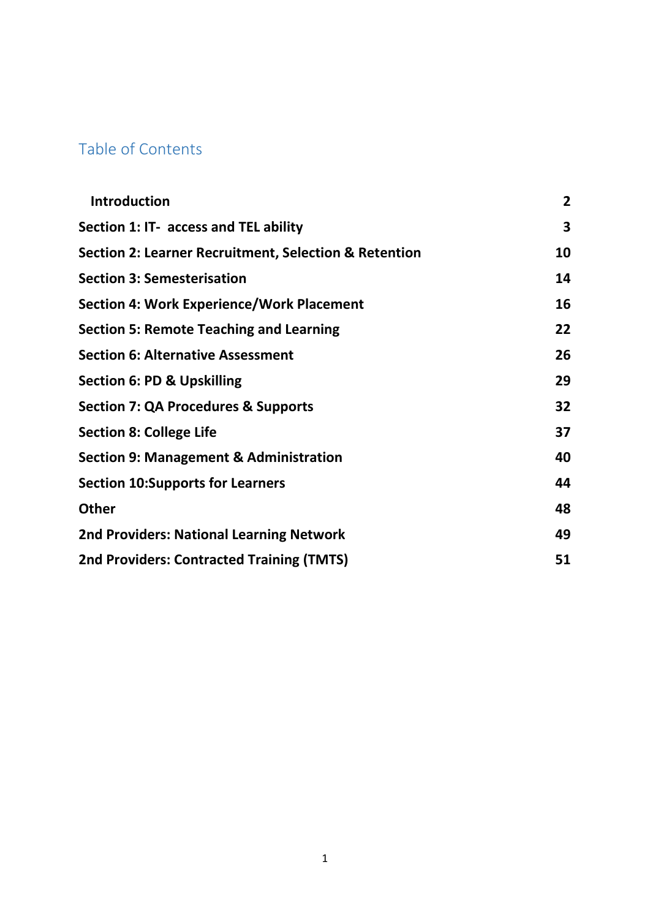## Table of Contents

| | |
|---|---|
| **Introduction** | **2** |
| **Section 1: IT- access and TEL ability** | **3** |
| **Section 2: Learner Recruitment, Selection & Retention** | **10** |
| **Section 3: Semesterisation** | **14** |
| **Section 4: Work Experience/Work Placement** | **16** |
| **Section 5: Remote Teaching and Learning** | **22** |
| **Section 6: Alternative Assessment** | **26** |
| **Section 6: PD & Upskilling** | **29** |
| **Section 7: QA Procedures & Supports** | **32** |
| **Section 8: College Life** | **37** |
| **Section 9: Management & Administration** | **40** |
| **Section 10:Supports for Learners** | **44** |
| **Other** | **48** |
| **2nd Providers: National Learning Network** | **49** |
| **2nd Providers: Contracted Training (TMTS)** | **51** |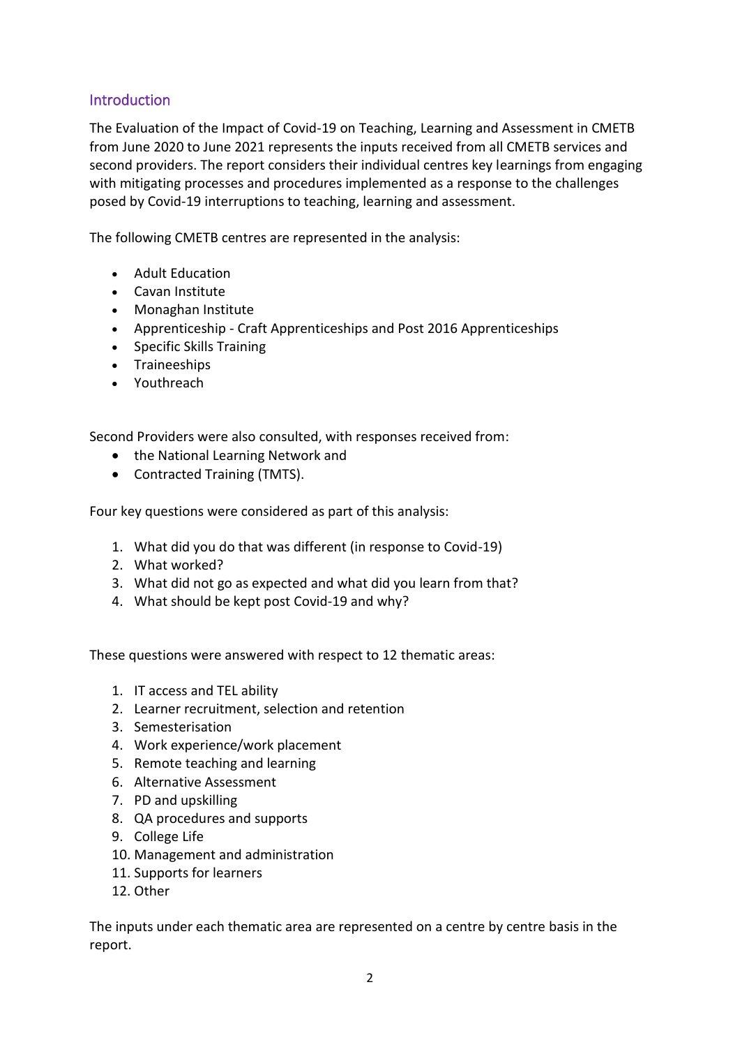## Introduction

The Evaluation of the Impact of Covid-19 on Teaching, Learning and Assessment in CMETB from June 2020 to June 2021 represents the inputs received from all CMETB services and second providers. The report considers their individual centres key learnings from engaging with mitigating processes and procedures implemented as a response to the challenges posed by Covid-19 interruptions to teaching, learning and assessment.

The following CMETB centres are represented in the analysis:

- Adult Education
- Cavan Institute
- Monaghan Institute
- Apprenticeship - Craft Apprenticeships and Post 2016 Apprenticeships
- Specific Skills Training
- Traineeships
- Youthreach

Second Providers were also consulted, with responses received from:

- the National Learning Network and
- Contracted Training (TMTS).

Four key questions were considered as part of this analysis:

1. What did you do that was different (in response to Covid-19)
2. What worked?
3. What did not go as expected and what did you learn from that?
4. What should be kept post Covid-19 and why?

These questions were answered with respect to 12 thematic areas:

1. IT access and TEL ability
2. Learner recruitment, selection and retention
3. Semesterisation
4. Work experience/work placement
5. Remote teaching and learning
6. Alternative Assessment
7. PD and upskilling
8. QA procedures and supports
9. College Life
10. Management and administration
11. Supports for learners
12. Other

The inputs under each thematic area are represented on a centre by centre basis in the report.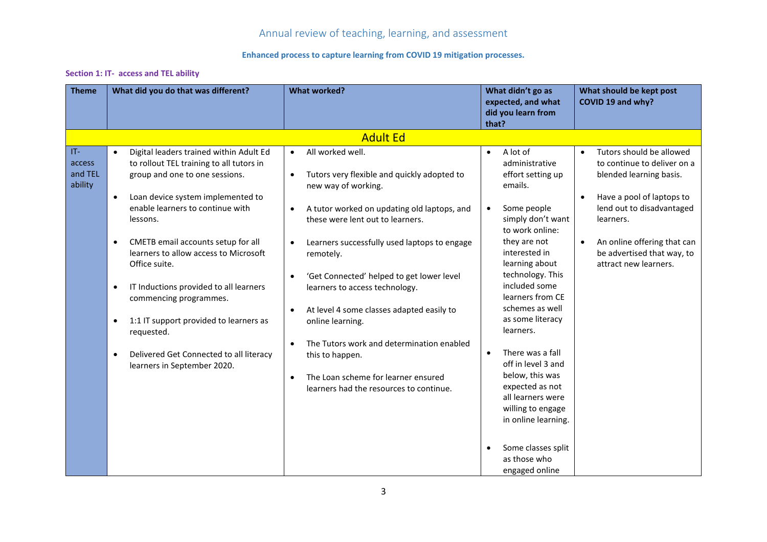Annual review of teaching, learning, and assessment

**Enhanced process to capture learning from COVID 19 mitigation processes.**

**Section 1: IT- access and TEL ability**

| Theme | What did you do that was different? | What worked? | What didn't go as expected, and what did you learn from that? | What should be kept post COVID 19 and why? |
|---|---|---|---|---|
| **Adult Ed** | | | | |
| IT- access and TEL ability | • Digital leaders trained within Adult Ed to rollout TEL training to all tutors in group and one to one sessions.<br>• Loan device system implemented to enable learners to continue with lessons.<br>• CMETB email accounts setup for all learners to allow access to Microsoft Office suite.<br>• IT Inductions provided to all learners commencing programmes.<br>• 1:1 IT support provided to learners as requested.<br>• Delivered Get Connected to all literacy learners in September 2020. | • All worked well.<br>• Tutors very flexible and quickly adopted to new way of working.<br>• A tutor worked on updating old laptops, and these were lent out to learners.<br>• Learners successfully used laptops to engage remotely.<br>• 'Get Connected' helped to get lower level learners to access technology.<br>• At level 4 some classes adapted easily to online learning.<br>• The Tutors work and determination enabled this to happen.<br>• The Loan scheme for learner ensured learners had the resources to continue. | • A lot of administrative effort setting up emails.<br>• Some people simply don't want to work online: they are not interested in learning about technology. This included some learners from CE schemes as well as some literacy learners.<br>• There was a fall off in level 3 and below, this was expected as not all learners were willing to engage in online learning.<br>• Some classes split as those who engaged online | • Tutors should be allowed to continue to deliver on a blended learning basis.<br>• Have a pool of laptops to lend out to disadvantaged learners.<br>• An online offering that can be advertised that way, to attract new learners. |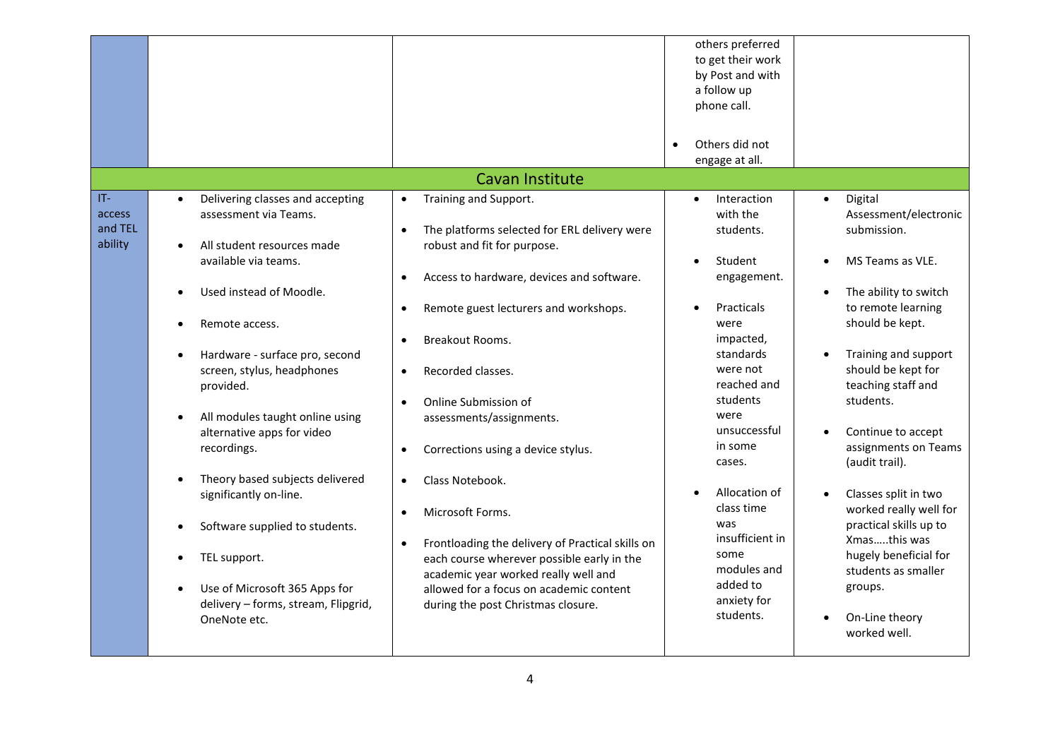| | | | | |
|---|---|---|---|---|
| | | | others preferred to get their work by Post and with a follow up phone call.<br><br>• Others did not engage at all. | |
| **Cavan Institute** | | | | |
| IT-access and TEL ability | • Delivering classes and accepting assessment via Teams.<br><br>• All student resources made available via teams.<br><br>• Used instead of Moodle.<br><br>• Remote access.<br><br>• Hardware - surface pro, second screen, stylus, headphones provided.<br><br>• All modules taught online using alternative apps for video recordings.<br><br>• Theory based subjects delivered significantly on-line.<br><br>• Software supplied to students.<br><br>• TEL support.<br><br>• Use of Microsoft 365 Apps for delivery – forms, stream, Flipgrid, OneNote etc. | • Training and Support.<br><br>• The platforms selected for ERL delivery were robust and fit for purpose.<br><br>• Access to hardware, devices and software.<br><br>• Remote guest lecturers and workshops.<br><br>• Breakout Rooms.<br><br>• Recorded classes.<br><br>• Online Submission of assessments/assignments.<br><br>• Corrections using a device stylus.<br><br>• Class Notebook.<br><br>• Microsoft Forms.<br><br>• Frontloading the delivery of Practical skills on each course wherever possible early in the academic year worked really well and allowed for a focus on academic content during the post Christmas closure. | • Interaction with the students.<br><br>• Student engagement.<br><br>• Practicals were impacted, standards were not reached and students were unsuccessful in some cases.<br><br>• Allocation of class time was insufficient in some modules and added to anxiety for students. | • Digital Assessment/electronic submission.<br><br>• MS Teams as VLE.<br><br>• The ability to switch to remote learning should be kept.<br><br>• Training and support should be kept for teaching staff and students.<br><br>• Continue to accept assignments on Teams (audit trail).<br><br>• Classes split in two worked really well for practical skills up to Xmas…..this was hugely beneficial for students as smaller groups.<br><br>• On-Line theory worked well. |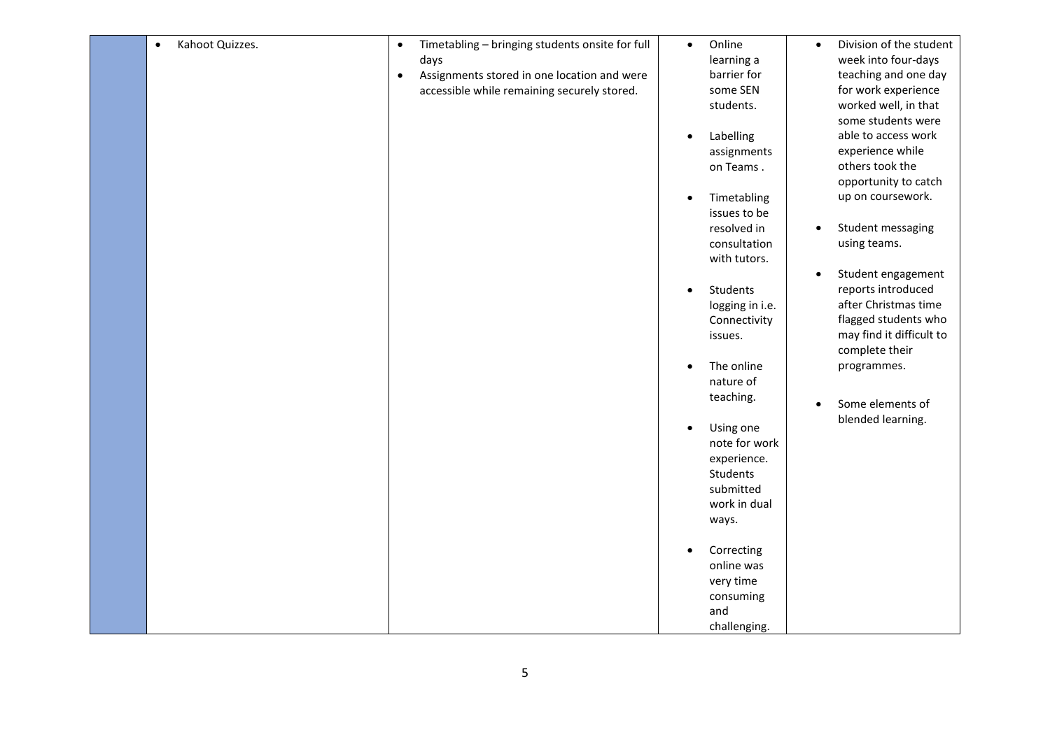|  |  |  |  |  |
|---|---|---|---|---|
|  | • Kahoot Quizzes. | • Timetabling – bringing students onsite for full days<br>• Assignments stored in one location and were accessible while remaining securely stored. | • Online learning a barrier for some SEN students.<br><br>• Labelling assignments on Teams .<br><br>• Timetabling issues to be resolved in consultation with tutors.<br><br>• Students logging in i.e. Connectivity issues.<br><br>• The online nature of teaching.<br><br>• Using one note for work experience. Students submitted work in dual ways.<br><br>• Correcting online was very time consuming and challenging. | • Division of the student week into four-days teaching and one day for work experience worked well, in that some students were able to access work experience while others took the opportunity to catch up on coursework.<br><br>• Student messaging using teams.<br><br>• Student engagement reports introduced after Christmas time flagged students who may find it difficult to complete their programmes.<br><br>• Some elements of blended learning. |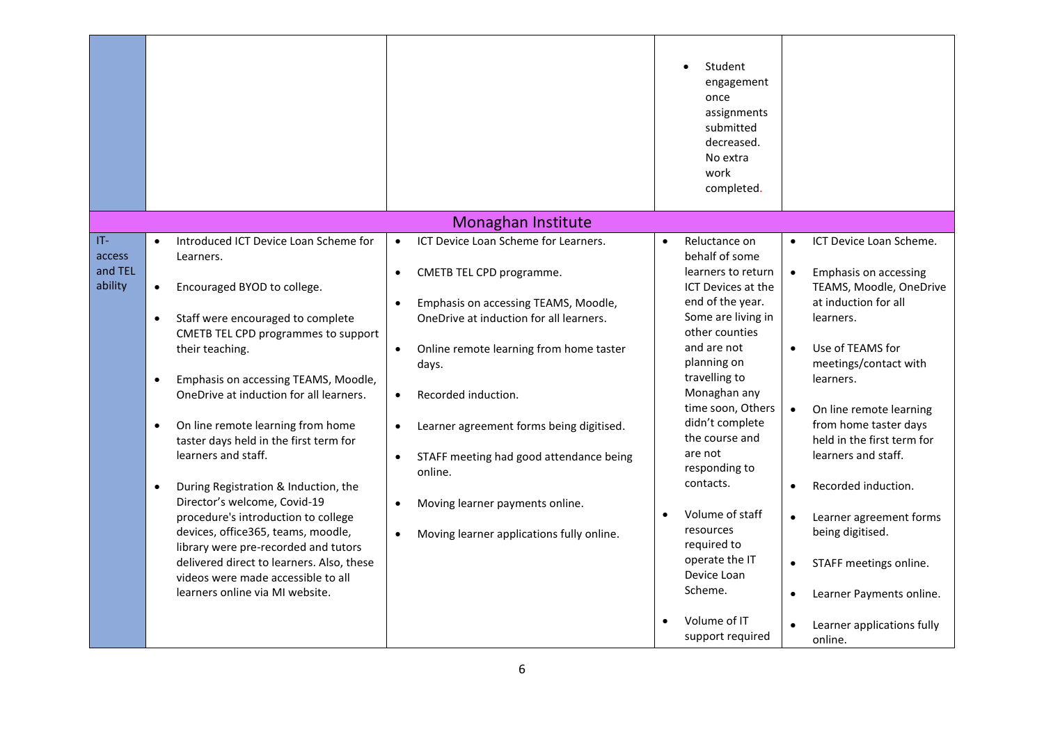| | | | | |
|---|---|---|---|---|
| | | | • Student engagement once assignments submitted decreased. No extra work completed. | |
| **Monaghan Institute** | | | | |
| IT-access and TEL ability | • Introduced ICT Device Loan Scheme for Learners.<br>• Encouraged BYOD to college.<br>• Staff were encouraged to complete CMETB TEL CPD programmes to support their teaching.<br>• Emphasis on accessing TEAMS, Moodle, OneDrive at induction for all learners.<br>• On line remote learning from home taster days held in the first term for learners and staff.<br>• During Registration & Induction, the Director's welcome, Covid-19 procedure's introduction to college devices, office365, teams, moodle, library were pre-recorded and tutors delivered direct to learners. Also, these videos were made accessible to all learners online via MI website. | • ICT Device Loan Scheme for Learners.<br>• CMETB TEL CPD programme.<br>• Emphasis on accessing TEAMS, Moodle, OneDrive at induction for all learners.<br>• Online remote learning from home taster days.<br>• Recorded induction.<br>• Learner agreement forms being digitised.<br>• STAFF meeting had good attendance being online.<br>• Moving learner payments online.<br>• Moving learner applications fully online. | • Reluctance on behalf of some learners to return ICT Devices at the end of the year. Some are living in other counties and are not planning on travelling to Monaghan any time soon, Others didn't complete the course and are not responding to contacts.<br>• Volume of staff resources required to operate the IT Device Loan Scheme.<br>• Volume of IT support required | • ICT Device Loan Scheme.<br>• Emphasis on accessing TEAMS, Moodle, OneDrive at induction for all learners.<br>• Use of TEAMS for meetings/contact with learners.<br>• On line remote learning from home taster days held in the first term for learners and staff.<br>• Recorded induction.<br>• Learner agreement forms being digitised.<br>• STAFF meetings online.<br>• Learner Payments online.<br>• Learner applications fully online. |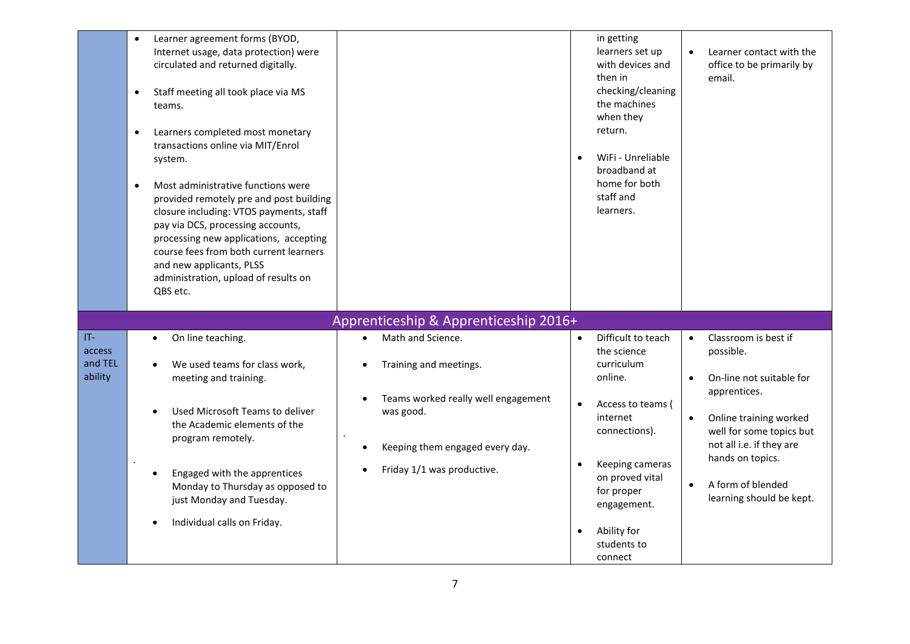| | | | | |
|---|---|---|---|---|
| | • Learner agreement forms (BYOD, Internet usage, data protection) were circulated and returned digitally.<br><br>• Staff meeting all took place via MS teams.<br><br>• Learners completed most monetary transactions online via MIT/Enrol system.<br><br>• Most administrative functions were provided remotely pre and post building closure including: VTOS payments, staff pay via DCS, processing accounts, processing new applications, accepting course fees from both current learners and new applicants, PLSS administration, upload of results on QBS etc. | | in getting learners set up with devices and then in checking/cleaning the machines when they return.<br><br>• WiFi - Unreliable broadband at home for both staff and learners. | • Learner contact with the office to be primarily by email. |
| **Apprenticeship & Apprenticeship 2016+** | | | | |
| IT-access and TEL ability | • On line teaching.<br><br>• We used teams for class work, meeting and training.<br><br>• Used Microsoft Teams to deliver the Academic elements of the program remotely.<br><br>• Engaged with the apprentices Monday to Thursday as opposed to just Monday and Tuesday.<br><br>• Individual calls on Friday. | • Math and Science.<br><br>• Training and meetings.<br><br>• Teams worked really well engagement was good.<br><br>• Keeping them engaged every day.<br><br>• Friday 1/1 was productive. | • Difficult to teach the science curriculum online.<br><br>• Access to teams ( internet connections).<br><br>• Keeping cameras on proved vital for proper engagement.<br><br>• Ability for students to connect | • Classroom is best if possible.<br><br>• On-line not suitable for apprentices.<br><br>• Online training worked well for some topics but not all i.e. if they are hands on topics.<br><br>• A form of blended learning should be kept. |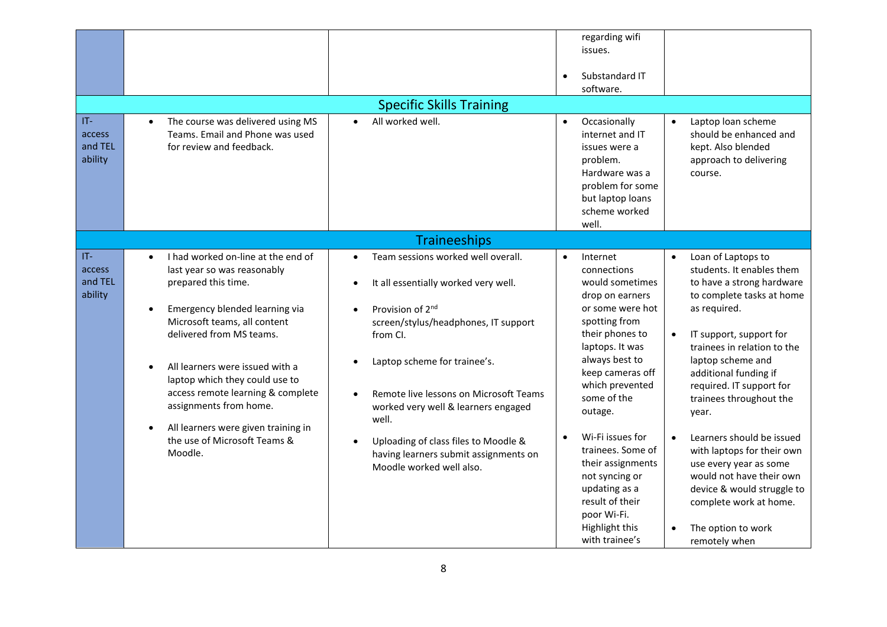| | | | | |
|---|---|---|---|---|
| | | | regarding wifi issues.<br><br>• Substandard IT software. | |
| **Specific Skills Training** | | | | |
| IT-access and TEL ability | • The course was delivered using MS Teams. Email and Phone was used for review and feedback. | • All worked well. | • Occasionally internet and IT issues were a problem. Hardware was a problem for some but laptop loans scheme worked well. | • Laptop loan scheme should be enhanced and kept. Also blended approach to delivering course. |
| **Traineeships** | | | | |
| IT-access and TEL ability | • I had worked on-line at the end of last year so was reasonably prepared this time.<br><br>• Emergency blended learning via Microsoft teams, all content delivered from MS teams.<br><br>• All learners were issued with a laptop which they could use to access remote learning & complete assignments from home.<br><br>• All learners were given training in the use of Microsoft Teams & Moodle. | • Team sessions worked well overall.<br><br>• It all essentially worked very well.<br><br>• Provision of 2nd screen/stylus/headphones, IT support from CI.<br><br>• Laptop scheme for trainee's.<br><br>• Remote live lessons on Microsoft Teams worked very well & learners engaged well.<br><br>• Uploading of class files to Moodle & having learners submit assignments on Moodle worked well also. | • Internet connections would sometimes drop on earners or some were hot spotting from their phones to laptops. It was always best to keep cameras off which prevented some of the outage.<br><br>• Wi-Fi issues for trainees. Some of their assignments not syncing or updating as a result of their poor Wi-Fi. Highlight this with trainee's | • Loan of Laptops to students. It enables them to have a strong hardware to complete tasks at home as required.<br><br>• IT support, support for trainees in relation to the laptop scheme and additional funding if required. IT support for trainees throughout the year.<br><br>• Learners should be issued with laptops for their own use every year as some would not have their own device & would struggle to complete work at home.<br><br>• The option to work remotely when |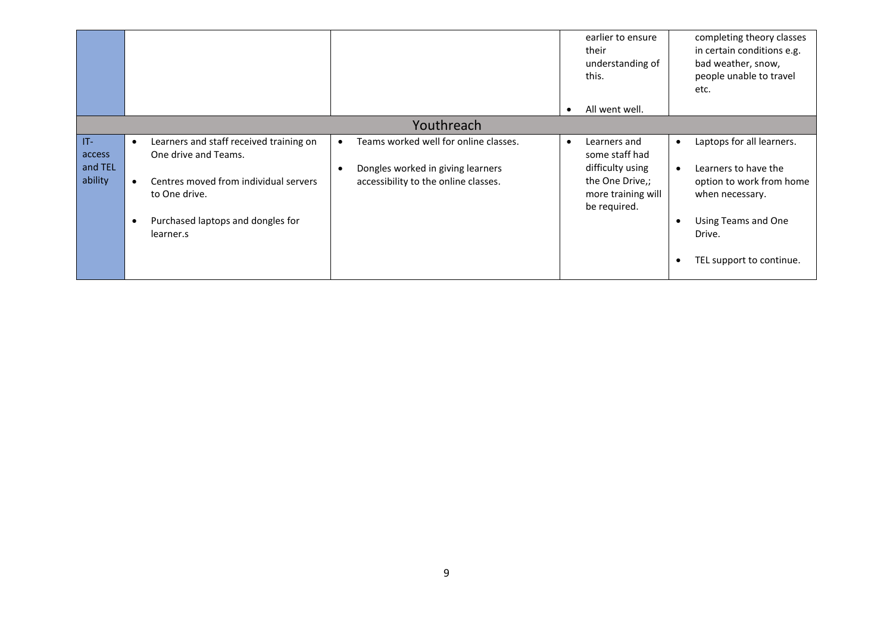| | | | | |
|---|---|---|---|---|
| | | | earlier to ensure their understanding of this.<br><br>• All went well. | completing theory classes in certain conditions e.g. bad weather, snow, people unable to travel etc. |
| **Youthreach** | | | | |
| IT- access and TEL ability | • Learners and staff received training on One drive and Teams.<br><br>• Centres moved from individual servers to One drive.<br><br>• Purchased laptops and dongles for learner.s | • Teams worked well for online classes.<br><br>• Dongles worked in giving learners accessibility to the online classes. | • Learners and some staff had difficulty using the One Drive,; more training will be required. | • Laptops for all learners.<br><br>• Learners to have the option to work from home when necessary.<br><br>• Using Teams and One Drive.<br><br>• TEL support to continue. |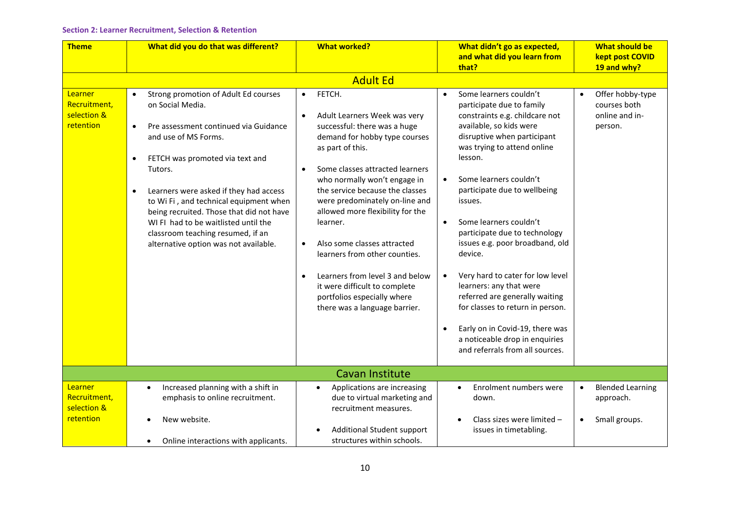**Section 2: Learner Recruitment, Selection & Retention**

| Theme | What did you do that was different? | What worked? | What didn't go as expected, and what did you learn from that? | What should be kept post COVID 19 and why? |
|---|---|---|---|---|
| **Adult Ed** | | | | |
| Learner Recruitment, selection & retention | • Strong promotion of Adult Ed courses on Social Media.<br>• Pre assessment continued via Guidance and use of MS Forms.<br>• FETCH was promoted via text and Tutors.<br>• Learners were asked if they had access to Wi Fi , and technical equipment when being recruited. Those that did not have WI FI had to be waitlisted until the classroom teaching resumed, if an alternative option was not available. | • FETCH.<br>• Adult Learners Week was very successful: there was a huge demand for hobby type courses as part of this.<br>• Some classes attracted learners who normally won't engage in the service because the classes were predominately on-line and allowed more flexibility for the learner.<br>• Also some classes attracted learners from other counties.<br>• Learners from level 3 and below it were difficult to complete portfolios especially where there was a language barrier. | • Some learners couldn't participate due to family constraints e.g. childcare not available, so kids were disruptive when participant was trying to attend online lesson.<br>• Some learners couldn't participate due to wellbeing issues.<br>• Some learners couldn't participate due to technology issues e.g. poor broadband, old device.<br>• Very hard to cater for low level learners: any that were referred are generally waiting for classes to return in person.<br>• Early on in Covid-19, there was a noticeable drop in enquiries and referrals from all sources. | • Offer hobby-type courses both online and in-person. |
| **Cavan Institute** | | | | |
| Learner Recruitment, selection & retention | • Increased planning with a shift in emphasis to online recruitment.<br>• New website.<br>• Online interactions with applicants. | • Applications are increasing due to virtual marketing and recruitment measures.<br>• Additional Student support structures within schools. | • Enrolment numbers were down.<br>• Class sizes were limited – issues in timetabling. | • Blended Learning approach.<br>• Small groups. |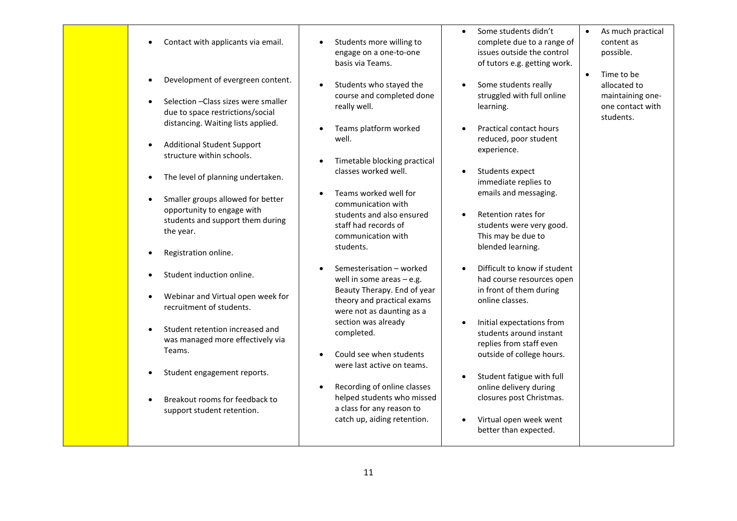|  |  |  |  |  |
|---|---|---|---|---|
|  | • Contact with applicants via email.<br><br>• Development of evergreen content.<br><br>• Selection –Class sizes were smaller due to space restrictions/social distancing. Waiting lists applied.<br><br>• Additional Student Support structure within schools.<br><br>• The level of planning undertaken.<br><br>• Smaller groups allowed for better opportunity to engage with students and support them during the year.<br><br>• Registration online.<br><br>• Student induction online.<br><br>• Webinar and Virtual open week for recruitment of students.<br><br>• Student retention increased and was managed more effectively via Teams.<br><br>• Student engagement reports.<br><br>• Breakout rooms for feedback to support student retention. | • Students more willing to engage on a one-to-one basis via Teams.<br><br>• Students who stayed the course and completed done really well.<br><br>• Teams platform worked well.<br><br>• Timetable blocking practical classes worked well.<br><br>• Teams worked well for communication with students and also ensured staff had records of communication with students.<br><br>• Semesterisation – worked well in some areas – e.g. Beauty Therapy. End of year theory and practical exams were not as daunting as a section was already completed.<br><br>• Could see when students were last active on teams.<br><br>• Recording of online classes helped students who missed a class for any reason to catch up, aiding retention. | • Some students didn't complete due to a range of issues outside the control of tutors e.g. getting work.<br><br>• Some students really struggled with full online learning.<br><br>• Practical contact hours reduced, poor student experience.<br><br>• Students expect immediate replies to emails and messaging.<br><br>• Retention rates for students were very good. This may be due to blended learning.<br><br>• Difficult to know if student had course resources open in front of them during online classes.<br><br>• Initial expectations from students around instant replies from staff even outside of college hours.<br><br>• Student fatigue with full online delivery during closures post Christmas.<br><br>• Virtual open week went better than expected. | • As much practical content as possible.<br><br>• Time to be allocated to maintaining one-one contact with students. |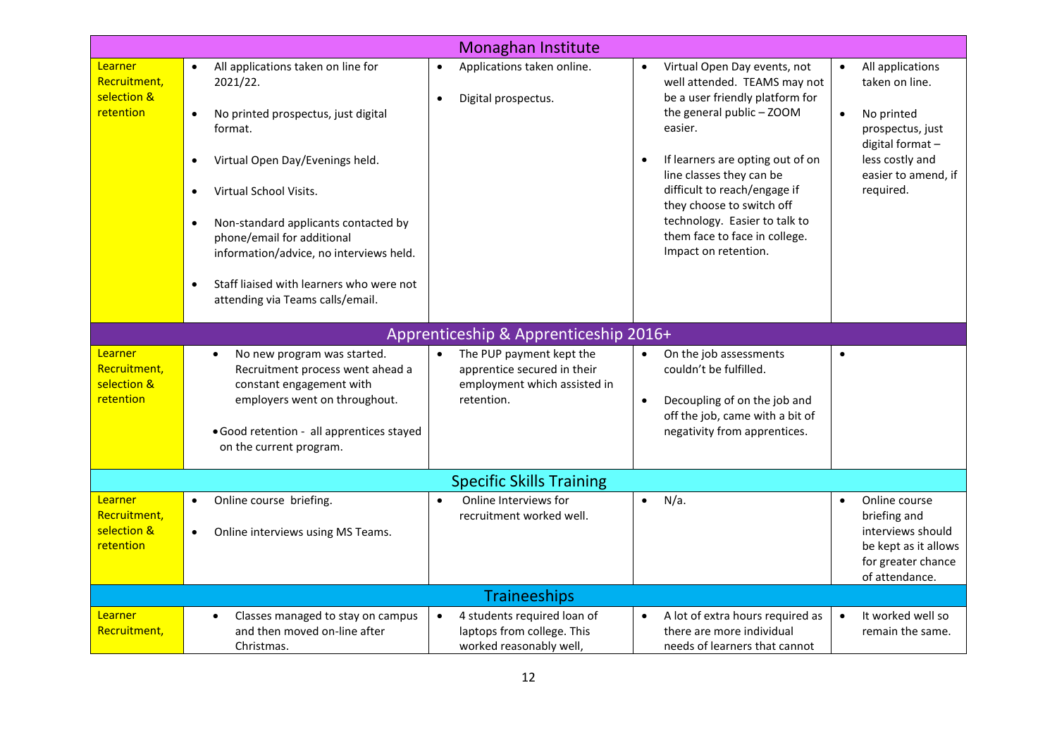| Monaghan Institute | | | | |
|---|---|---|---|---|
| Learner Recruitment, selection & retention | • All applications taken on line for 2021/22.<br><br>• No printed prospectus, just digital format.<br><br>• Virtual Open Day/Evenings held.<br><br>• Virtual School Visits.<br><br>• Non-standard applicants contacted by phone/email for additional information/advice, no interviews held.<br><br>• Staff liaised with learners who were not attending via Teams calls/email. | • Applications taken online.<br><br>• Digital prospectus. | • Virtual Open Day events, not well attended. TEAMS may not be a user friendly platform for the general public – ZOOM easier.<br><br>• If learners are opting out of on line classes they can be difficult to reach/engage if they choose to switch off technology. Easier to talk to them face to face in college. Impact on retention. | • All applications taken on line.<br><br>• No printed prospectus, just digital format – less costly and easier to amend, if required. |
| **Apprenticeship & Apprenticeship 2016+** | | | | |
| Learner Recruitment, selection & retention | • No new program was started. Recruitment process went ahead a constant engagement with employers went on throughout.<br><br>• Good retention - all apprentices stayed on the current program. | • The PUP payment kept the apprentice secured in their employment which assisted in retention. | • On the job assessments couldn't be fulfilled.<br><br>• Decoupling of on the job and off the job, came with a bit of negativity from apprentices. | • |
| **Specific Skills Training** | | | | |
| Learner Recruitment, selection & retention | • Online course briefing.<br><br>• Online interviews using MS Teams. | • Online Interviews for recruitment worked well. | • N/a. | • Online course briefing and interviews should be kept as it allows for greater chance of attendance. |
| **Traineeships** | | | | |
| Learner Recruitment, | • Classes managed to stay on campus and then moved on-line after Christmas. | • 4 students required loan of laptops from college. This worked reasonably well, | • A lot of extra hours required as there are more individual needs of learners that cannot | • It worked well so remain the same. |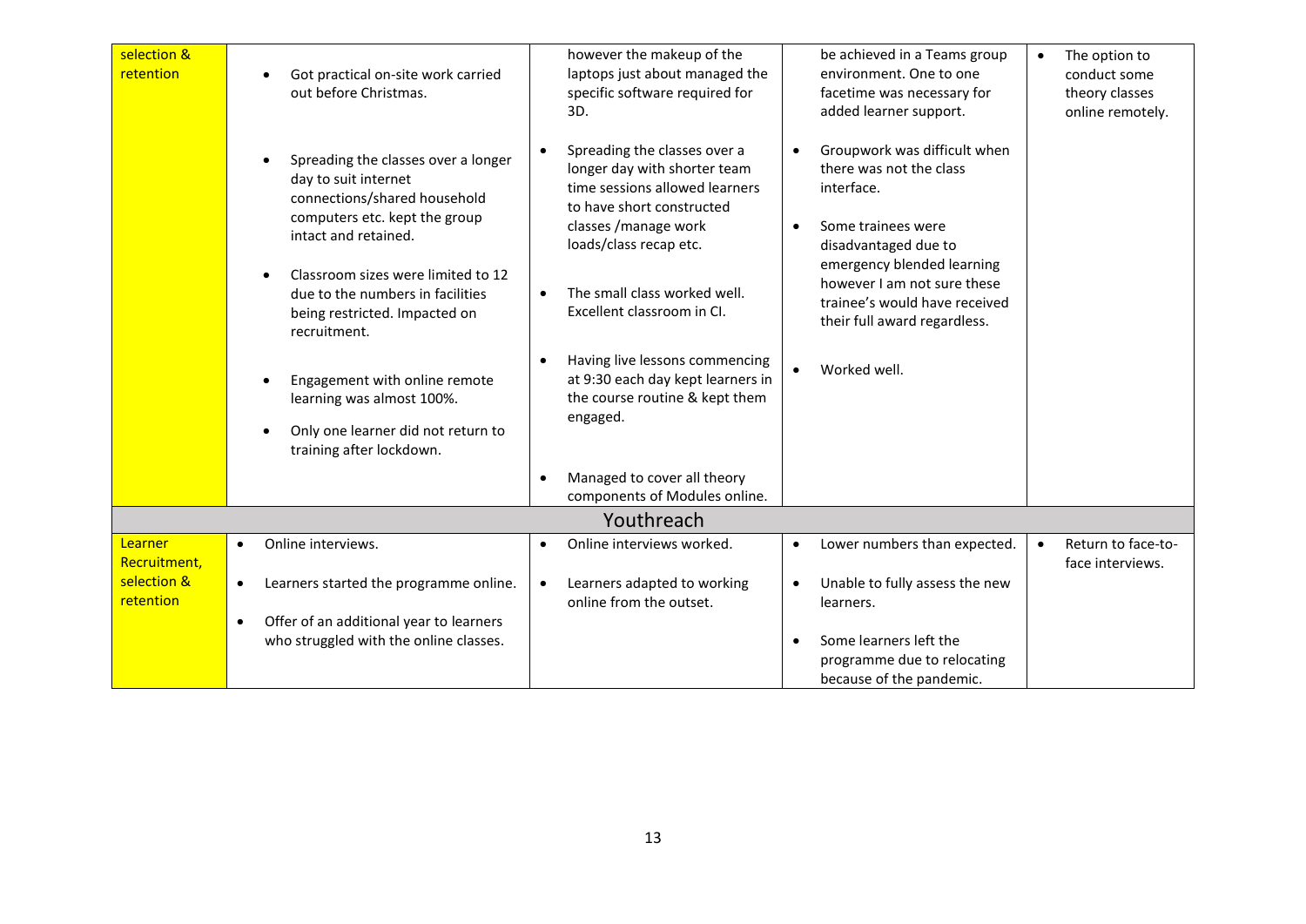| selection & retention | <ul><li>Got practical on-site work carried out before Christmas.</li><li>Spreading the classes over a longer day to suit internet connections/shared household computers etc. kept the group intact and retained.</li><li>Classroom sizes were limited to 12 due to the numbers in facilities being restricted. Impacted on recruitment.</li><li>Engagement with online remote learning was almost 100%.</li><li>Only one learner did not return to training after lockdown.</li></ul> | however the makeup of the laptops just about managed the specific software required for 3D.<ul><li>Spreading the classes over a longer day with shorter team time sessions allowed learners to have short constructed classes /manage work loads/class recap etc.</li><li>The small class worked well. Excellent classroom in CI.</li><li>Having live lessons commencing at 9:30 each day kept learners in the course routine & kept them engaged.</li><li>Managed to cover all theory components of Modules online.</li></ul> | be achieved in a Teams group environment. One to one facetime was necessary for added learner support.<ul><li>Groupwork was difficult when there was not the class interface.</li><li>Some trainees were disadvantaged due to emergency blended learning however I am not sure these trainee's would have received their full award regardless.</li><li>Worked well.</li></ul> | <ul><li>The option to conduct some theory classes online remotely.</li></ul> |
|---|---|---|---|---|
| **Youthreach** | | | | |
| Learner Recruitment, selection & retention | <ul><li>Online interviews.</li><li>Learners started the programme online.</li><li>Offer of an additional year to learners who struggled with the online classes.</li></ul> | <ul><li>Online interviews worked.</li><li>Learners adapted to working online from the outset.</li></ul> | <ul><li>Lower numbers than expected.</li><li>Unable to fully assess the new learners.</li><li>Some learners left the programme due to relocating because of the pandemic.</li></ul> | <ul><li>Return to face-to-face interviews.</li></ul> |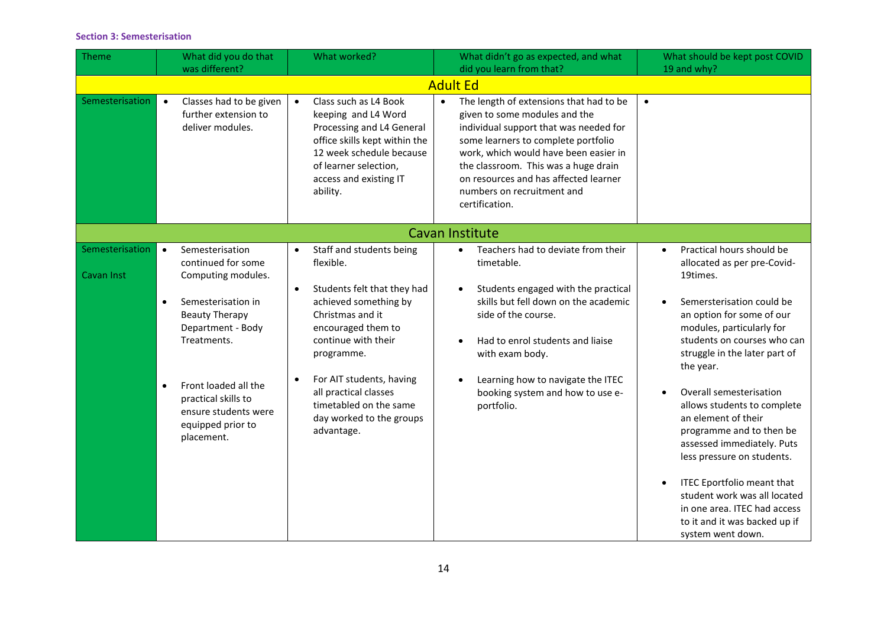### Section 3: Semesterisation

| Theme | What did you do that was different? | What worked? | What didn't go as expected, and what did you learn from that? | What should be kept post COVID 19 and why? |
|---|---|---|---|---|
| **Adult Ed** | | | | |
| Semesterisation | • Classes had to be given further extension to deliver modules. | • Class such as L4 Book keeping and L4 Word Processing and L4 General office skills kept within the 12 week schedule because of learner selection, access and existing IT ability. | • The length of extensions that had to be given to some modules and the individual support that was needed for some learners to complete portfolio work, which would have been easier in the classroom. This was a huge drain on resources and has affected learner numbers on recruitment and certification. | • |
| **Cavan Institute** | | | | |
| Semesterisation<br><br>Cavan Inst | • Semesterisation continued for some Computing modules.<br><br>• Semesterisation in Beauty Therapy Department - Body Treatments.<br><br>• Front loaded all the practical skills to ensure students were equipped prior to placement. | • Staff and students being flexible.<br><br>• Students felt that they had achieved something by Christmas and it encouraged them to continue with their programme.<br><br>• For AIT students, having all practical classes timetabled on the same day worked to the groups advantage. | • Teachers had to deviate from their timetable.<br><br>• Students engaged with the practical skills but fell down on the academic side of the course.<br><br>• Had to enrol students and liaise with exam body.<br><br>• Learning how to navigate the ITEC booking system and how to use e-portfolio. | • Practical hours should be allocated as per pre-Covid-19times.<br><br>• Semersterisation could be an option for some of our modules, particularly for students on courses who can struggle in the later part of the year.<br><br>• Overall semesterisation allows students to complete an element of their programme and to then be assessed immediately. Puts less pressure on students.<br><br>• ITEC Eportfolio meant that student work was all located in one area. ITEC had access to it and it was backed up if system went down. |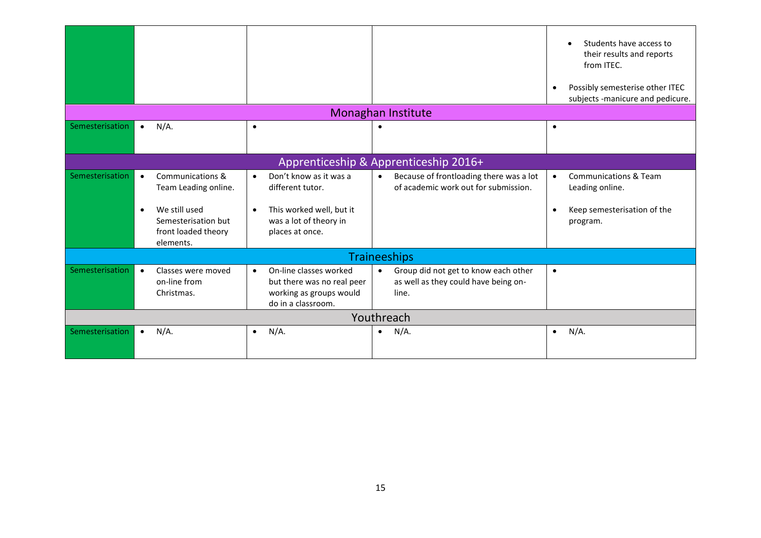| | | | | |
|---|---|---|---|---|
| | | | | • Students have access to their results and reports from ITEC.<br>• Possibly semesterise other ITEC subjects -manicure and pedicure. |
| **Monaghan Institute** | | | | |
| Semesterisation | • N/A. | • | • | • |
| **Apprenticeship & Apprenticeship 2016+** | | | | |
| Semesterisation | • Communications & Team Leading online.<br>• We still used Semesterisation but front loaded theory elements. | • Don't know as it was a different tutor.<br>• This worked well, but it was a lot of theory in places at once. | • Because of frontloading there was a lot of academic work out for submission. | • Communications & Team Leading online.<br>• Keep semesterisation of the program. |
| **Traineeships** | | | | |
| Semesterisation | • Classes were moved on-line from Christmas. | • On-line classes worked but there was no real peer working as groups would do in a classroom. | • Group did not get to know each other as well as they could have being on-line. | • |
| **Youthreach** | | | | |
| Semesterisation | • N/A. | • N/A. | • N/A. | • N/A. |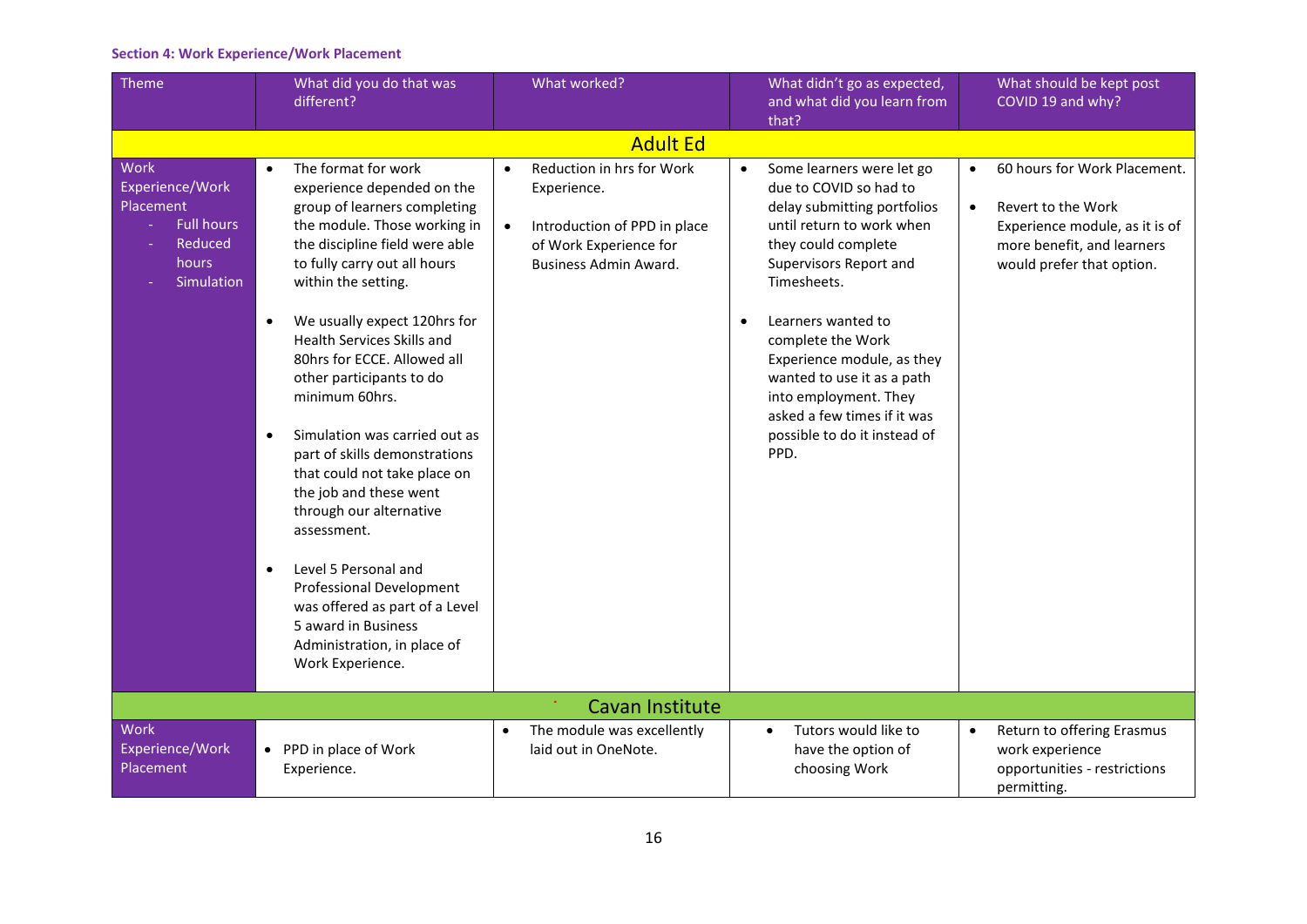### Section 4: Work Experience/Work Placement

| Theme | What did you do that was different? | What worked? | What didn't go as expected, and what did you learn from that? | What should be kept post COVID 19 and why? |
|---|---|---|---|---|
| **Adult Ed** | | | | |
| Work Experience/Work Placement<br>- Full hours<br>- Reduced hours<br>- Simulation | • The format for work experience depended on the group of learners completing the module. Those working in the discipline field were able to fully carry out all hours within the setting.<br><br>• We usually expect 120hrs for Health Services Skills and 80hrs for ECCE. Allowed all other participants to do minimum 60hrs.<br><br>• Simulation was carried out as part of skills demonstrations that could not take place on the job and these went through our alternative assessment.<br><br>• Level 5 Personal and Professional Development was offered as part of a Level 5 award in Business Administration, in place of Work Experience. | • Reduction in hrs for Work Experience.<br><br>• Introduction of PPD in place of Work Experience for Business Admin Award. | • Some learners were let go due to COVID so had to delay submitting portfolios until return to work when they could complete Supervisors Report and Timesheets.<br><br>• Learners wanted to complete the Work Experience module, as they wanted to use it as a path into employment. They asked a few times if it was possible to do it instead of PPD. | • 60 hours for Work Placement.<br><br>• Revert to the Work Experience module, as it is of more benefit, and learners would prefer that option. |
| **Cavan Institute** | | | | |
| Work Experience/Work Placement | • PPD in place of Work Experience. | • The module was excellently laid out in OneNote. | • Tutors would like to have the option of choosing Work | • Return to offering Erasmus work experience opportunities - restrictions permitting. |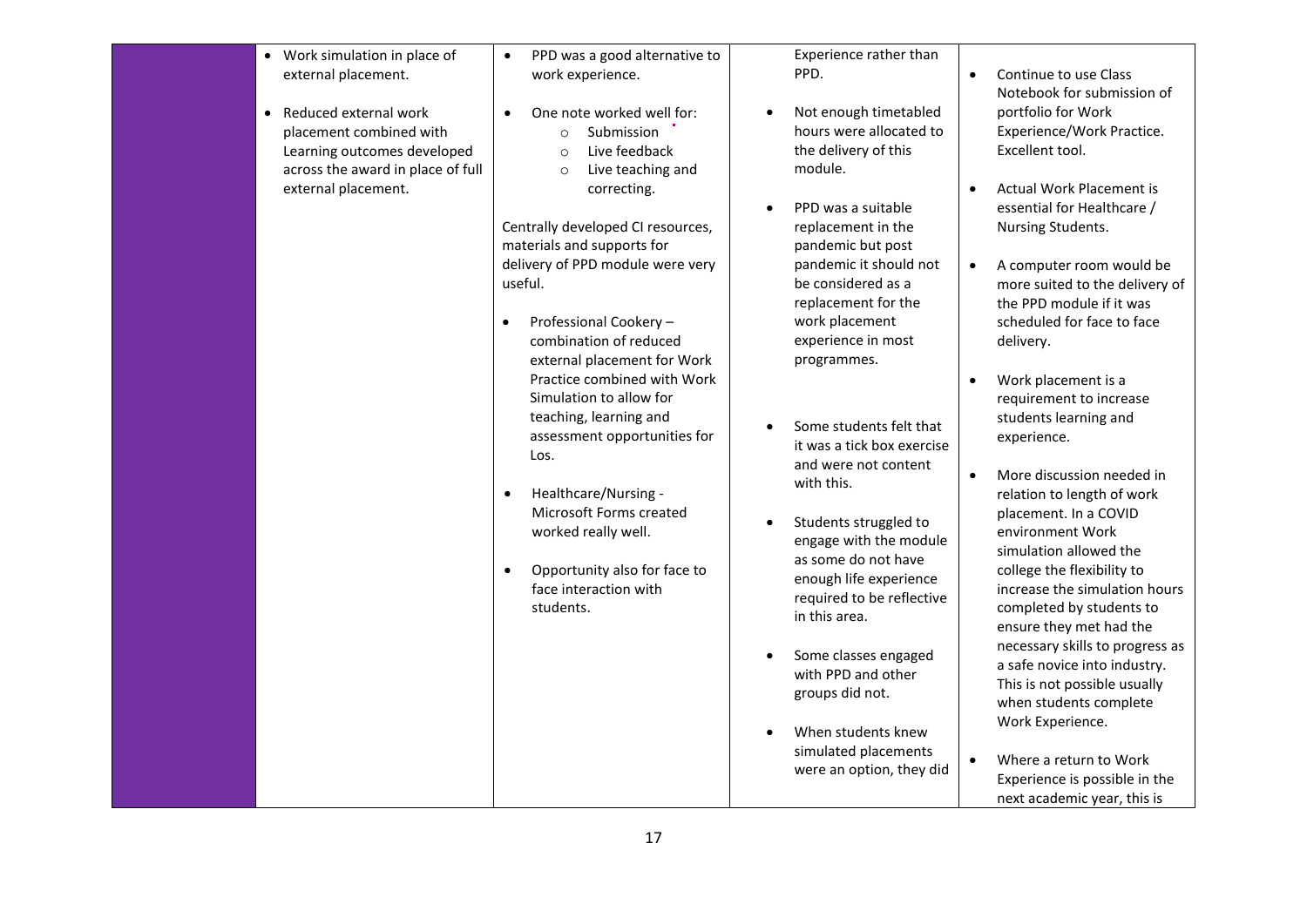| | | | | |
|---|---|---|---|---|
| | • Work simulation in place of external placement.<br><br>• Reduced external work placement combined with Learning outcomes developed across the award in place of full external placement. | • PPD was a good alternative to work experience.<br><br>• One note worked well for:<br>  ○ Submission<br>  ○ Live feedback<br>  ○ Live teaching and correcting.<br><br>Centrally developed CI resources, materials and supports for delivery of PPD module were very useful.<br><br>• Professional Cookery – combination of reduced external placement for Work Practice combined with Work Simulation to allow for teaching, learning and assessment opportunities for Los.<br><br>• Healthcare/Nursing - Microsoft Forms created worked really well.<br><br>• Opportunity also for face to face interaction with students. | Experience rather than PPD.<br><br>• Not enough timetabled hours were allocated to the delivery of this module.<br><br>• PPD was a suitable replacement in the pandemic but post pandemic it should not be considered as a replacement for the work placement experience in most programmes.<br><br>• Some students felt that it was a tick box exercise and were not content with this.<br><br>• Students struggled to engage with the module as some do not have enough life experience required to be reflective in this area.<br><br>• Some classes engaged with PPD and other groups did not.<br><br>• When students knew simulated placements were an option, they did | • Continue to use Class Notebook for submission of portfolio for Work Experience/Work Practice. Excellent tool.<br><br>• Actual Work Placement is essential for Healthcare / Nursing Students.<br><br>• A computer room would be more suited to the delivery of the PPD module if it was scheduled for face to face delivery.<br><br>• Work placement is a requirement to increase students learning and experience.<br><br>• More discussion needed in relation to length of work placement. In a COVID environment Work simulation allowed the college the flexibility to increase the simulation hours completed by students to ensure they met had the necessary skills to progress as a safe novice into industry. This is not possible usually when students complete Work Experience.<br><br>• Where a return to Work Experience is possible in the next academic year, this is |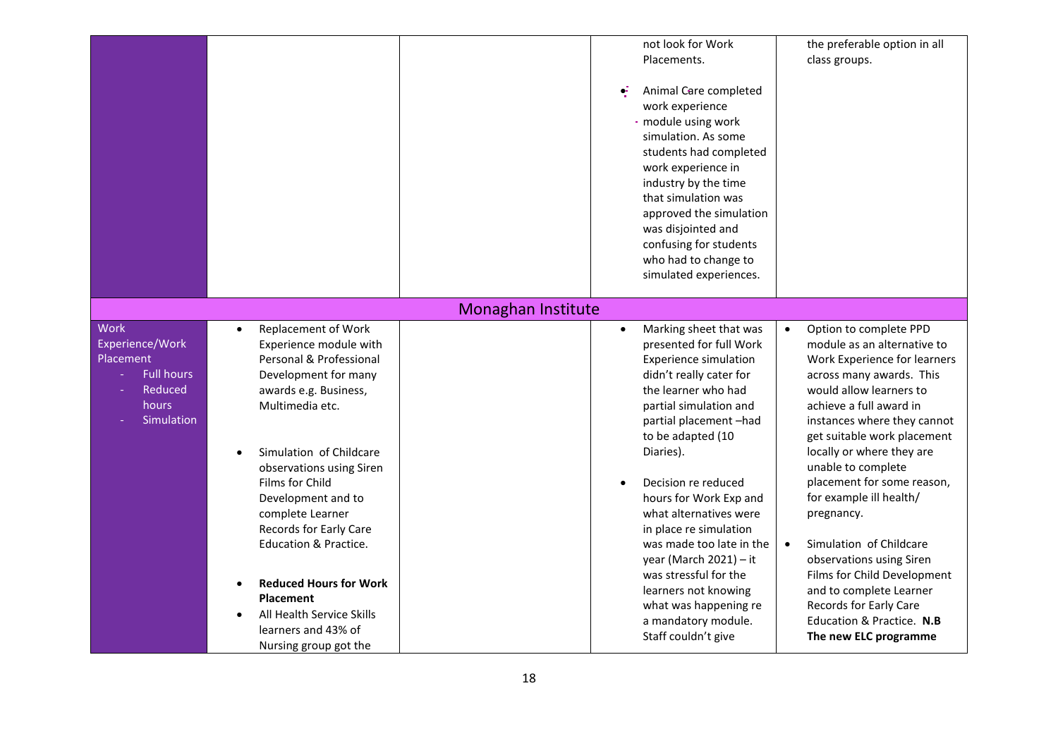|  |  |  |  |  |
|---|---|---|---|---|
|  |  |  | not look for Work Placements.<br><br>• Animal Care completed work experience module using work simulation. As some students had completed work experience in industry by the time that simulation was approved the simulation was disjointed and confusing for students who had to change to simulated experiences. | the preferable option in all class groups. |
| **Monaghan Institute** |  |  |  |  |
| Work Experience/Work Placement<br>- Full hours<br>- Reduced hours<br>- Simulation | • Replacement of Work Experience module with Personal & Professional Development for many awards e.g. Business, Multimedia etc.<br><br>• Simulation of Childcare observations using Siren Films for Child Development and to complete Learner Records for Early Care Education & Practice.<br><br>• **Reduced Hours for Work Placement**<br>• All Health Service Skills learners and 43% of Nursing group got the |  | • Marking sheet that was presented for full Work Experience simulation didn't really cater for the learner who had partial simulation and partial placement –had to be adapted (10 Diaries).<br><br>• Decision re reduced hours for Work Exp and what alternatives were in place re simulation was made too late in the year (March 2021) – it was stressful for the learners not knowing what was happening re a mandatory module. Staff couldn't give | • Option to complete PPD module as an alternative to Work Experience for learners across many awards. This would allow learners to achieve a full award in instances where they cannot get suitable work placement locally or where they are unable to complete placement for some reason, for example ill health/ pregnancy.<br><br>• Simulation of Childcare observations using Siren Films for Child Development and to complete Learner Records for Early Care Education & Practice. **N.B The new ELC programme** |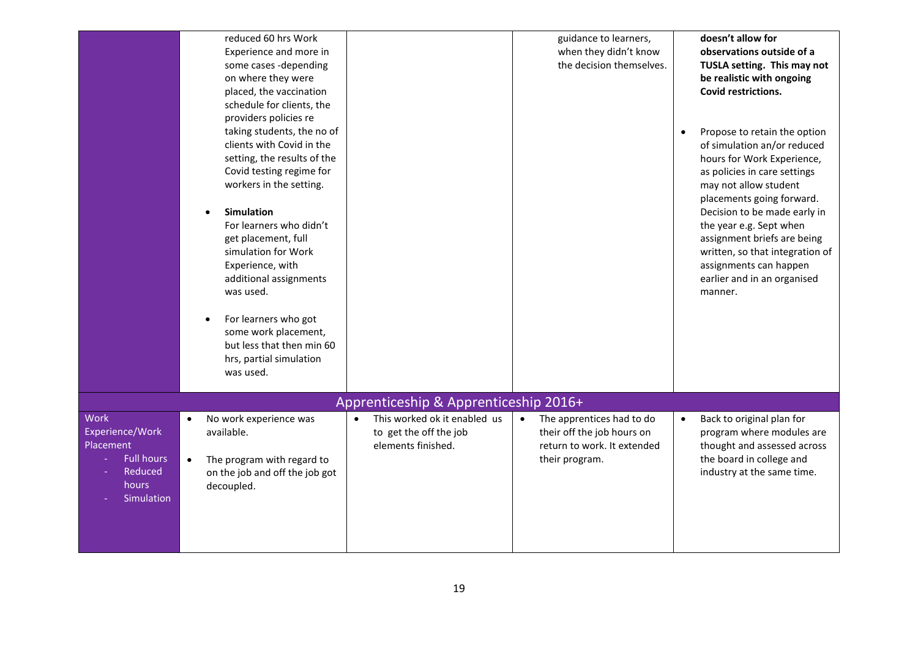| | | | | |
|---|---|---|---|---|
| | reduced 60 hrs Work Experience and more in some cases -depending on where they were placed, the vaccination schedule for clients, the providers policies re taking students, the no of clients with Covid in the setting, the results of the Covid testing regime for workers in the setting.<br><br>• **Simulation**<br>For learners who didn't get placement, full simulation for Work Experience, with additional assignments was used.<br><br>• For learners who got some work placement, but less that then min 60 hrs, partial simulation was used. | | guidance to learners, when they didn't know the decision themselves. | **doesn't allow for observations outside of a TUSLA setting. This may not be realistic with ongoing Covid restrictions.**<br><br>• Propose to retain the option of simulation an/or reduced hours for Work Experience, as policies in care settings may not allow student placements going forward. Decision to be made early in the year e.g. Sept when assignment briefs are being written, so that integration of assignments can happen earlier and in an organised manner. |
| **Apprenticeship & Apprenticeship 2016+** | | | | |
| Work Experience/Work Placement<br>- Full hours<br>- Reduced hours<br>- Simulation | • No work experience was available.<br><br>• The program with regard to on the job and off the job got decoupled. | • This worked ok it enabled us to get the off the job elements finished. | • The apprentices had to do their off the job hours on return to work. It extended their program. | • Back to original plan for program where modules are thought and assessed across the board in college and industry at the same time. |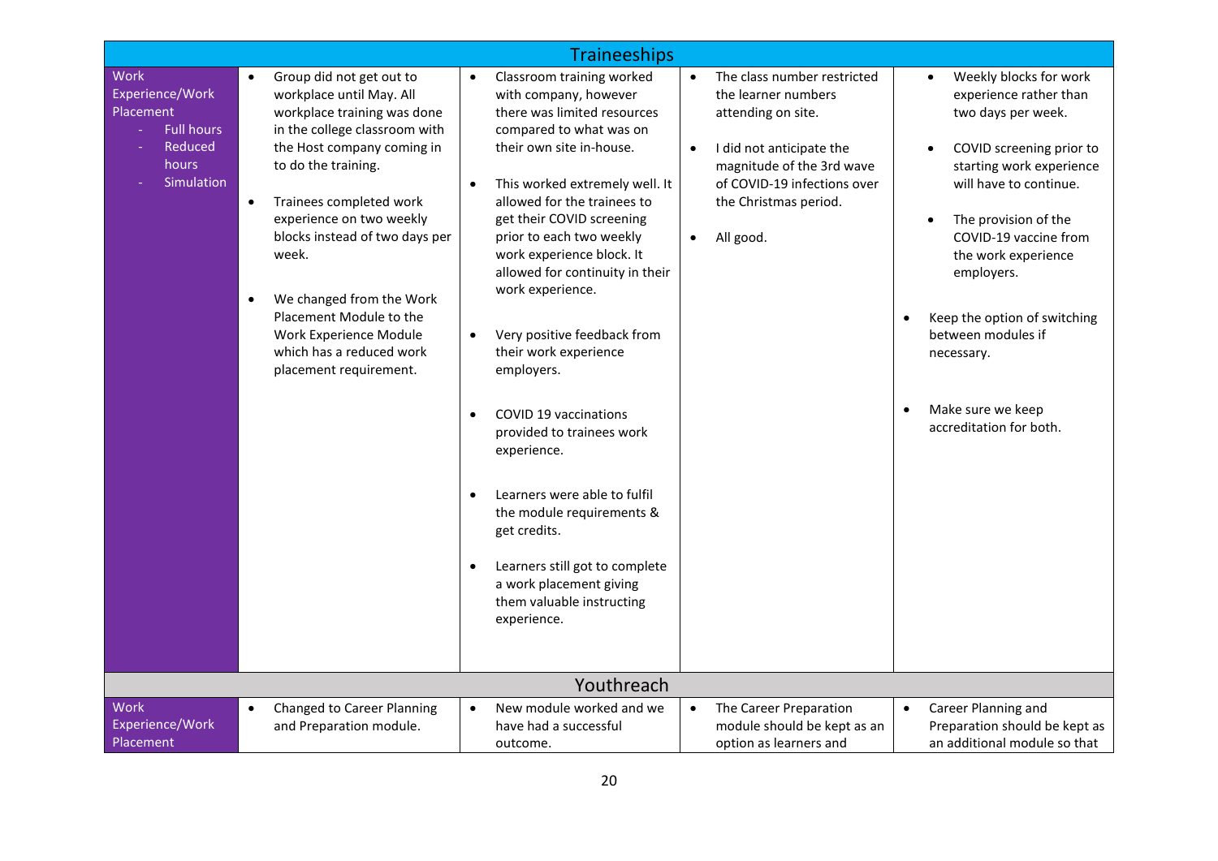| Traineeships | | | | |
|---|---|---|---|---|
| Work Experience/Work Placement<br>- Full hours<br>- Reduced hours<br>- Simulation | • Group did not get out to workplace until May. All workplace training was done in the college classroom with the Host company coming in to do the training.<br>• Trainees completed work experience on two weekly blocks instead of two days per week.<br>• We changed from the Work Placement Module to the Work Experience Module which has a reduced work placement requirement. | • Classroom training worked with company, however there was limited resources compared to what was on their own site in-house.<br>• This worked extremely well. It allowed for the trainees to get their COVID screening prior to each two weekly work experience block. It allowed for continuity in their work experience.<br>• Very positive feedback from their work experience employers.<br>• COVID 19 vaccinations provided to trainees work experience.<br>• Learners were able to fulfil the module requirements & get credits.<br>• Learners still got to complete a work placement giving them valuable instructing experience. | • The class number restricted the learner numbers attending on site.<br>• I did not anticipate the magnitude of the 3rd wave of COVID-19 infections over the Christmas period.<br>• All good. | • Weekly blocks for work experience rather than two days per week.<br>• COVID screening prior to starting work experience will have to continue.<br>• The provision of the COVID-19 vaccine from the work experience employers.<br>• Keep the option of switching between modules if necessary.<br>• Make sure we keep accreditation for both. |
| **Youthreach** | | | | |
| Work Experience/Work Placement | • Changed to Career Planning and Preparation module. | • New module worked and we have had a successful outcome. | • The Career Preparation module should be kept as an option as learners and | • Career Planning and Preparation should be kept as an additional module so that |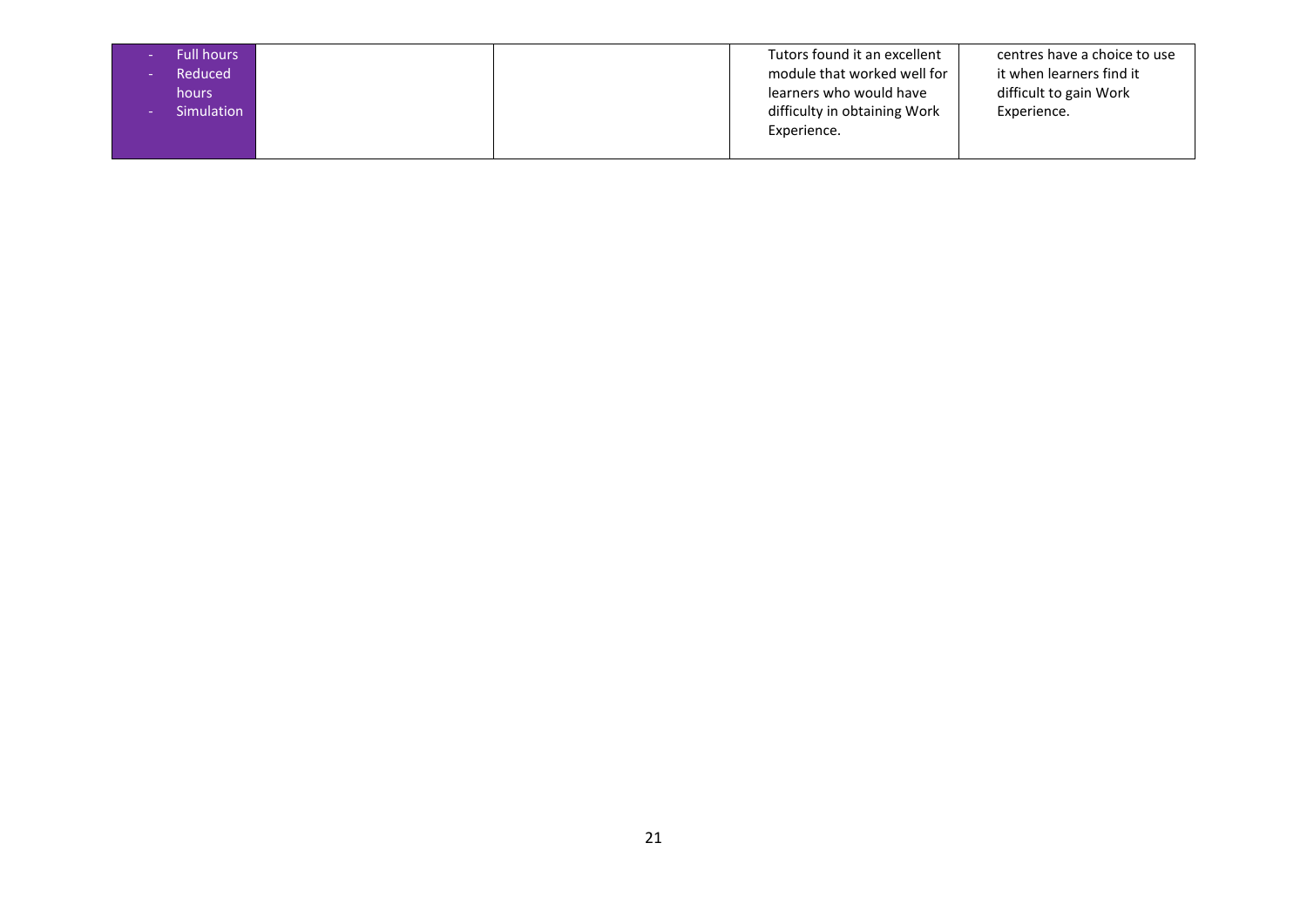| | | | | |
|---|---|---|---|---|
| - Full hours<br>- Reduced hours<br>- Simulation | | | Tutors found it an excellent module that worked well for learners who would have difficulty in obtaining Work Experience. | centres have a choice to use it when learners find it difficult to gain Work Experience. |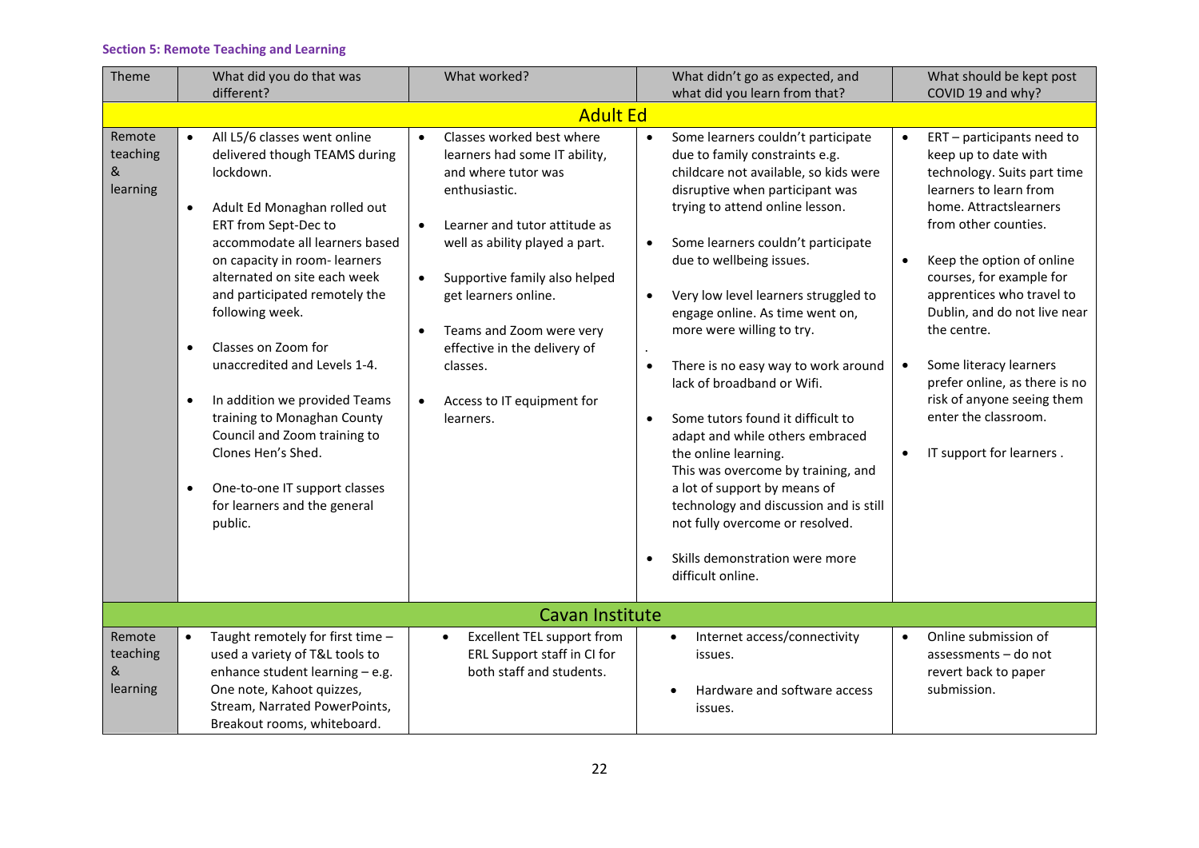**Section 5: Remote Teaching and Learning**

| Theme | What did you do that was different? | What worked? | What didn't go as expected, and what did you learn from that? | What should be kept post COVID 19 and why? |
|---|---|---|---|---|
| **Adult Ed** | | | | |
| Remote teaching & learning | • All L5/6 classes went online delivered though TEAMS during lockdown.<br><br>• Adult Ed Monaghan rolled out ERT from Sept-Dec to accommodate all learners based on capacity in room- learners alternated on site each week and participated remotely the following week.<br><br>• Classes on Zoom for unaccredited and Levels 1-4.<br><br>• In addition we provided Teams training to Monaghan County Council and Zoom training to Clones Hen's Shed.<br><br>• One-to-one IT support classes for learners and the general public. | • Classes worked best where learners had some IT ability, and where tutor was enthusiastic.<br><br>• Learner and tutor attitude as well as ability played a part.<br><br>• Supportive family also helped get learners online.<br><br>• Teams and Zoom were very effective in the delivery of classes.<br><br>• Access to IT equipment for learners. | • Some learners couldn't participate due to family constraints e.g. childcare not available, so kids were disruptive when participant was trying to attend online lesson.<br><br>• Some learners couldn't participate due to wellbeing issues.<br><br>• Very low level learners struggled to engage online. As time went on, more were willing to try.<br><br>.<br><br>• There is no easy way to work around lack of broadband or Wifi.<br><br>• Some tutors found it difficult to adapt and while others embraced the online learning. This was overcome by training, and a lot of support by means of technology and discussion and is still not fully overcome or resolved.<br><br>• Skills demonstration were more difficult online. | • ERT – participants need to keep up to date with technology. Suits part time learners to learn from home. Attractslearners from other counties.<br><br>• Keep the option of online courses, for example for apprentices who travel to Dublin, and do not live near the centre.<br><br>• Some literacy learners prefer online, as there is no risk of anyone seeing them enter the classroom.<br><br>• IT support for learners . |
| **Cavan Institute** | | | | |
| Remote teaching & learning | • Taught remotely for first time – used a variety of T&L tools to enhance student learning – e.g. One note, Kahoot quizzes, Stream, Narrated PowerPoints, Breakout rooms, whiteboard. | • Excellent TEL support from ERL Support staff in CI for both staff and students. | • Internet access/connectivity issues.<br><br>• Hardware and software access issues. | • Online submission of assessments – do not revert back to paper submission. |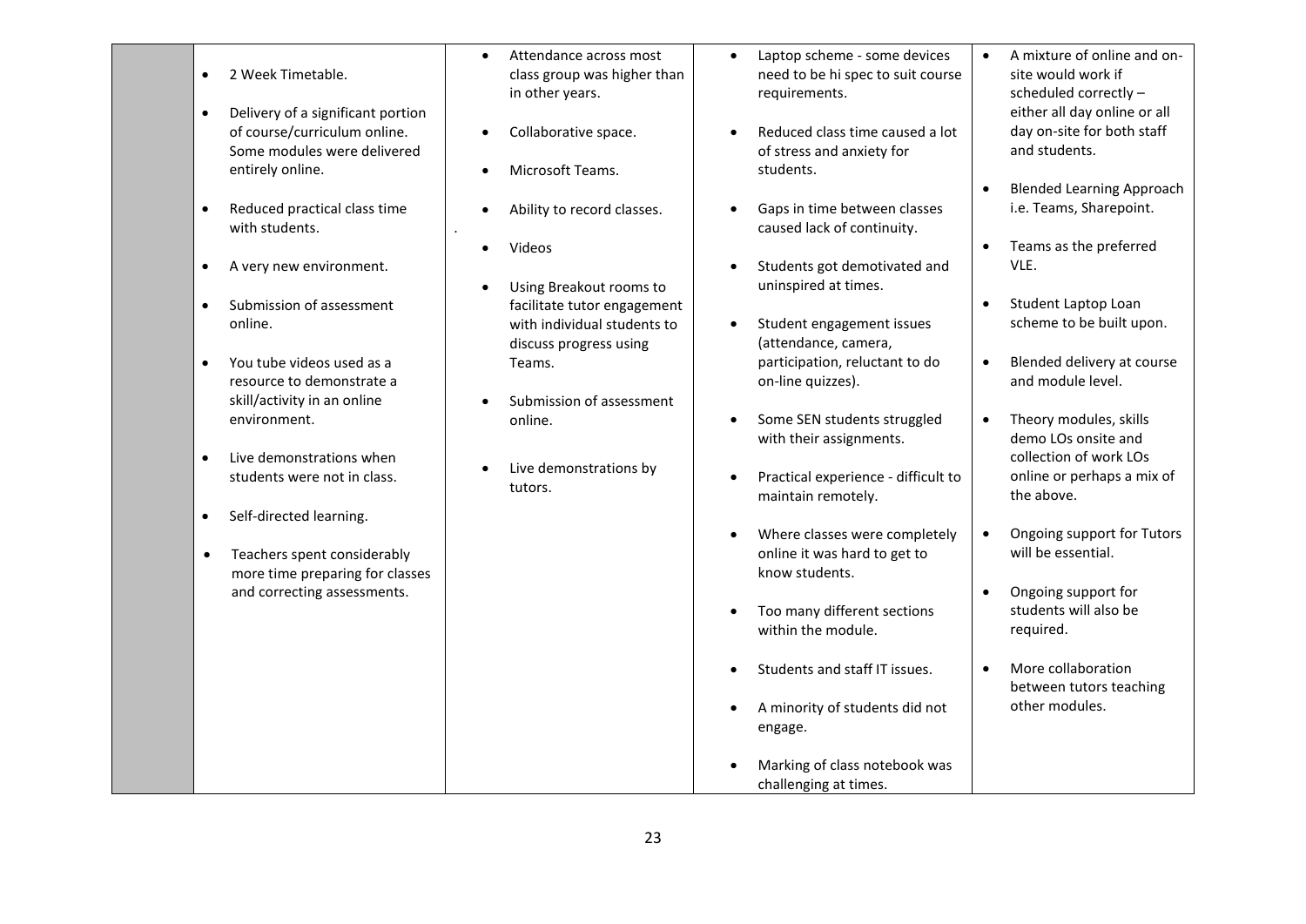| | | | | |
|---|---|---|---|---|
| | • 2 Week Timetable.<br>• Delivery of a significant portion of course/curriculum online. Some modules were delivered entirely online.<br>• Reduced practical class time with students.<br>• A very new environment.<br>• Submission of assessment online.<br>• You tube videos used as a resource to demonstrate a skill/activity in an online environment.<br>• Live demonstrations when students were not in class.<br>• Self-directed learning.<br>• Teachers spent considerably more time preparing for classes and correcting assessments. | • Attendance across most class group was higher than in other years.<br>• Collaborative space.<br>• Microsoft Teams.<br>• Ability to record classes.<br>• Videos<br>• Using Breakout rooms to facilitate tutor engagement with individual students to discuss progress using Teams.<br>• Submission of assessment online.<br>• Live demonstrations by tutors. | • Laptop scheme - some devices need to be hi spec to suit course requirements.<br>• Reduced class time caused a lot of stress and anxiety for students.<br>• Gaps in time between classes caused lack of continuity.<br>• Students got demotivated and uninspired at times.<br>• Student engagement issues (attendance, camera, participation, reluctant to do on-line quizzes).<br>• Some SEN students struggled with their assignments.<br>• Practical experience - difficult to maintain remotely.<br>• Where classes were completely online it was hard to get to know students.<br>• Too many different sections within the module.<br>• Students and staff IT issues.<br>• A minority of students did not engage.<br>• Marking of class notebook was challenging at times. | • A mixture of online and on-site would work if scheduled correctly – either all day online or all day on-site for both staff and students.<br>• Blended Learning Approach i.e. Teams, Sharepoint.<br>• Teams as the preferred VLE.<br>• Student Laptop Loan scheme to be built upon.<br>• Blended delivery at course and module level.<br>• Theory modules, skills demo LOs onsite and collection of work LOs online or perhaps a mix of the above.<br>• Ongoing support for Tutors will be essential.<br>• Ongoing support for students will also be required.<br>• More collaboration between tutors teaching other modules. |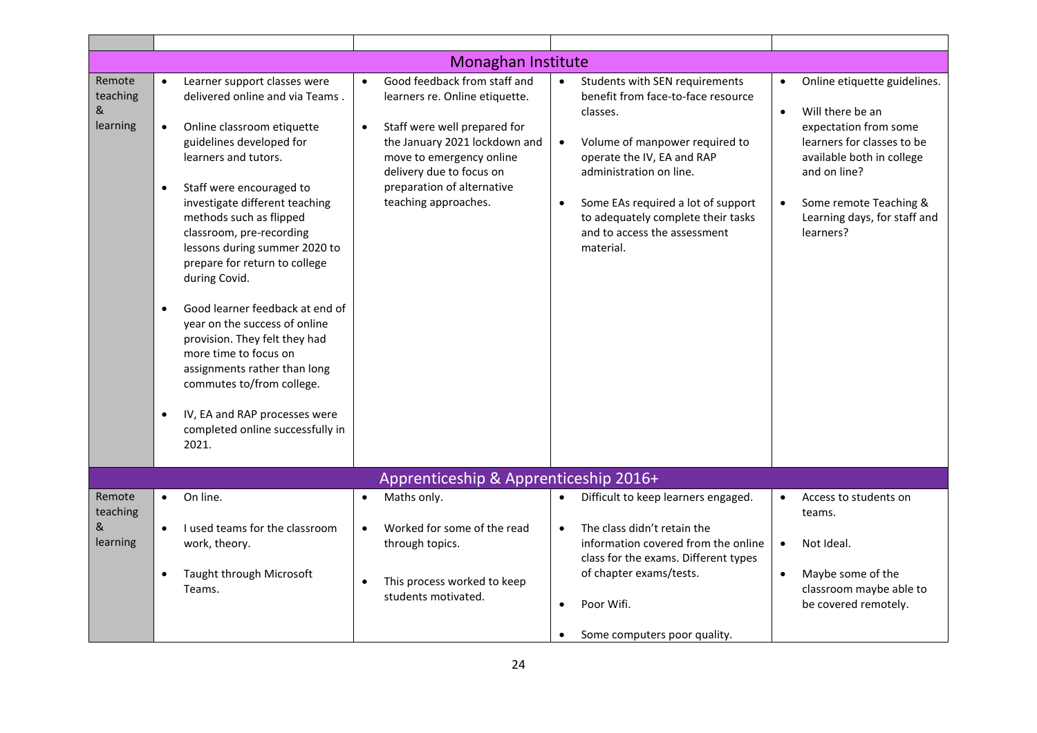| | | | | |
|---|---|---|---|---|
| **Monaghan Institute** | | | | |
| Remote teaching & learning | • Learner support classes were delivered online and via Teams .<br><br>• Online classroom etiquette guidelines developed for learners and tutors.<br><br>• Staff were encouraged to investigate different teaching methods such as flipped classroom, pre-recording lessons during summer 2020 to prepare for return to college during Covid.<br><br>• Good learner feedback at end of year on the success of online provision. They felt they had more time to focus on assignments rather than long commutes to/from college.<br><br>• IV, EA and RAP processes were completed online successfully in 2021. | • Good feedback from staff and learners re. Online etiquette.<br><br>• Staff were well prepared for the January 2021 lockdown and move to emergency online delivery due to focus on preparation of alternative teaching approaches. | • Students with SEN requirements benefit from face-to-face resource classes.<br><br>• Volume of manpower required to operate the IV, EA and RAP administration on line.<br><br>• Some EAs required a lot of support to adequately complete their tasks and to access the assessment material. | • Online etiquette guidelines.<br><br>• Will there be an expectation from some learners for classes to be available both in college and on line?<br><br>• Some remote Teaching & Learning days, for staff and learners? |
| **Apprenticeship & Apprenticeship 2016+** | | | | |
| Remote teaching & learning | • On line.<br><br>• I used teams for the classroom work, theory.<br><br>• Taught through Microsoft Teams. | • Maths only.<br><br>• Worked for some of the read through topics.<br><br>• This process worked to keep students motivated. | • Difficult to keep learners engaged.<br><br>• The class didn't retain the information covered from the online class for the exams. Different types of chapter exams/tests.<br><br>• Poor Wifi.<br><br>• Some computers poor quality. | • Access to students on teams.<br><br>• Not Ideal.<br><br>• Maybe some of the classroom maybe able to be covered remotely. |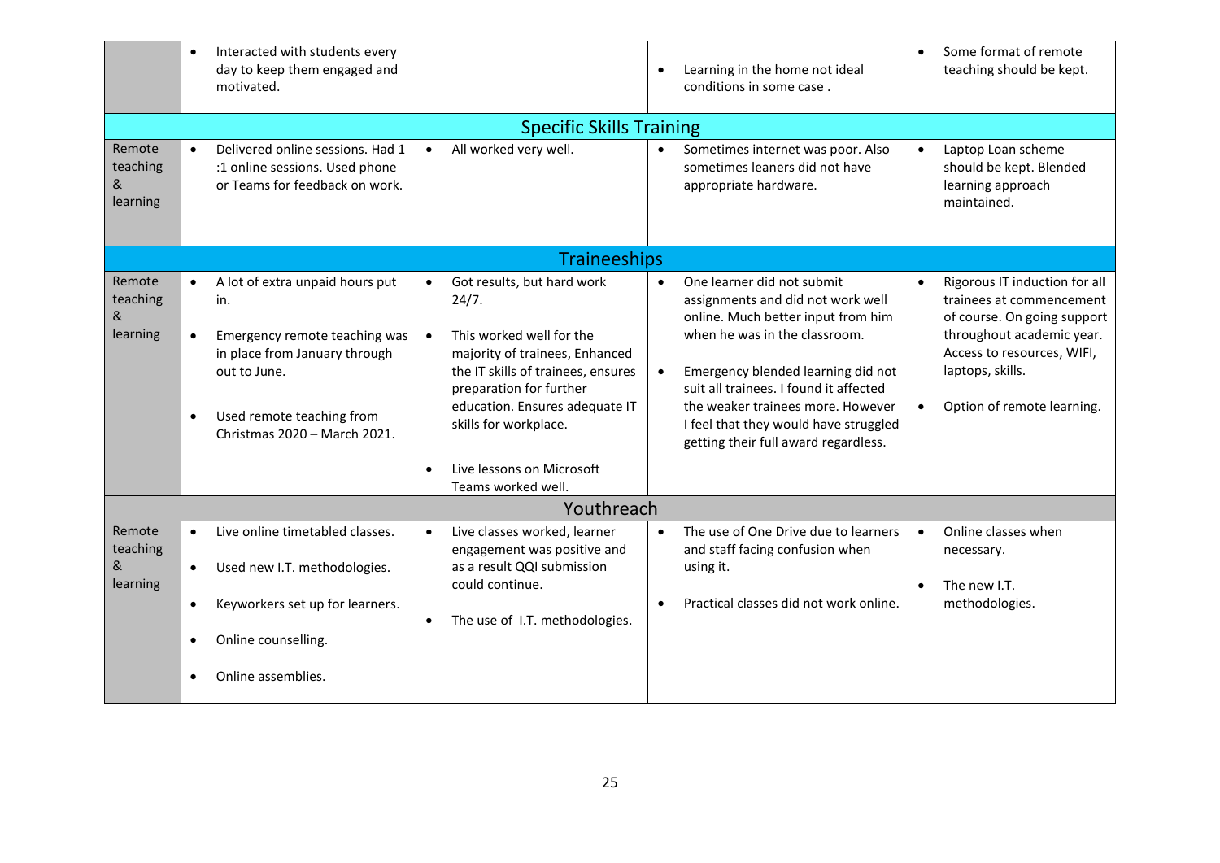| | | | | |
|---|---|---|---|---|
| | • Interacted with students every day to keep them engaged and motivated. | | • Learning in the home not ideal conditions in some case . | • Some format of remote teaching should be kept. |
| **Specific Skills Training** | | | | |
| Remote teaching & learning | • Delivered online sessions. Had 1 :1 online sessions. Used phone or Teams for feedback on work. | • All worked very well. | • Sometimes internet was poor. Also sometimes leaners did not have appropriate hardware. | • Laptop Loan scheme should be kept. Blended learning approach maintained. |
| **Traineeships** | | | | |
| Remote teaching & learning | • A lot of extra unpaid hours put in.<br>• Emergency remote teaching was in place from January through out to June.<br>• Used remote teaching from Christmas 2020 – March 2021. | • Got results, but hard work 24/7.<br>• This worked well for the majority of trainees, Enhanced the IT skills of trainees, ensures preparation for further education. Ensures adequate IT skills for workplace.<br>• Live lessons on Microsoft Teams worked well. | • One learner did not submit assignments and did not work well online. Much better input from him when he was in the classroom.<br>• Emergency blended learning did not suit all trainees. I found it affected the weaker trainees more. However I feel that they would have struggled getting their full award regardless. | • Rigorous IT induction for all trainees at commencement of course. On going support throughout academic year. Access to resources, WIFI, laptops, skills.<br>• Option of remote learning. |
| **Youthreach** | | | | |
| Remote teaching & learning | • Live online timetabled classes.<br>• Used new I.T. methodologies.<br>• Keyworkers set up for learners.<br>• Online counselling.<br>• Online assemblies. | • Live classes worked, learner engagement was positive and as a result QQI submission could continue.<br>• The use of I.T. methodologies. | • The use of One Drive due to learners and staff facing confusion when using it.<br>• Practical classes did not work online. | • Online classes when necessary.<br>• The new I.T. methodologies. |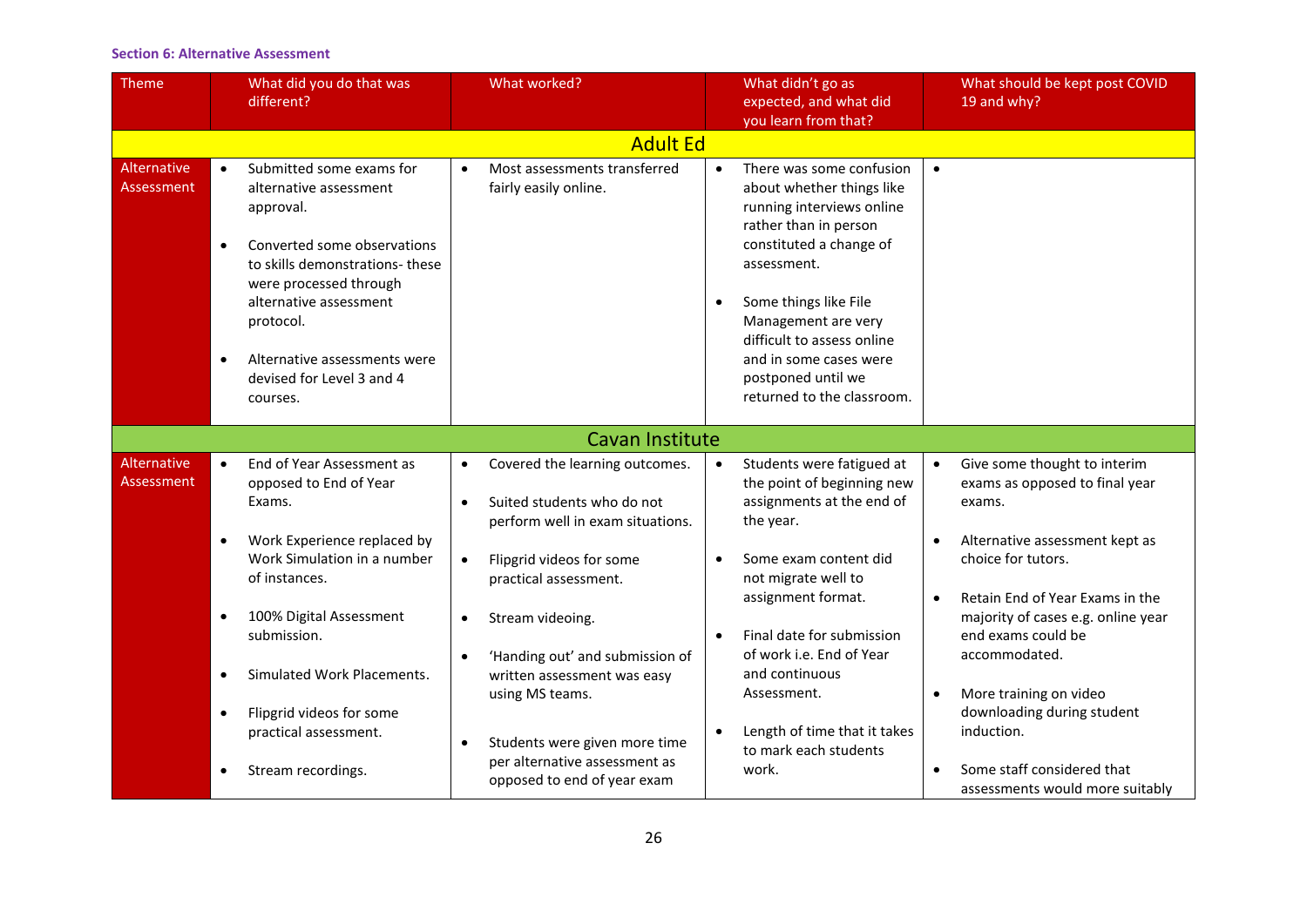**Section 6: Alternative Assessment**

| Theme | What did you do that was different? | What worked? | What didn't go as expected, and what did you learn from that? | What should be kept post COVID 19 and why? |
|---|---|---|---|---|
| **Adult Ed** | | | | |
| Alternative Assessment | • Submitted some exams for alternative assessment approval.<br><br>• Converted some observations to skills demonstrations- these were processed through alternative assessment protocol.<br><br>• Alternative assessments were devised for Level 3 and 4 courses. | • Most assessments transferred fairly easily online. | • There was some confusion about whether things like running interviews online rather than in person constituted a change of assessment.<br><br>• Some things like File Management are very difficult to assess online and in some cases were postponed until we returned to the classroom. | • |
| **Cavan Institute** | | | | |
| Alternative Assessment | • End of Year Assessment as opposed to End of Year Exams.<br><br>• Work Experience replaced by Work Simulation in a number of instances.<br><br>• 100% Digital Assessment submission.<br><br>• Simulated Work Placements.<br><br>• Flipgrid videos for some practical assessment.<br><br>• Stream recordings. | • Covered the learning outcomes.<br><br>• Suited students who do not perform well in exam situations.<br><br>• Flipgrid videos for some practical assessment.<br><br>• Stream videoing.<br><br>• 'Handing out' and submission of written assessment was easy using MS teams.<br><br>• Students were given more time per alternative assessment as opposed to end of year exam | • Students were fatigued at the point of beginning new assignments at the end of the year.<br><br>• Some exam content did not migrate well to assignment format.<br><br>• Final date for submission of work i.e. End of Year and continuous Assessment.<br><br>• Length of time that it takes to mark each students work. | • Give some thought to interim exams as opposed to final year exams.<br><br>• Alternative assessment kept as choice for tutors.<br><br>• Retain End of Year Exams in the majority of cases e.g. online year end exams could be accommodated.<br><br>• More training on video downloading during student induction.<br><br>• Some staff considered that assessments would more suitably |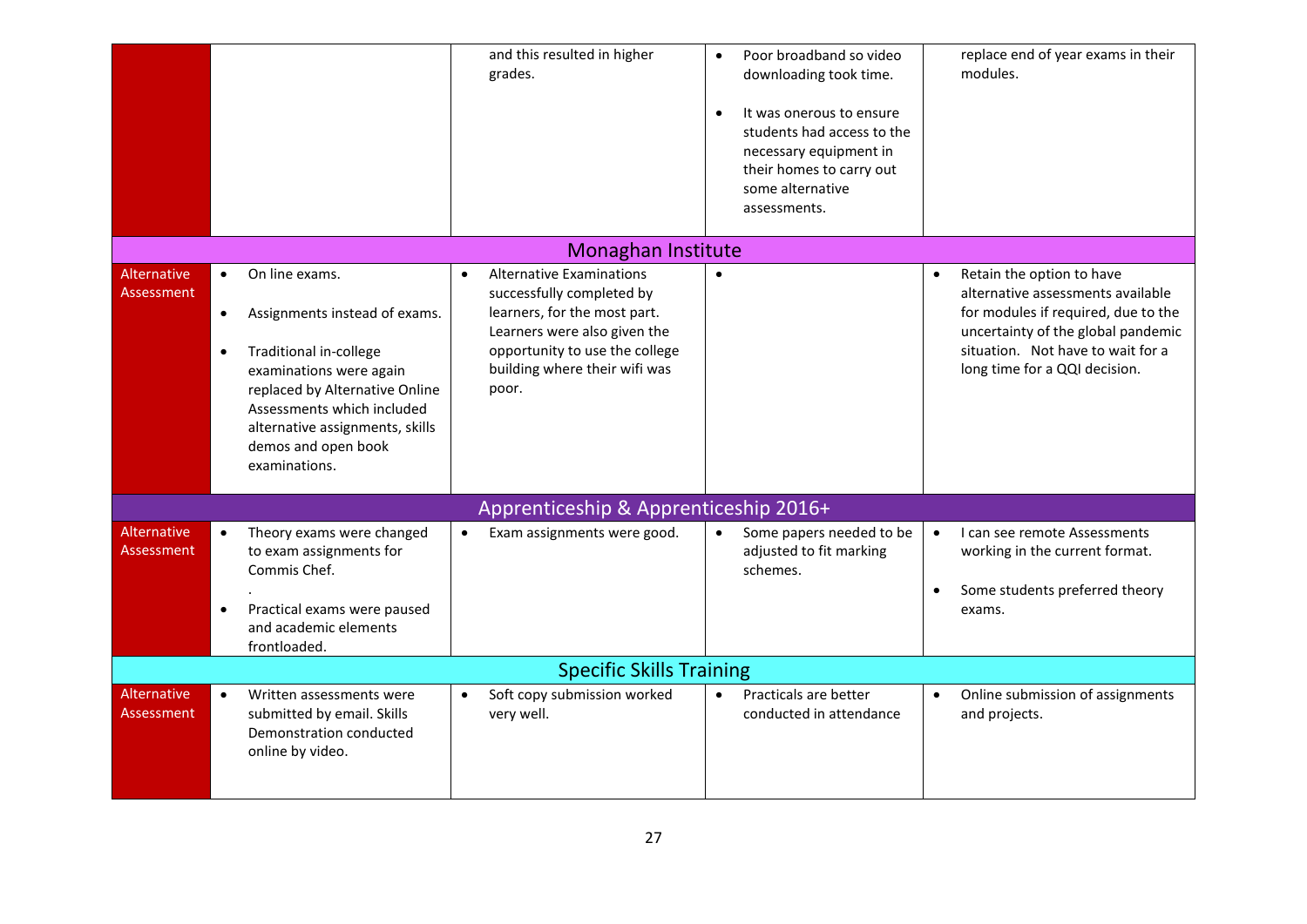|  |  |  |  |  |
|---|---|---|---|---|
|  |  | and this resulted in higher grades. | • Poor broadband so video downloading took time.<br>• It was onerous to ensure students had access to the necessary equipment in their homes to carry out some alternative assessments. | replace end of year exams in their modules. |
| **Monaghan Institute** | | | | |
| Alternative Assessment | • On line exams.<br>• Assignments instead of exams.<br>• Traditional in-college examinations were again replaced by Alternative Online Assessments which included alternative assignments, skills demos and open book examinations. | • Alternative Examinations successfully completed by learners, for the most part. Learners were also given the opportunity to use the college building where their wifi was poor. | • | • Retain the option to have alternative assessments available for modules if required, due to the uncertainty of the global pandemic situation. Not have to wait for a long time for a QQI decision. |
| **Apprenticeship & Apprenticeship 2016+** | | | | |
| Alternative Assessment | • Theory exams were changed to exam assignments for Commis Chef.<br>.<br>• Practical exams were paused and academic elements frontloaded. | • Exam assignments were good. | • Some papers needed to be adjusted to fit marking schemes. | • I can see remote Assessments working in the current format.<br>• Some students preferred theory exams. |
| **Specific Skills Training** | | | | |
| Alternative Assessment | • Written assessments were submitted by email. Skills Demonstration conducted online by video. | • Soft copy submission worked very well. | • Practicals are better conducted in attendance | • Online submission of assignments and projects. |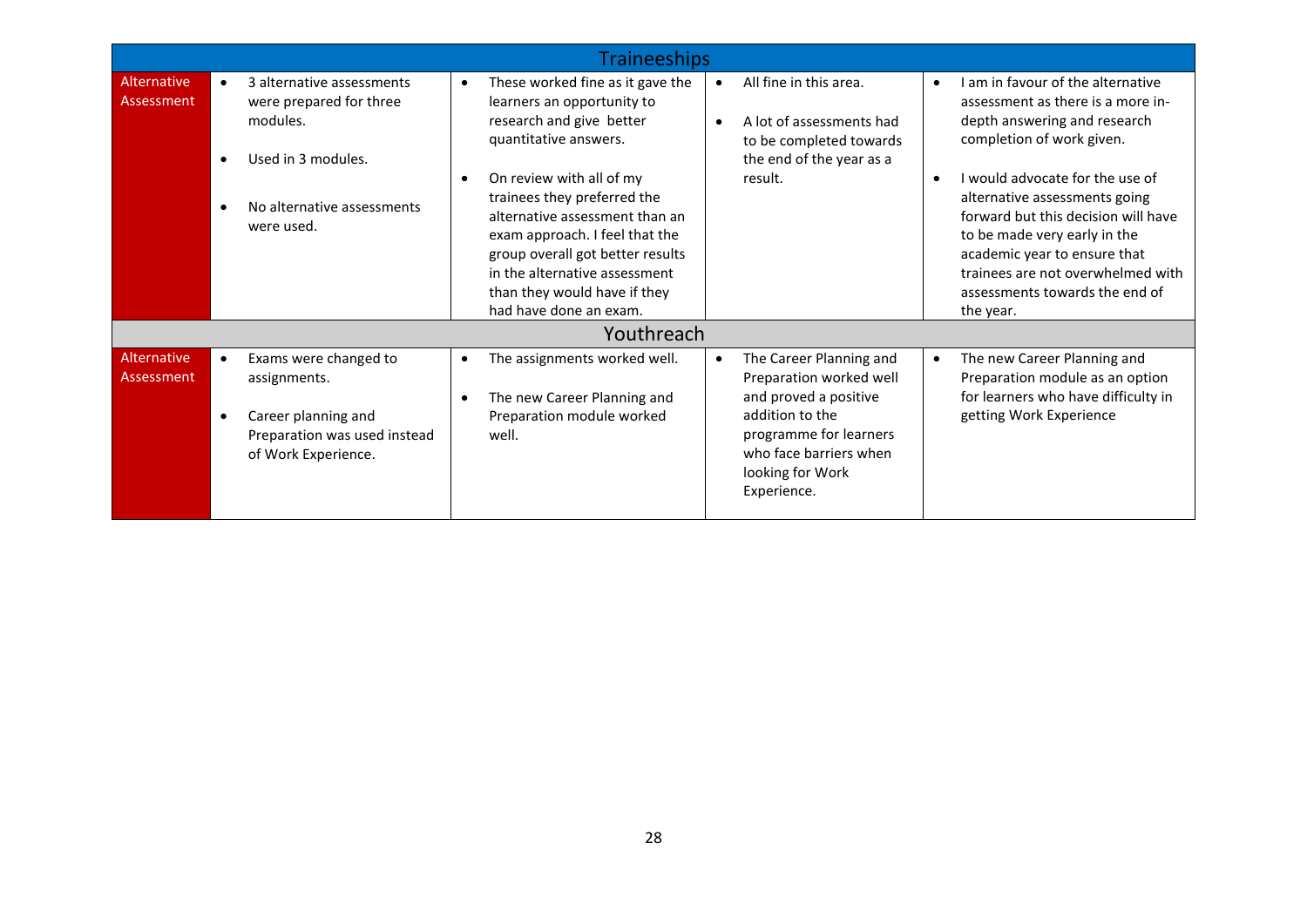| Traineeships | | | | |
|---|---|---|---|---|
| Alternative Assessment | • 3 alternative assessments were prepared for three modules.<br>• Used in 3 modules.<br>• No alternative assessments were used. | • These worked fine as it gave the learners an opportunity to research and give better quantitative answers.<br>• On review with all of my trainees they preferred the alternative assessment than an exam approach. I feel that the group overall got better results in the alternative assessment than they would have if they had have done an exam. | • All fine in this area.<br>• A lot of assessments had to be completed towards the end of the year as a result. | • I am in favour of the alternative assessment as there is a more in-depth answering and research completion of work given.<br>• I would advocate for the use of alternative assessments going forward but this decision will have to be made very early in the academic year to ensure that trainees are not overwhelmed with assessments towards the end of the year. |
| **Youthreach** | | | | |
| Alternative Assessment | • Exams were changed to assignments.<br>• Career planning and Preparation was used instead of Work Experience. | • The assignments worked well.<br>• The new Career Planning and Preparation module worked well. | • The Career Planning and Preparation worked well and proved a positive addition to the programme for learners who face barriers when looking for Work Experience. | • The new Career Planning and Preparation module as an option for learners who have difficulty in getting Work Experience |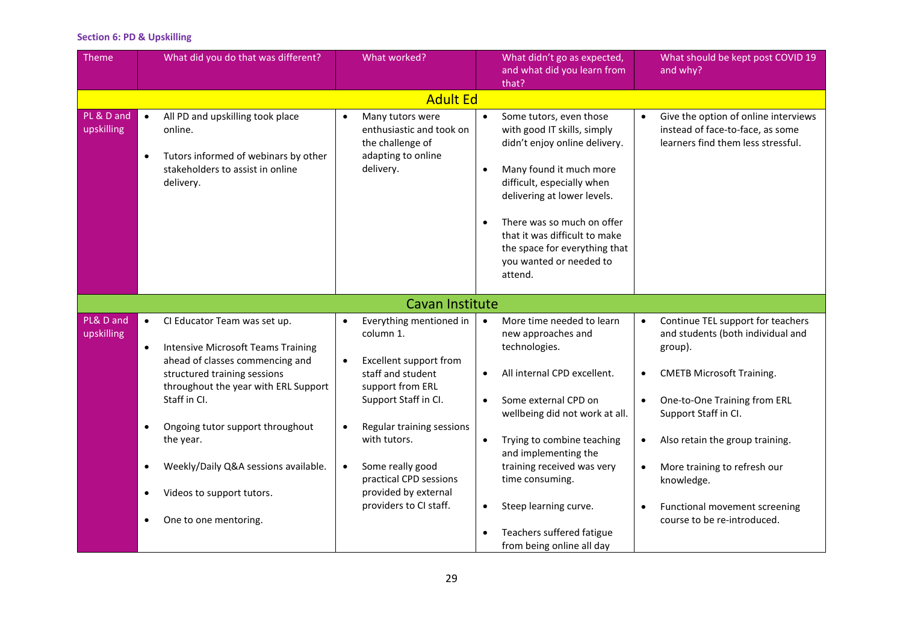### Section 6: PD & Upskilling

| Theme | What did you do that was different? | What worked? | What didn't go as expected, and what did you learn from that? | What should be kept post COVID 19 and why? |
|---|---|---|---|---|
| **Adult Ed** | | | | |
| PL & D and upskilling | • All PD and upskilling took place online.<br>• Tutors informed of webinars by other stakeholders to assist in online delivery. | • Many tutors were enthusiastic and took on the challenge of adapting to online delivery. | • Some tutors, even those with good IT skills, simply didn't enjoy online delivery.<br>• Many found it much more difficult, especially when delivering at lower levels.<br>• There was so much on offer that it was difficult to make the space for everything that you wanted or needed to attend. | • Give the option of online interviews instead of face-to-face, as some learners find them less stressful. |
| **Cavan Institute** | | | | |
| PL& D and upskilling | • CI Educator Team was set up.<br>• Intensive Microsoft Teams Training ahead of classes commencing and structured training sessions throughout the year with ERL Support Staff in CI.<br>• Ongoing tutor support throughout the year.<br>• Weekly/Daily Q&A sessions available.<br>• Videos to support tutors.<br>• One to one mentoring. | • Everything mentioned in column 1.<br>• Excellent support from staff and student support from ERL Support Staff in CI.<br>• Regular training sessions with tutors.<br>• Some really good practical CPD sessions provided by external providers to CI staff. | • More time needed to learn new approaches and technologies.<br>• All internal CPD excellent.<br>• Some external CPD on wellbeing did not work at all.<br>• Trying to combine teaching and implementing the training received was very time consuming.<br>• Steep learning curve.<br>• Teachers suffered fatigue from being online all day | • Continue TEL support for teachers and students (both individual and group).<br>• CMETB Microsoft Training.<br>• One-to-One Training from ERL Support Staff in CI.<br>• Also retain the group training.<br>• More training to refresh our knowledge.<br>• Functional movement screening course to be re-introduced. |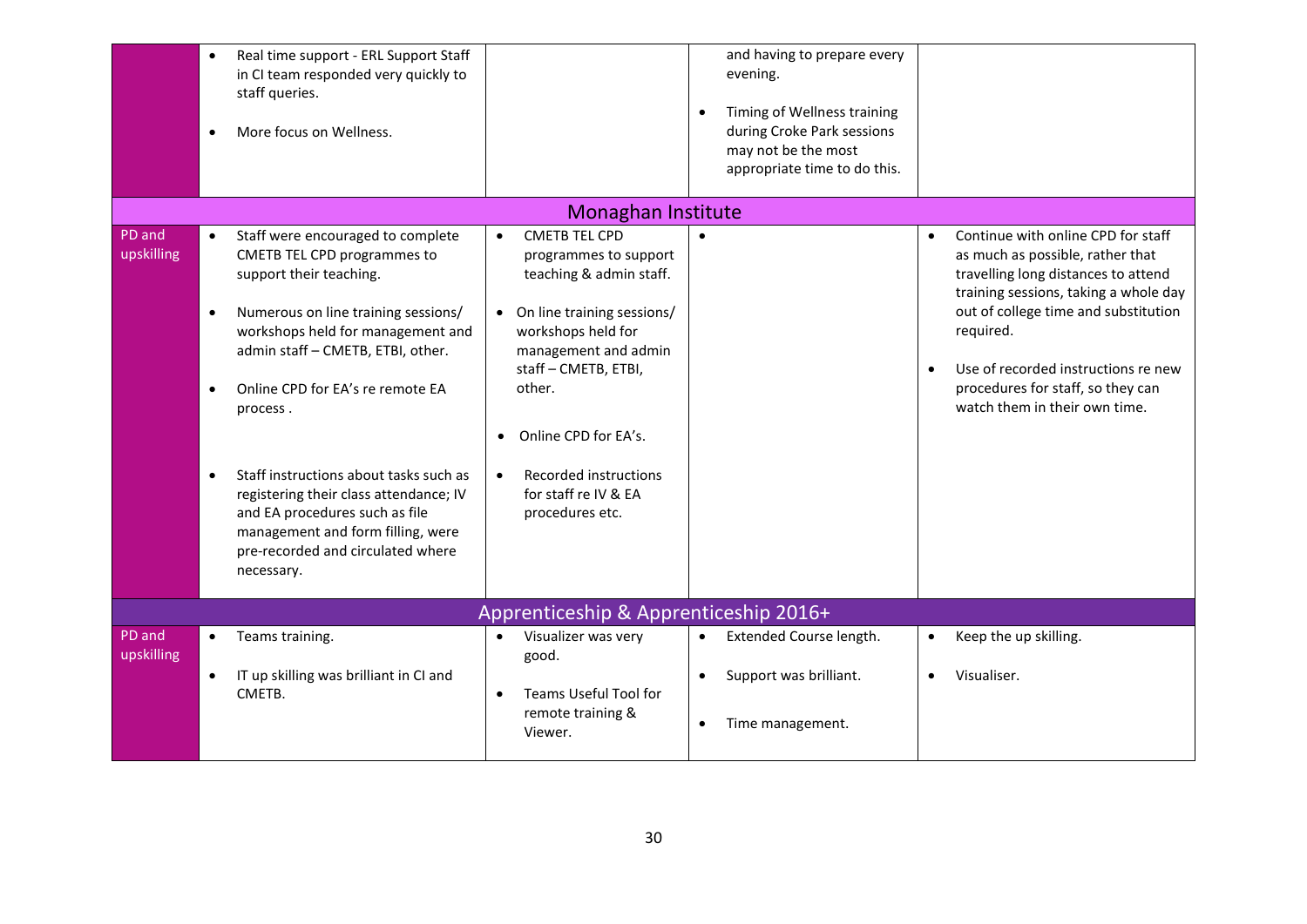| | | | | |
|---|---|---|---|---|
| | • Real time support - ERL Support Staff in CI team responded very quickly to staff queries.<br>• More focus on Wellness. | | and having to prepare every evening.<br>• Timing of Wellness training during Croke Park sessions may not be the most appropriate time to do this. | |
| **Monaghan Institute** | | | | |
| PD and upskilling | • Staff were encouraged to complete CMETB TEL CPD programmes to support their teaching.<br>• Numerous on line training sessions/ workshops held for management and admin staff – CMETB, ETBI, other.<br>• Online CPD for EA's re remote EA process .<br>• Staff instructions about tasks such as registering their class attendance; IV and EA procedures such as file management and form filling, were pre-recorded and circulated where necessary. | • CMETB TEL CPD programmes to support teaching & admin staff.<br>• On line training sessions/ workshops held for management and admin staff – CMETB, ETBI, other.<br>• Online CPD for EA's.<br>• Recorded instructions for staff re IV & EA procedures etc. | • | • Continue with online CPD for staff as much as possible, rather that travelling long distances to attend training sessions, taking a whole day out of college time and substitution required.<br>• Use of recorded instructions re new procedures for staff, so they can watch them in their own time. |
| **Apprenticeship & Apprenticeship 2016+** | | | | |
| PD and upskilling | • Teams training.<br>• IT up skilling was brilliant in CI and CMETB. | • Visualizer was very good.<br>• Teams Useful Tool for remote training & Viewer. | • Extended Course length.<br>• Support was brilliant.<br>• Time management. | • Keep the up skilling.<br>• Visualiser. |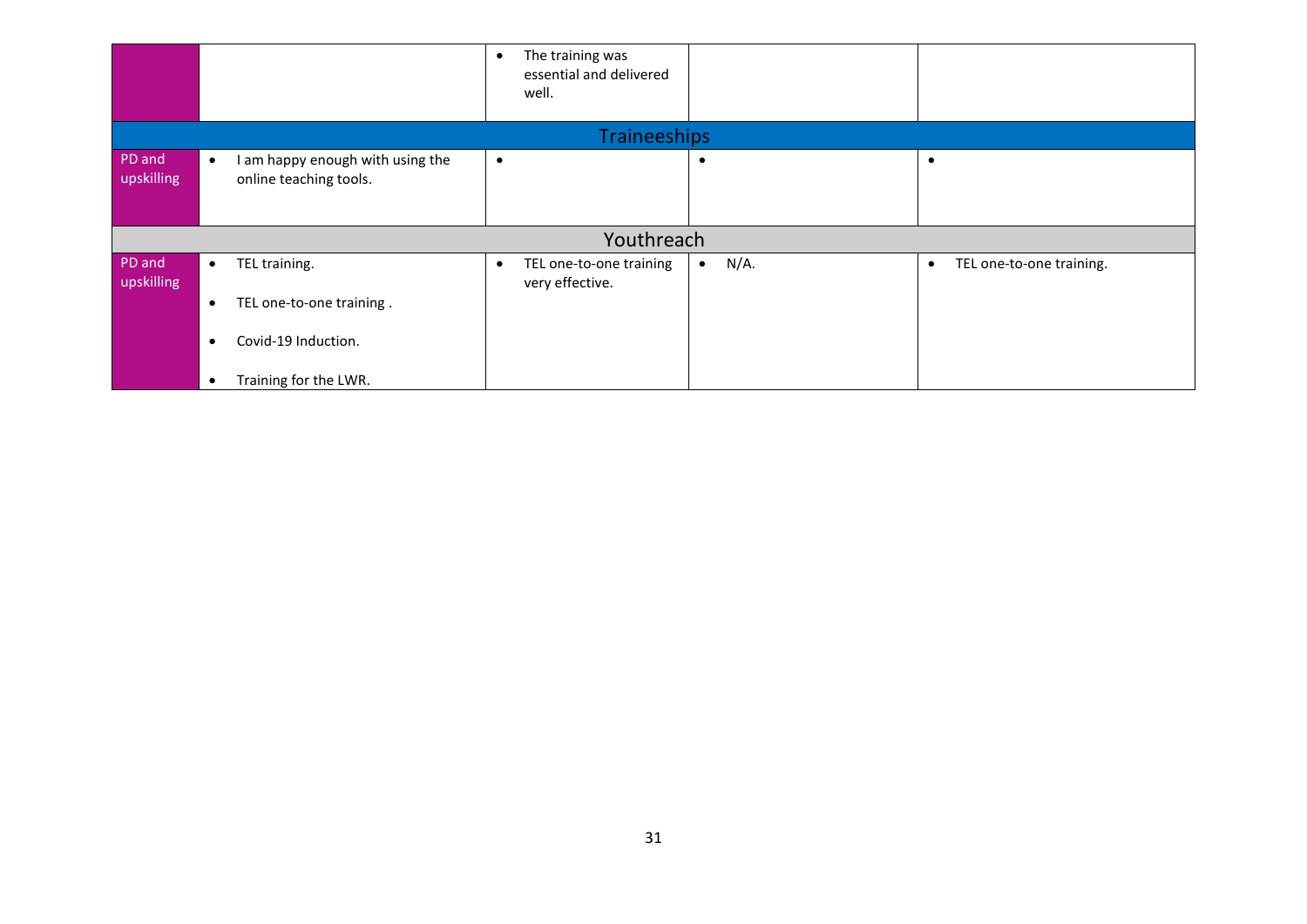| | | | | |
|---|---|---|---|---|
| | | • The training was essential and delivered well. | | |
| **Traineeships** | | | | |
| PD and upskilling | • I am happy enough with using the online teaching tools. | • | • | • |
| **Youthreach** | | | | |
| PD and upskilling | • TEL training.<br>• TEL one-to-one training .<br>• Covid-19 Induction.<br>• Training for the LWR. | • TEL one-to-one training very effective. | • N/A. | • TEL one-to-one training. |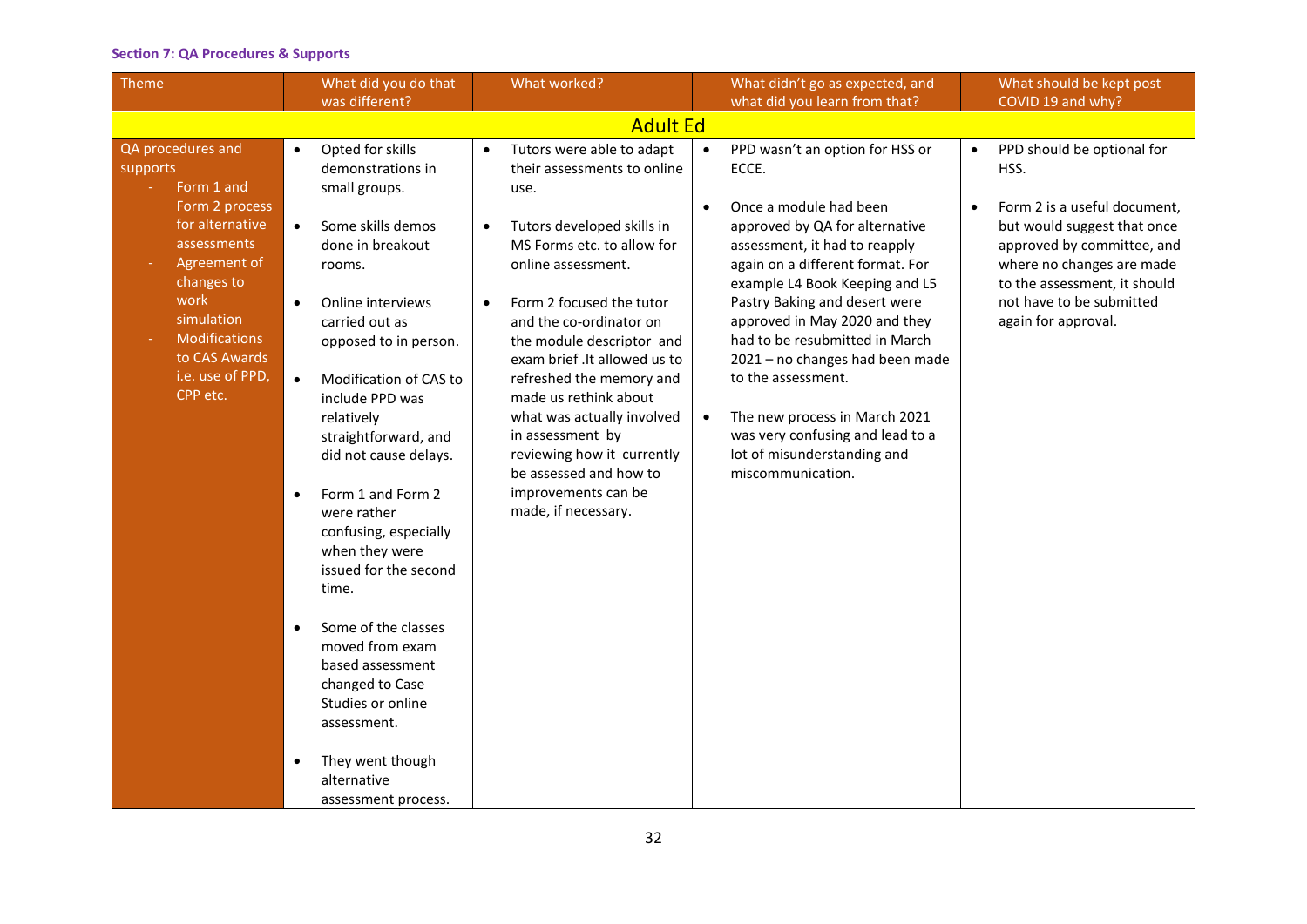**Section 7: QA Procedures & Supports**

| Theme | What did you do that was different? | What worked? | What didn't go as expected, and what did you learn from that? | What should be kept post COVID 19 and why? |
|---|---|---|---|---|
| **Adult Ed** | | | | |
| QA procedures and supports<br>- Form 1 and Form 2 process for alternative assessments<br>- Agreement of changes to work simulation<br>- Modifications to CAS Awards i.e. use of PPD, CPP etc. | • Opted for skills demonstrations in small groups.<br><br>• Some skills demos done in breakout rooms.<br><br>• Online interviews carried out as opposed to in person.<br><br>• Modification of CAS to include PPD was relatively straightforward, and did not cause delays.<br><br>• Form 1 and Form 2 were rather confusing, especially when they were issued for the second time.<br><br>• Some of the classes moved from exam based assessment changed to Case Studies or online assessment.<br><br>• They went though alternative assessment process. | • Tutors were able to adapt their assessments to online use.<br><br>• Tutors developed skills in MS Forms etc. to allow for online assessment.<br><br>• Form 2 focused the tutor and the co-ordinator on the module descriptor and exam brief .It allowed us to refreshed the memory and made us rethink about what was actually involved in assessment by reviewing how it currently be assessed and how to improvements can be made, if necessary. | • PPD wasn't an option for HSS or ECCE.<br><br>• Once a module had been approved by QA for alternative assessment, it had to reapply again on a different format. For example L4 Book Keeping and L5 Pastry Baking and desert were approved in May 2020 and they had to be resubmitted in March 2021 – no changes had been made to the assessment.<br><br>• The new process in March 2021 was very confusing and lead to a lot of misunderstanding and miscommunication. | • PPD should be optional for HSS.<br><br>• Form 2 is a useful document, but would suggest that once approved by committee, and where no changes are made to the assessment, it should not have to be submitted again for approval. |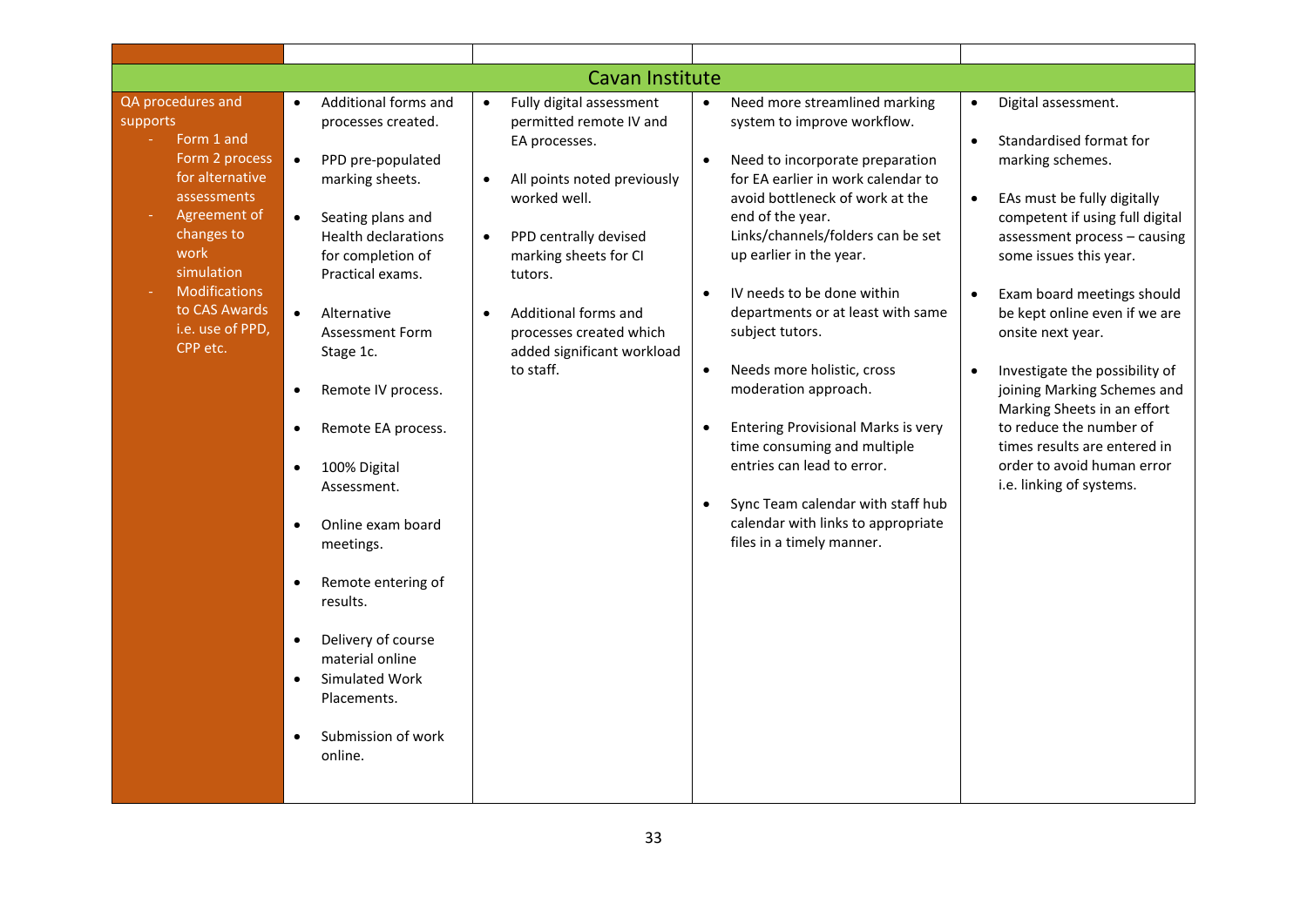| | | | | |
|---|---|---|---|---|
| **Cavan Institute** | | | | |
| QA procedures and supports<br>- Form 1 and Form 2 process for alternative assessments<br>- Agreement of changes to work simulation<br>- Modifications to CAS Awards i.e. use of PPD, CPP etc. | • Additional forms and processes created.<br>• PPD pre-populated marking sheets.<br>• Seating plans and Health declarations for completion of Practical exams.<br>• Alternative Assessment Form Stage 1c.<br>• Remote IV process.<br>• Remote EA process.<br>• 100% Digital Assessment.<br>• Online exam board meetings.<br>• Remote entering of results.<br>• Delivery of course material online<br>• Simulated Work Placements.<br>• Submission of work online. | • Fully digital assessment permitted remote IV and EA processes.<br>• All points noted previously worked well.<br>• PPD centrally devised marking sheets for CI tutors.<br>• Additional forms and processes created which added significant workload to staff. | • Need more streamlined marking system to improve workflow.<br>• Need to incorporate preparation for EA earlier in work calendar to avoid bottleneck of work at the end of the year. Links/channels/folders can be set up earlier in the year.<br>• IV needs to be done within departments or at least with same subject tutors.<br>• Needs more holistic, cross moderation approach.<br>• Entering Provisional Marks is very time consuming and multiple entries can lead to error.<br>• Sync Team calendar with staff hub calendar with links to appropriate files in a timely manner. | • Digital assessment.<br>• Standardised format for marking schemes.<br>• EAs must be fully digitally competent if using full digital assessment process – causing some issues this year.<br>• Exam board meetings should be kept online even if we are onsite next year.<br>• Investigate the possibility of joining Marking Schemes and Marking Sheets in an effort to reduce the number of times results are entered in order to avoid human error i.e. linking of systems. |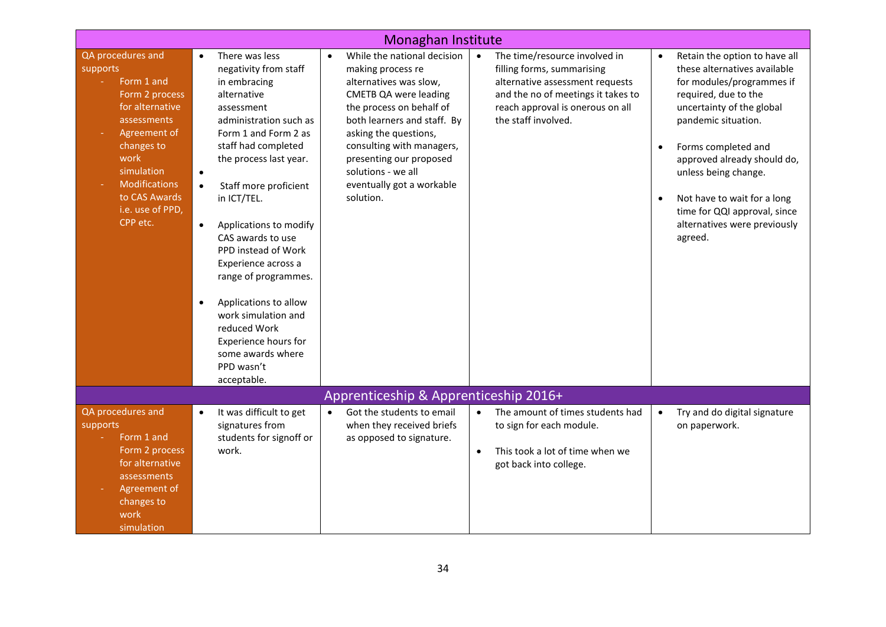| Monaghan Institute | | | | |
|---|---|---|---|---|
| QA procedures and supports<br>- Form 1 and Form 2 process for alternative assessments<br>- Agreement of changes to work simulation<br>- Modifications to CAS Awards i.e. use of PPD, CPP etc. | • There was less negativity from staff in embracing alternative assessment administration such as Form 1 and Form 2 as staff had completed the process last year.<br>•<br>• Staff more proficient in ICT/TEL.<br><br>• Applications to modify CAS awards to use PPD instead of Work Experience across a range of programmes.<br><br>• Applications to allow work simulation and reduced Work Experience hours for some awards where PPD wasn't acceptable. | • While the national decision making process re alternatives was slow, CMETB QA were leading the process on behalf of both learners and staff. By asking the questions, consulting with managers, presenting our proposed solutions - we all eventually got a workable solution. | • The time/resource involved in filling forms, summarising alternative assessment requests and the no of meetings it takes to reach approval is onerous on all the staff involved. | • Retain the option to have all these alternatives available for modules/programmes if required, due to the uncertainty of the global pandemic situation.<br><br>• Forms completed and approved already should do, unless being change.<br><br>• Not have to wait for a long time for QQI approval, since alternatives were previously agreed. |
| **Apprenticeship & Apprenticeship 2016+** | | | | |
| QA procedures and supports<br>- Form 1 and Form 2 process for alternative assessments<br>- Agreement of changes to work simulation | • It was difficult to get signatures from students for signoff or work. | • Got the students to email when they received briefs as opposed to signature. | • The amount of times students had to sign for each module.<br><br>• This took a lot of time when we got back into college. | • Try and do digital signature on paperwork. |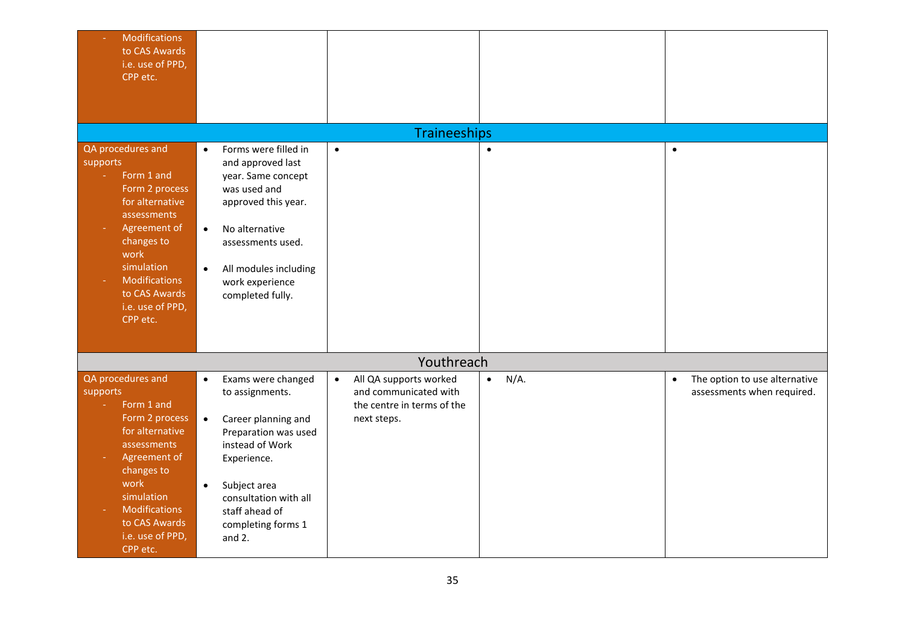| | | | | |
|---|---|---|---|---|
| - Modifications to CAS Awards i.e. use of PPD, CPP etc. | | | | |
| **Traineeships** | | | | |
| QA procedures and supports<br>- Form 1 and Form 2 process for alternative assessments<br>- Agreement of changes to work simulation<br>- Modifications to CAS Awards i.e. use of PPD, CPP etc. | • Forms were filled in and approved last year. Same concept was used and approved this year.<br>• No alternative assessments used.<br>• All modules including work experience completed fully. | • | • | • |
| **Youthreach** | | | | |
| QA procedures and supports<br>- Form 1 and Form 2 process for alternative assessments<br>- Agreement of changes to work simulation<br>- Modifications to CAS Awards i.e. use of PPD, CPP etc. | • Exams were changed to assignments.<br>• Career planning and Preparation was used instead of Work Experience.<br>• Subject area consultation with all staff ahead of completing forms 1 and 2. | • All QA supports worked and communicated with the centre in terms of the next steps. | • N/A. | • The option to use alternative assessments when required. |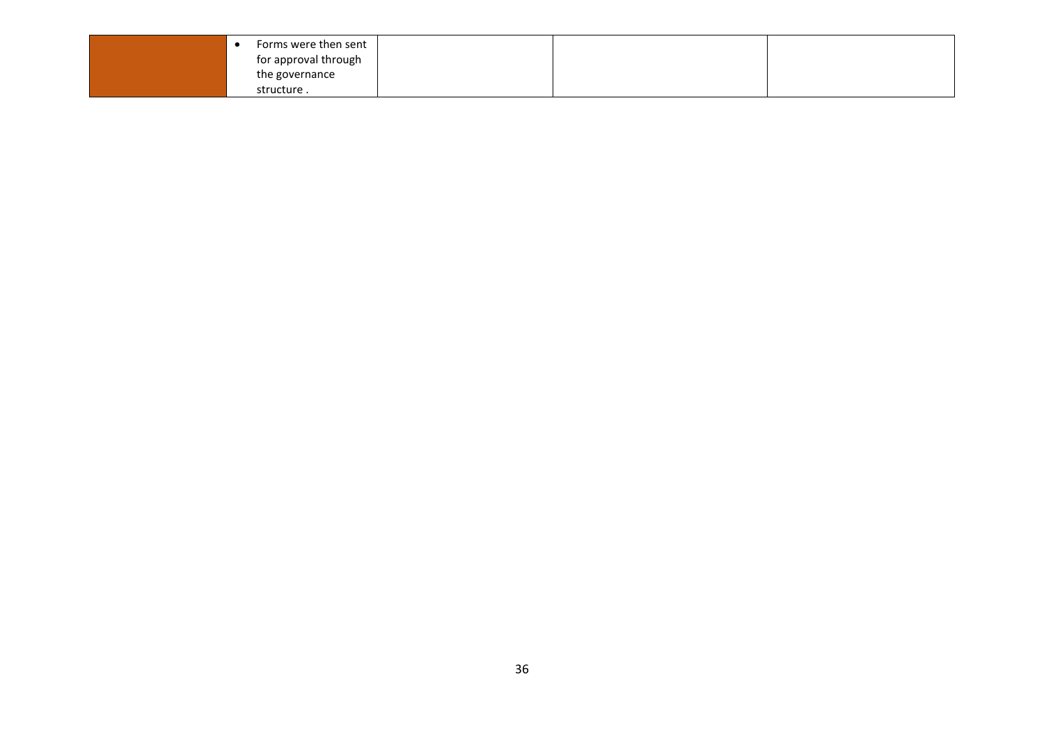| | | | | |
|---|---|---|---|---|
| | • Forms were then sent for approval through the governance structure . | | | |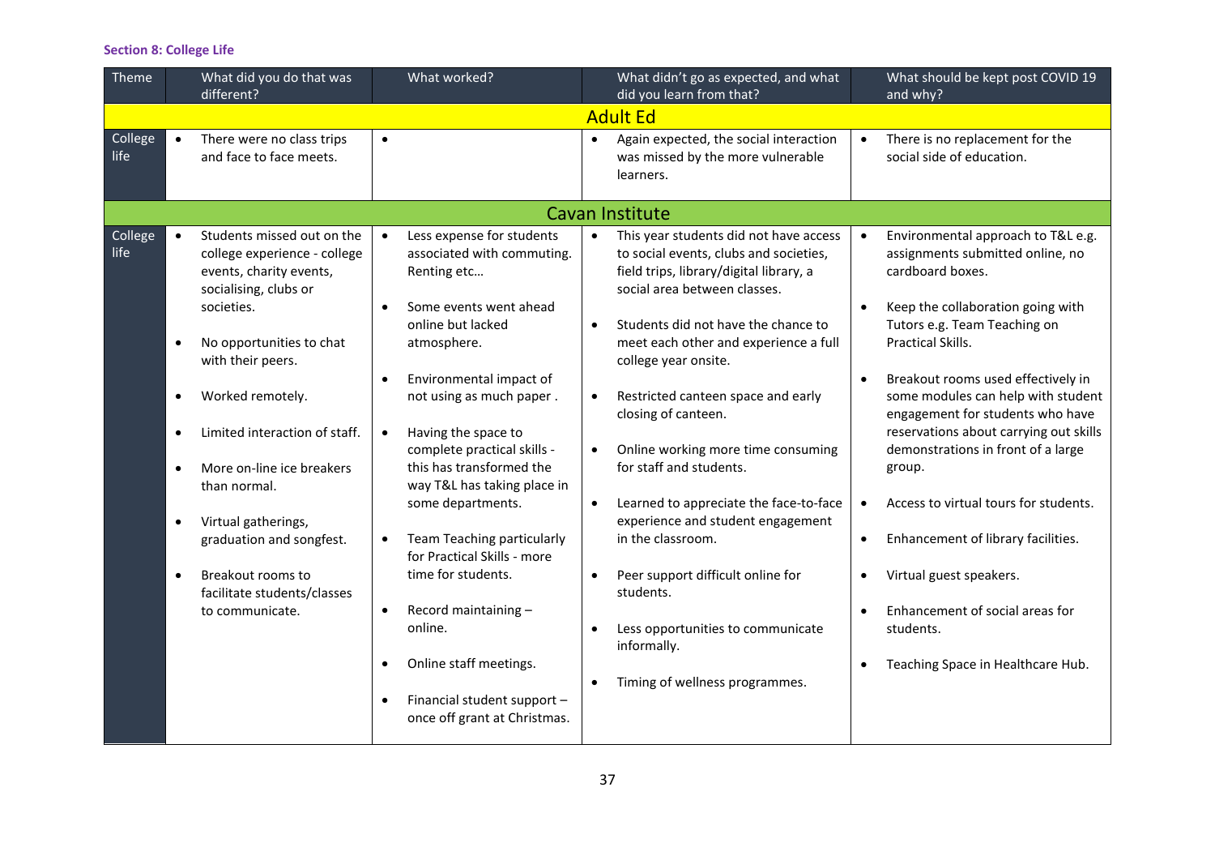**Section 8: College Life**

| Theme | What did you do that was different? | What worked? | What didn't go as expected, and what did you learn from that? | What should be kept post COVID 19 and why? |
|---|---|---|---|---|
| **Adult Ed** | | | | |
| College life | • There were no class trips and face to face meets. | • | • Again expected, the social interaction was missed by the more vulnerable learners. | • There is no replacement for the social side of education. |
| **Cavan Institute** | | | | |
| College life | • Students missed out on the college experience - college events, charity events, socialising, clubs or societies.<br>• No opportunities to chat with their peers.<br>• Worked remotely.<br>• Limited interaction of staff.<br>• More on-line ice breakers than normal.<br>• Virtual gatherings, graduation and songfest.<br>• Breakout rooms to facilitate students/classes to communicate. | • Less expense for students associated with commuting. Renting etc…<br>• Some events went ahead online but lacked atmosphere.<br>• Environmental impact of not using as much paper .<br>• Having the space to complete practical skills - this has transformed the way T&L has taking place in some departments.<br>• Team Teaching particularly for Practical Skills - more time for students.<br>• Record maintaining – online.<br>• Online staff meetings.<br>• Financial student support – once off grant at Christmas. | • This year students did not have access to social events, clubs and societies, field trips, library/digital library, a social area between classes.<br>• Students did not have the chance to meet each other and experience a full college year onsite.<br>• Restricted canteen space and early closing of canteen.<br>• Online working more time consuming for staff and students.<br>• Learned to appreciate the face-to-face experience and student engagement in the classroom.<br>• Peer support difficult online for students.<br>• Less opportunities to communicate informally.<br>• Timing of wellness programmes. | • Environmental approach to T&L e.g. assignments submitted online, no cardboard boxes.<br>• Keep the collaboration going with Tutors e.g. Team Teaching on Practical Skills.<br>• Breakout rooms used effectively in some modules can help with student engagement for students who have reservations about carrying out skills demonstrations in front of a large group.<br>• Access to virtual tours for students.<br>• Enhancement of library facilities.<br>• Virtual guest speakers.<br>• Enhancement of social areas for students.<br>• Teaching Space in Healthcare Hub. |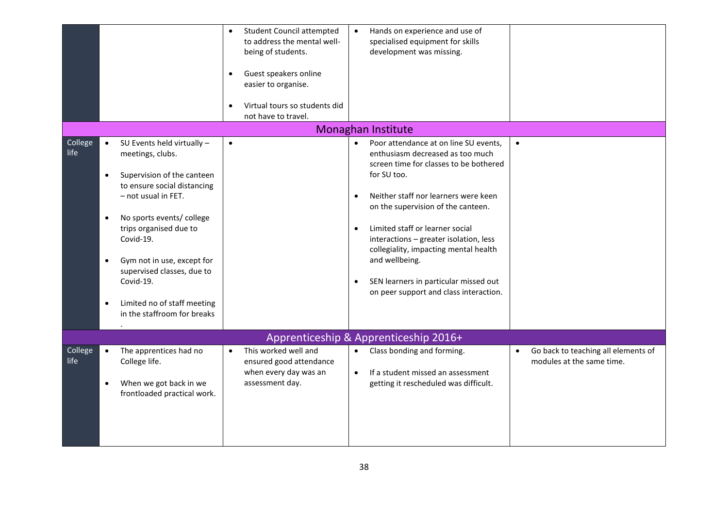| | | | | |
|---|---|---|---|---|
| | | • Student Council attempted to address the mental well-being of students.<br><br>• Guest speakers online easier to organise.<br><br>• Virtual tours so students did not have to travel. | • Hands on experience and use of specialised equipment for skills development was missing. | |
| **Monaghan Institute** | | | | |
| College life | • SU Events held virtually – meetings, clubs.<br><br>• Supervision of the canteen to ensure social distancing – not usual in FET.<br><br>• No sports events/ college trips organised due to Covid-19.<br><br>• Gym not in use, except for supervised classes, due to Covid-19.<br><br>• Limited no of staff meeting in the staffroom for breaks<br>. | • | • Poor attendance at on line SU events, enthusiasm decreased as too much screen time for classes to be bothered for SU too.<br><br>• Neither staff nor learners were keen on the supervision of the canteen.<br><br>• Limited staff or learner social interactions – greater isolation, less collegiality, impacting mental health and wellbeing.<br><br>• SEN learners in particular missed out on peer support and class interaction. | • |
| **Apprenticeship & Apprenticeship 2016+** | | | | |
| College life | • The apprentices had no College life.<br><br>• When we got back in we frontloaded practical work. | • This worked well and ensured good attendance when every day was an assessment day. | • Class bonding and forming.<br><br>• If a student missed an assessment getting it rescheduled was difficult. | • Go back to teaching all elements of modules at the same time. |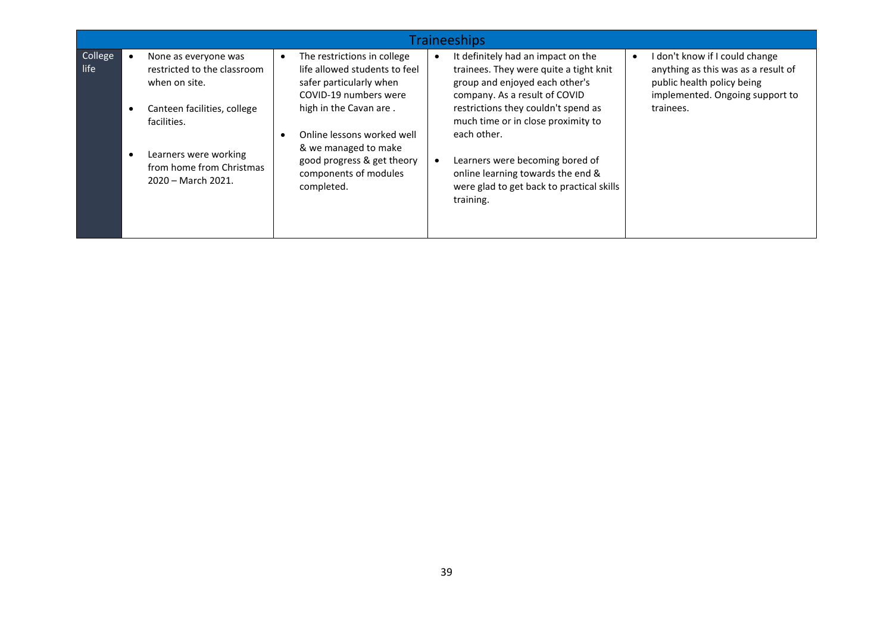| Traineeships | | | | |
|---|---|---|---|---|
| College life | • None as everyone was restricted to the classroom when on site.<br><br>• Canteen facilities, college facilities.<br><br>• Learners were working from home from Christmas 2020 – March 2021. | • The restrictions in college life allowed students to feel safer particularly when COVID-19 numbers were high in the Cavan are .<br><br>• Online lessons worked well & we managed to make good progress & get theory components of modules completed. | • It definitely had an impact on the trainees. They were quite a tight knit group and enjoyed each other's company. As a result of COVID restrictions they couldn't spend as much time or in close proximity to each other.<br><br>• Learners were becoming bored of online learning towards the end & were glad to get back to practical skills training. | • I don't know if I could change anything as this was as a result of public health policy being implemented. Ongoing support to trainees. |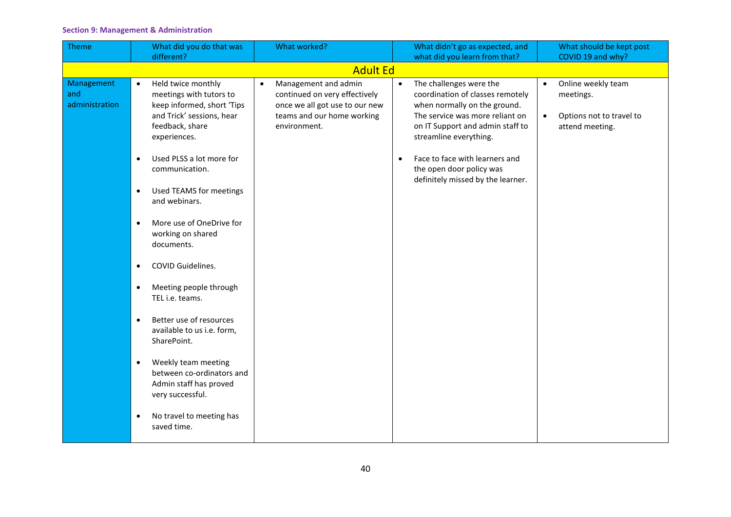### Section 9: Management & Administration

| Theme | What did you do that was different? | What worked? | What didn't go as expected, and what did you learn from that? | What should be kept post COVID 19 and why? |
|---|---|---|---|---|
| **Adult Ed** | | | | |
| Management and administration | • Held twice monthly meetings with tutors to keep informed, short 'Tips and Trick' sessions, hear feedback, share experiences.<br>• Used PLSS a lot more for communication.<br>• Used TEAMS for meetings and webinars.<br>• More use of OneDrive for working on shared documents.<br>• COVID Guidelines.<br>• Meeting people through TEL i.e. teams.<br>• Better use of resources available to us i.e. form, SharePoint.<br>• Weekly team meeting between co-ordinators and Admin staff has proved very successful.<br>• No travel to meeting has saved time. | • Management and admin continued on very effectively once we all got use to our new teams and our home working environment. | • The challenges were the coordination of classes remotely when normally on the ground. The service was more reliant on on IT Support and admin staff to streamline everything.<br>• Face to face with learners and the open door policy was definitely missed by the learner. | • Online weekly team meetings.<br>• Options not to travel to attend meeting. |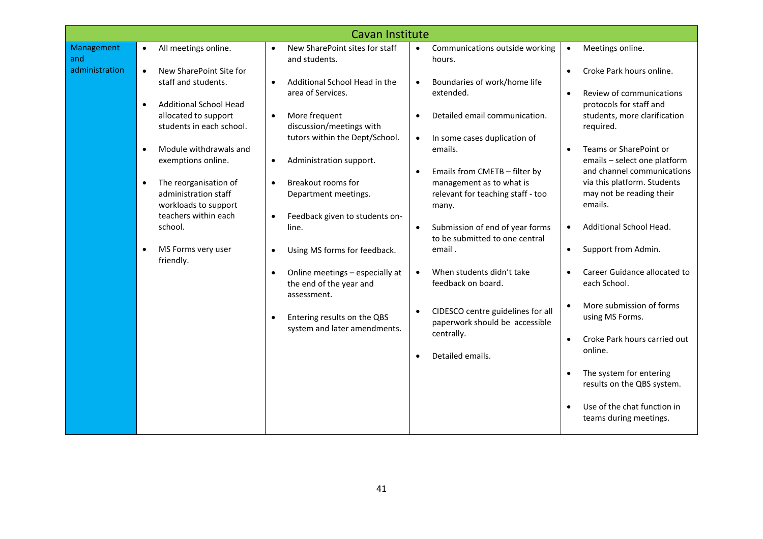| Cavan Institute | | | | |
|---|---|---|---|---|
| Management and administration | • All meetings online.<br>• New SharePoint Site for staff and students.<br>• Additional School Head allocated to support students in each school.<br>• Module withdrawals and exemptions online.<br>• The reorganisation of administration staff workloads to support teachers within each school.<br>• MS Forms very user friendly. | • New SharePoint sites for staff and students.<br>• Additional School Head in the area of Services.<br>• More frequent discussion/meetings with tutors within the Dept/School.<br>• Administration support.<br>• Breakout rooms for Department meetings.<br>• Feedback given to students on-line.<br>• Using MS forms for feedback.<br>• Online meetings – especially at the end of the year and assessment.<br>• Entering results on the QBS system and later amendments. | • Communications outside working hours.<br>• Boundaries of work/home life extended.<br>• Detailed email communication.<br>• In some cases duplication of emails.<br>• Emails from CMETB – filter by management as to what is relevant for teaching staff - too many.<br>• Submission of end of year forms to be submitted to one central email .<br>• When students didn't take feedback on board.<br>• CIDESCO centre guidelines for all paperwork should be accessible centrally.<br>• Detailed emails. | • Meetings online.<br>• Croke Park hours online.<br>• Review of communications protocols for staff and students, more clarification required.<br>• Teams or SharePoint or emails – select one platform and channel communications via this platform. Students may not be reading their emails.<br>• Additional School Head.<br>• Support from Admin.<br>• Career Guidance allocated to each School.<br>• More submission of forms using MS Forms.<br>• Croke Park hours carried out online.<br>• The system for entering results on the QBS system.<br>• Use of the chat function in teams during meetings. |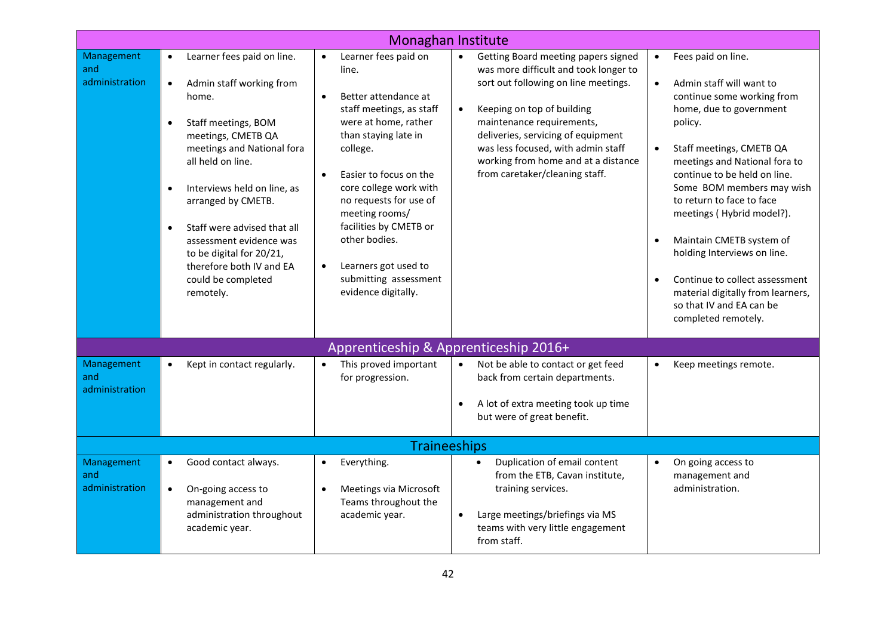| Monaghan Institute | | | | |
|---|---|---|---|---|
| Management and administration | • Learner fees paid on line.<br>• Admin staff working from home.<br>• Staff meetings, BOM meetings, CMETB QA meetings and National fora all held on line.<br>• Interviews held on line, as arranged by CMETB.<br>• Staff were advised that all assessment evidence was to be digital for 20/21, therefore both IV and EA could be completed remotely. | • Learner fees paid on line.<br>• Better attendance at staff meetings, as staff were at home, rather than staying late in college.<br>• Easier to focus on the core college work with no requests for use of meeting rooms/ facilities by CMETB or other bodies.<br>• Learners got used to submitting assessment evidence digitally. | • Getting Board meeting papers signed was more difficult and took longer to sort out following on line meetings.<br>• Keeping on top of building maintenance requirements, deliveries, servicing of equipment was less focused, with admin staff working from home and at a distance from caretaker/cleaning staff. | • Fees paid on line.<br>• Admin staff will want to continue some working from home, due to government policy.<br>• Staff meetings, CMETB QA meetings and National fora to continue to be held on line. Some BOM members may wish to return to face to face meetings ( Hybrid model?).<br>• Maintain CMETB system of holding Interviews on line.<br>• Continue to collect assessment material digitally from learners, so that IV and EA can be completed remotely. |
| **Apprenticeship & Apprenticeship 2016+** | | | | |
| Management and administration | • Kept in contact regularly. | • This proved important for progression. | • Not be able to contact or get feed back from certain departments.<br>• A lot of extra meeting took up time but were of great benefit. | • Keep meetings remote. |
| **Traineeships** | | | | |
| Management and administration | • Good contact always.<br>• On-going access to management and administration throughout academic year. | • Everything.<br>• Meetings via Microsoft Teams throughout the academic year. | • Duplication of email content from the ETB, Cavan institute, training services.<br>• Large meetings/briefings via MS teams with very little engagement from staff. | • On going access to management and administration. |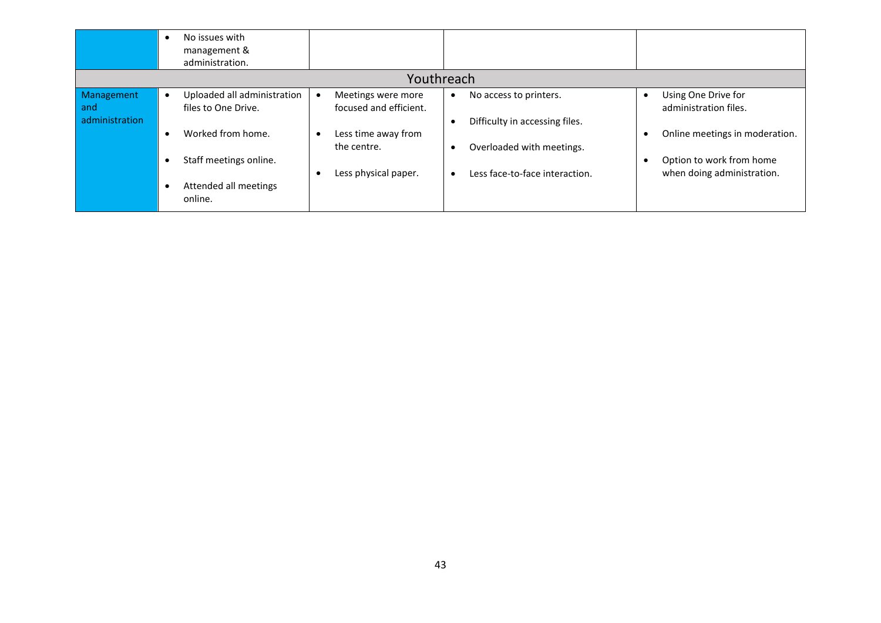| | | | | |
|---|---|---|---|---|
| | • No issues with management & administration. | | | |
| Youthreach | | | | |
| Management and administration | • Uploaded all administration files to One Drive.<br>• Worked from home.<br>• Staff meetings online.<br>• Attended all meetings online. | • Meetings were more focused and efficient.<br>• Less time away from the centre.<br>• Less physical paper. | • No access to printers.<br>• Difficulty in accessing files.<br>• Overloaded with meetings.<br>• Less face-to-face interaction. | • Using One Drive for administration files.<br>• Online meetings in moderation.<br>• Option to work from home when doing administration. |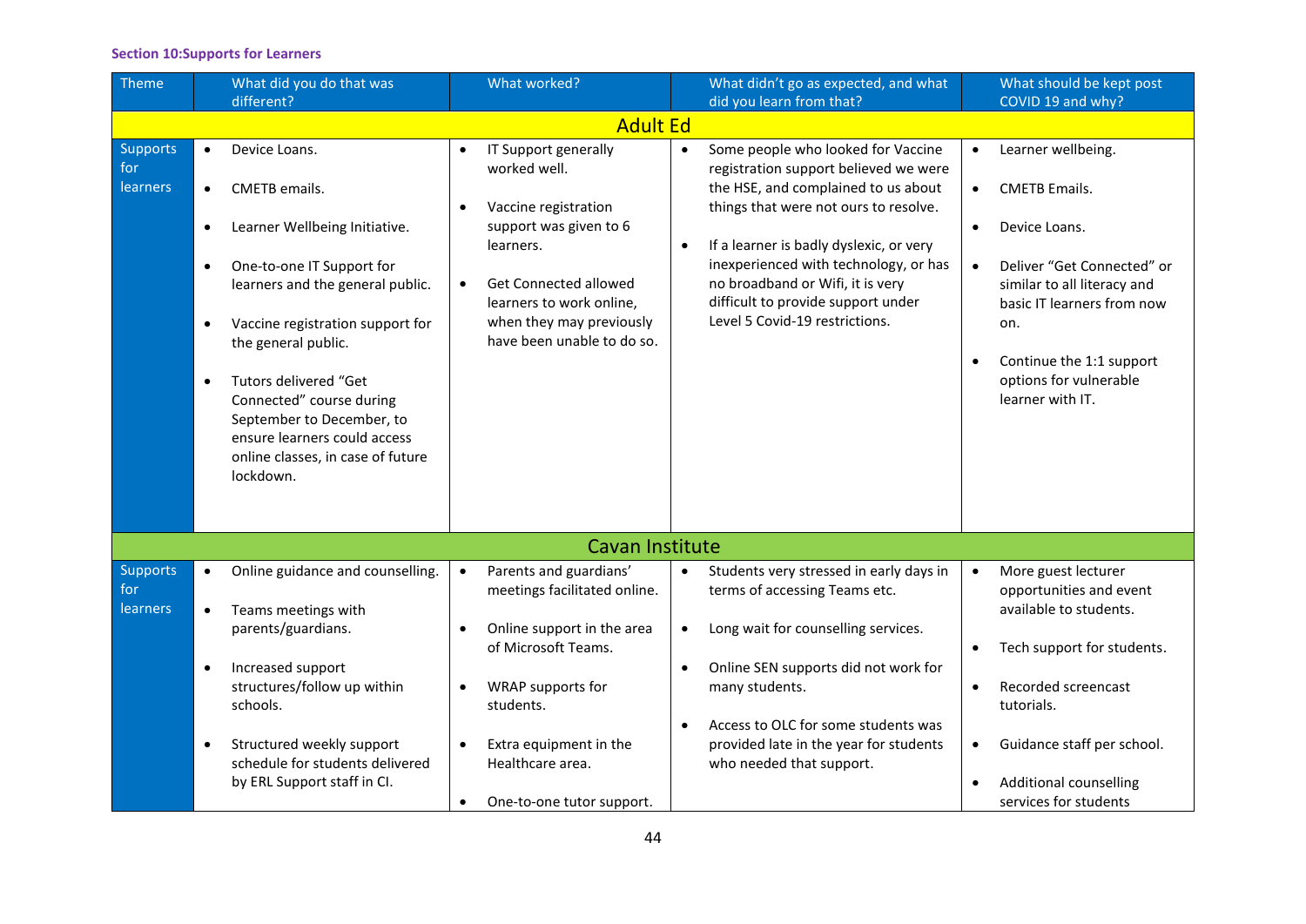#### Section 10:Supports for Learners

| Theme | What did you do that was different? | What worked? | What didn't go as expected, and what did you learn from that? | What should be kept post COVID 19 and why? |
|---|---|---|---|---|
| **Adult Ed** | | | | |
| Supports for learners | • Device Loans.<br>• CMETB emails.<br>• Learner Wellbeing Initiative.<br>• One-to-one IT Support for learners and the general public.<br>• Vaccine registration support for the general public.<br>• Tutors delivered "Get Connected" course during September to December, to ensure learners could access online classes, in case of future lockdown. | • IT Support generally worked well.<br>• Vaccine registration support was given to 6 learners.<br>• Get Connected allowed learners to work online, when they may previously have been unable to do so. | • Some people who looked for Vaccine registration support believed we were the HSE, and complained to us about things that were not ours to resolve.<br>• If a learner is badly dyslexic, or very inexperienced with technology, or has no broadband or Wifi, it is very difficult to provide support under Level 5 Covid-19 restrictions. | • Learner wellbeing.<br>• CMETB Emails.<br>• Device Loans.<br>• Deliver "Get Connected" or similar to all literacy and basic IT learners from now on.<br>• Continue the 1:1 support options for vulnerable learner with IT. |
| **Cavan Institute** | | | | |
| Supports for learners | • Online guidance and counselling.<br>• Teams meetings with parents/guardians.<br>• Increased support structures/follow up within schools.<br>• Structured weekly support schedule for students delivered by ERL Support staff in CI. | • Parents and guardians' meetings facilitated online.<br>• Online support in the area of Microsoft Teams.<br>• WRAP supports for students.<br>• Extra equipment in the Healthcare area.<br>• One-to-one tutor support. | • Students very stressed in early days in terms of accessing Teams etc.<br>• Long wait for counselling services.<br>• Online SEN supports did not work for many students.<br>• Access to OLC for some students was provided late in the year for students who needed that support. | • More guest lecturer opportunities and event available to students.<br>• Tech support for students.<br>• Recorded screencast tutorials.<br>• Guidance staff per school.<br>• Additional counselling services for students |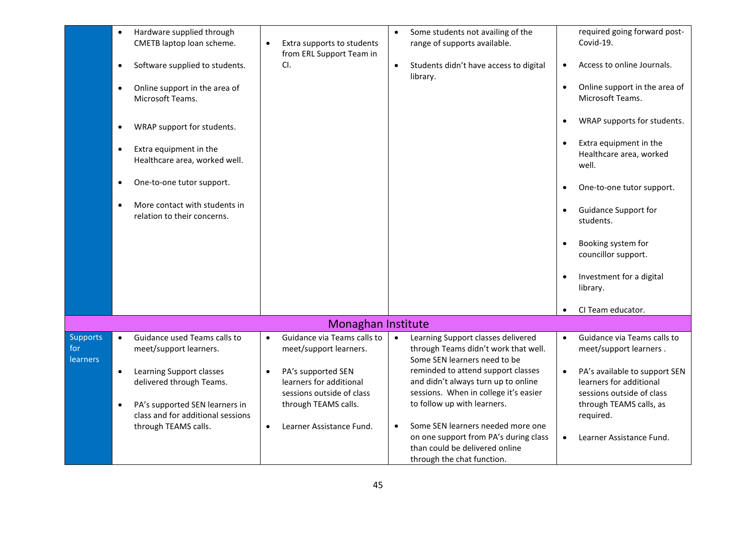| | | | | |
|---|---|---|---|---|
| | • Hardware supplied through CMETB laptop loan scheme.<br><br>• Software supplied to students.<br><br>• Online support in the area of Microsoft Teams.<br><br>• WRAP support for students.<br><br>• Extra equipment in the Healthcare area, worked well.<br><br>• One-to-one tutor support.<br><br>• More contact with students in relation to their concerns. | • Extra supports to students from ERL Support Team in CI. | • Some students not availing of the range of supports available.<br><br>• Students didn't have access to digital library. | required going forward post-Covid-19.<br><br>• Access to online Journals.<br><br>• Online support in the area of Microsoft Teams.<br><br>• WRAP supports for students.<br><br>• Extra equipment in the Healthcare area, worked well.<br><br>• One-to-one tutor support.<br><br>• Guidance Support for students.<br><br>• Booking system for councillor support.<br><br>• Investment for a digital library.<br><br>• CI Team educator. |
| **Monaghan Institute** | | | | |
| Supports for learners | • Guidance used Teams calls to meet/support learners.<br><br>• Learning Support classes delivered through Teams.<br><br>• PA's supported SEN learners in class and for additional sessions through TEAMS calls. | • Guidance via Teams calls to meet/support learners.<br><br>• PA's supported SEN learners for additional sessions outside of class through TEAMS calls.<br><br>• Learner Assistance Fund. | • Learning Support classes delivered through Teams didn't work that well. Some SEN learners need to be reminded to attend support classes and didn't always turn up to online sessions. When in college it's easier to follow up with learners.<br><br>• Some SEN learners needed more one on one support from PA's during class than could be delivered online through the chat function. | • Guidance via Teams calls to meet/support learners .<br><br>• PA's available to support SEN learners for additional sessions outside of class through TEAMS calls, as required.<br><br>• Learner Assistance Fund. |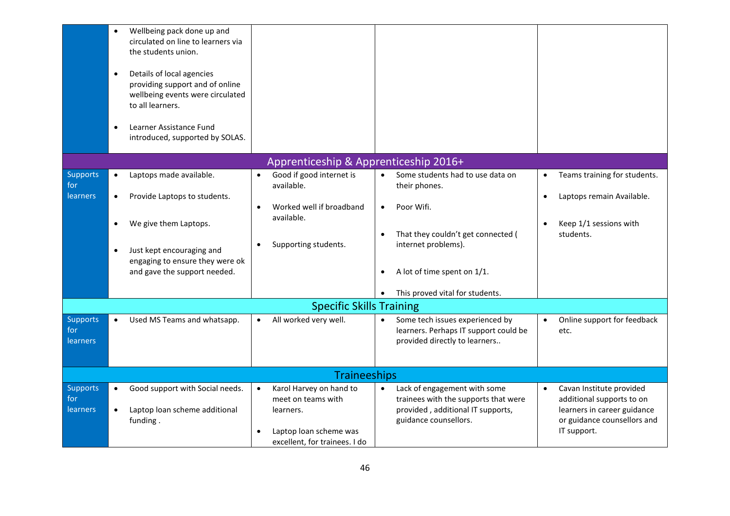| | | | | |
|---|---|---|---|---|
| | • Wellbeing pack done up and circulated on line to learners via the students union.<br><br>• Details of local agencies providing support and of online wellbeing events were circulated to all learners.<br><br>• Learner Assistance Fund introduced, supported by SOLAS. | | | |
| **Apprenticeship & Apprenticeship 2016+** | | | | |
| Supports for learners | • Laptops made available.<br><br>• Provide Laptops to students.<br><br>• We give them Laptops.<br><br>• Just kept encouraging and engaging to ensure they were ok and gave the support needed. | • Good if good internet is available.<br><br>• Worked well if broadband available.<br><br>• Supporting students. | • Some students had to use data on their phones.<br><br>• Poor Wifi.<br><br>• That they couldn't get connected ( internet problems).<br><br>• A lot of time spent on 1/1.<br><br>• This proved vital for students. | • Teams training for students.<br><br>• Laptops remain Available.<br><br>• Keep 1/1 sessions with students. |
| **Specific Skills Training** | | | | |
| Supports for learners | • Used MS Teams and whatsapp. | • All worked very well. | • Some tech issues experienced by learners. Perhaps IT support could be provided directly to learners.. | • Online support for feedback etc. |
| **Traineeships** | | | | |
| Supports for learners | • Good support with Social needs.<br><br>• Laptop loan scheme additional funding . | • Karol Harvey on hand to meet on teams with learners.<br><br>• Laptop loan scheme was excellent, for trainees. I do | • Lack of engagement with some trainees with the supports that were provided , additional IT supports, guidance counsellors. | • Cavan Institute provided additional supports to on learners in career guidance or guidance counsellors and IT support. |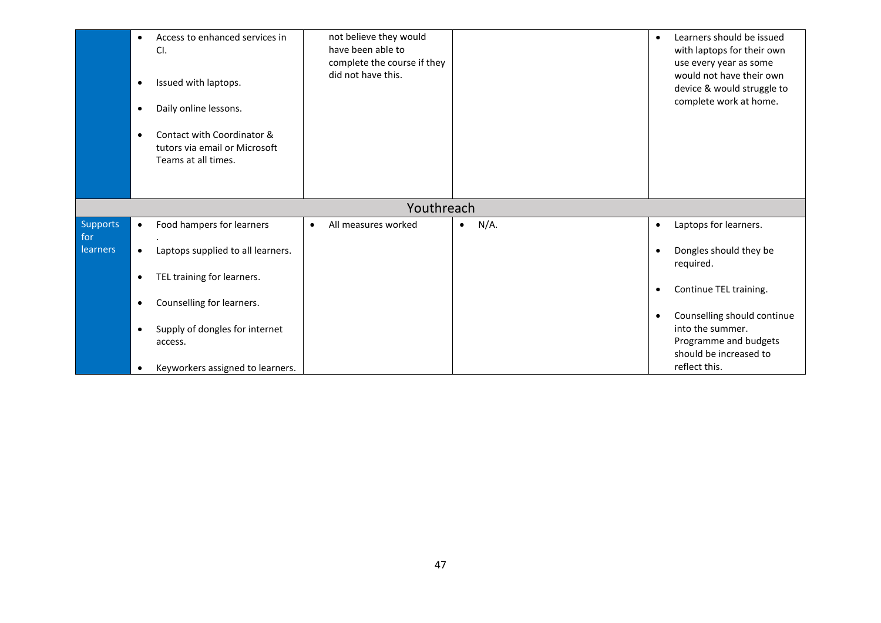| | | | | |
|---|---|---|---|---|
| | • Access to enhanced services in CI.<br><br>• Issued with laptops.<br><br>• Daily online lessons.<br><br>• Contact with Coordinator & tutors via email or Microsoft Teams at all times. | not believe they would have been able to complete the course if they did not have this. | | • Learners should be issued with laptops for their own use every year as some would not have their own device & would struggle to complete work at home. |
| **Youthreach** | | | | |
| Supports for learners | • Food hampers for learners<br>.<br>• Laptops supplied to all learners.<br><br>• TEL training for learners.<br><br>• Counselling for learners.<br><br>• Supply of dongles for internet access.<br><br>• Keyworkers assigned to learners. | • All measures worked | • N/A. | • Laptops for learners.<br><br>• Dongles should they be required.<br><br>• Continue TEL training.<br><br>• Counselling should continue into the summer. Programme and budgets should be increased to reflect this. |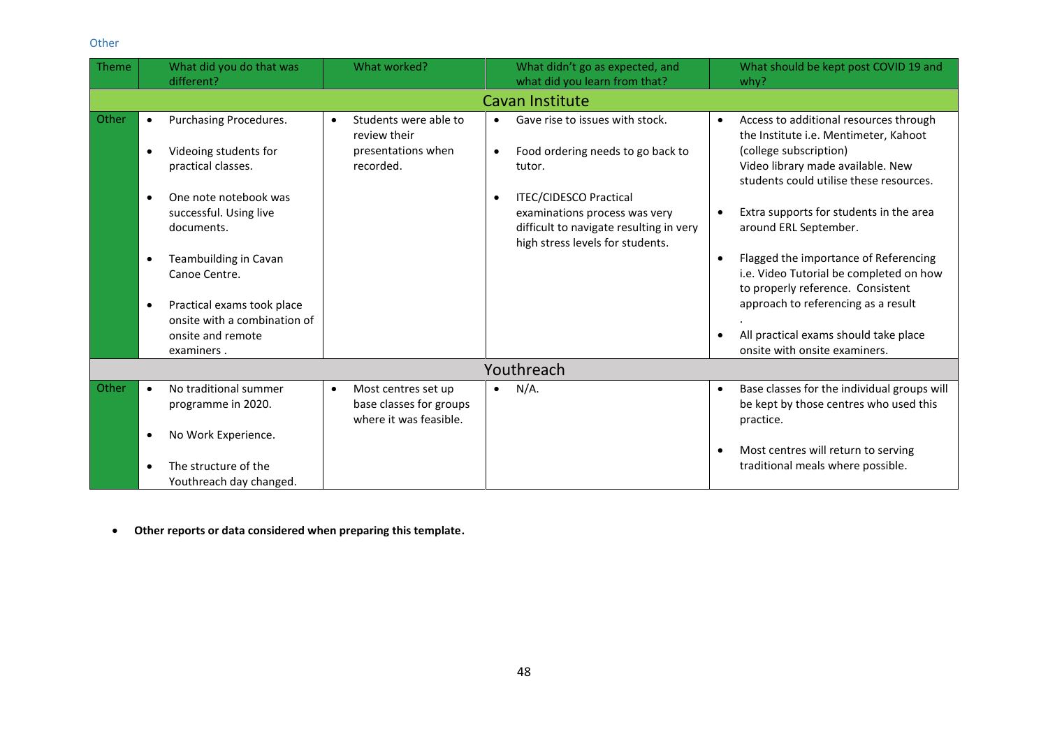Other

| Theme | What did you do that was different? | What worked? | What didn't go as expected, and what did you learn from that? | What should be kept post COVID 19 and why? |
|---|---|---|---|---|
| **Cavan Institute** | | | | |
| Other | • Purchasing Procedures.<br><br>• Videoing students for practical classes.<br><br>• One note notebook was successful. Using live documents.<br><br>• Teambuilding in Cavan Canoe Centre.<br><br>• Practical exams took place onsite with a combination of onsite and remote examiners . | • Students were able to review their presentations when recorded. | • Gave rise to issues with stock.<br><br>• Food ordering needs to go back to tutor.<br><br>• ITEC/CIDESCO Practical examinations process was very difficult to navigate resulting in very high stress levels for students. | • Access to additional resources through the Institute i.e. Mentimeter, Kahoot (college subscription)<br>Video library made available. New students could utilise these resources.<br><br>• Extra supports for students in the area around ERL September.<br><br>• Flagged the importance of Referencing i.e. Video Tutorial be completed on how to properly reference. Consistent approach to referencing as a result<br>.<br><br>• All practical exams should take place onsite with onsite examiners. |
| **Youthreach** | | | | |
| Other | • No traditional summer programme in 2020.<br><br>• No Work Experience.<br><br>• The structure of the Youthreach day changed. | • Most centres set up base classes for groups where it was feasible. | • N/A. | • Base classes for the individual groups will be kept by those centres who used this practice.<br><br>• Most centres will return to serving traditional meals where possible. |

- **Other reports or data considered when preparing this template.**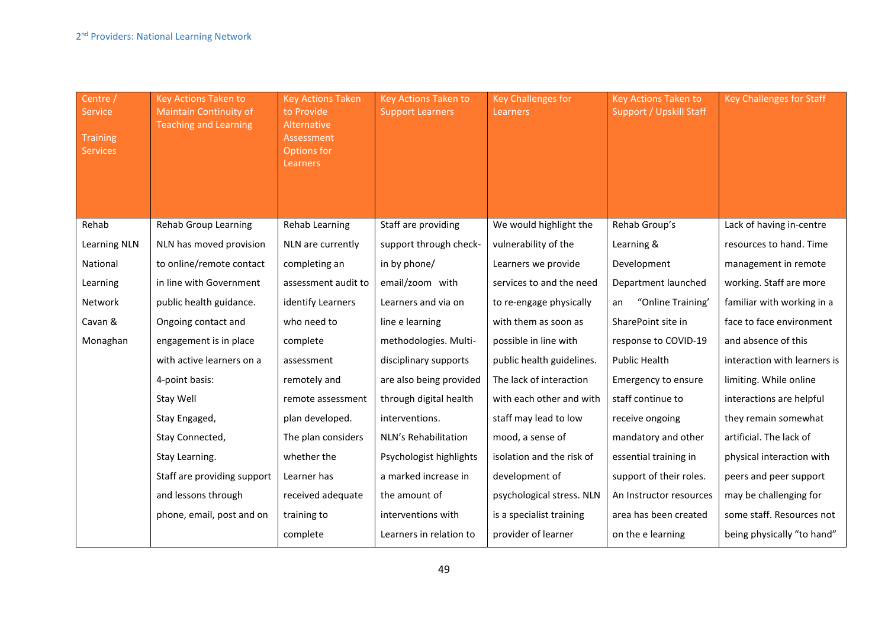| Centre / Service<br><br>Training Services | Key Actions Taken to Maintain Continuity of Teaching and Learning | Key Actions Taken to Provide Alternative Assessment Options for Learners | Key Actions Taken to Support Learners | Key Challenges for Learners | Key Actions Taken to Support / Upskill Staff | Key Challenges for Staff |
|---|---|---|---|---|---|---|
| Rehab Learning NLN National Learning Network Cavan & Monaghan | Rehab Group Learning NLN has moved provision to online/remote contact in line with Government public health guidance. Ongoing contact and engagement is in place with active learners on a 4-point basis:<br>Stay Well<br>Stay Engaged,<br>Stay Connected,<br>Stay Learning.<br>Staff are providing support and lessons through phone, email, post and on | Rehab Learning NLN are currently completing an assessment audit to identify Learners who need to complete assessment remotely and remote assessment plan developed. The plan considers whether the Learner has received adequate training to complete | Staff are providing support through check-in by phone/ email/zoom with Learners and via on line e learning methodologies. Multi-disciplinary supports are also being provided through digital health interventions. NLN's Rehabilitation Psychologist highlights a marked increase in the amount of interventions with Learners in relation to | We would highlight the vulnerability of the Learners we provide services to and the need to re-engage physically with them as soon as possible in line with public health guidelines. The lack of interaction with each other and with staff may lead to low mood, a sense of isolation and the risk of development of psychological stress. NLN is a specialist training provider of learner | Rehab Group's Learning & Development Department launched an "Online Training' SharePoint site in response to COVID-19 Public Health Emergency to ensure staff continue to receive ongoing mandatory and other essential training in support of their roles. An Instructor resources area has been created on the e learning | Lack of having in-centre resources to hand. Time management in remote working. Staff are more familiar with working in a face to face environment and absence of this interaction with learners is limiting. While online interactions are helpful they remain somewhat artificial. The lack of physical interaction with peers and peer support may be challenging for some staff. Resources not being physically "to hand" |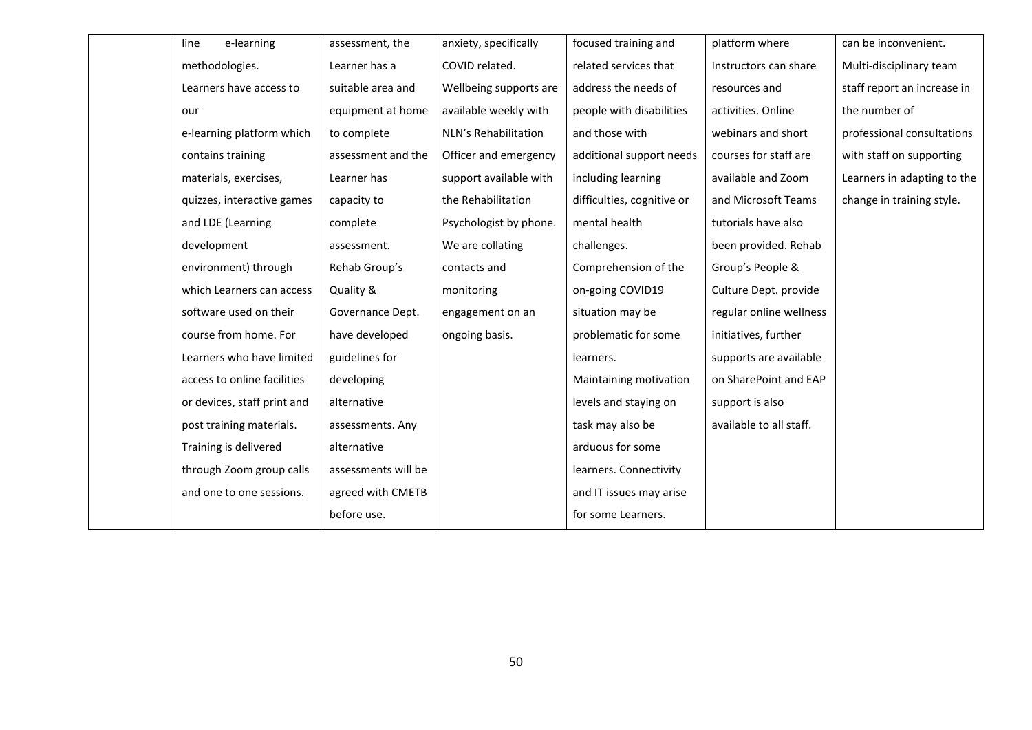| | | | | | | |
|---|---|---|---|---|---|---|
| | line e-learning methodologies. Learners have access to our e-learning platform which contains training materials, exercises, quizzes, interactive games and LDE (Learning development environment) through which Learners can access software used on their course from home. For Learners who have limited access to online facilities or devices, staff print and post training materials. Training is delivered through Zoom group calls and one to one sessions. | assessment, the Learner has a suitable area and equipment at home to complete assessment and the Learner has capacity to complete assessment. Rehab Group's Quality & Governance Dept. have developed guidelines for developing alternative assessments. Any alternative assessments will be agreed with CMETB before use. | anxiety, specifically COVID related. Wellbeing supports are available weekly with NLN's Rehabilitation Officer and emergency support available with the Rehabilitation Psychologist by phone. We are collating contacts and monitoring engagement on an ongoing basis. | focused training and related services that address the needs of people with disabilities and those with additional support needs including learning difficulties, cognitive or mental health challenges. Comprehension of the on-going COVID19 situation may be problematic for some learners. Maintaining motivation levels and staying on task may also be arduous for some learners. Connectivity and IT issues may arise for some Learners. | platform where Instructors can share resources and activities. Online webinars and short courses for staff are available and Zoom and Microsoft Teams tutorials have also been provided. Rehab Group's People & Culture Dept. provide regular online wellness initiatives, further supports are available on SharePoint and EAP support is also available to all staff. | can be inconvenient. Multi-disciplinary team staff report an increase in the number of professional consultations with staff on supporting Learners in adapting to the change in training style. |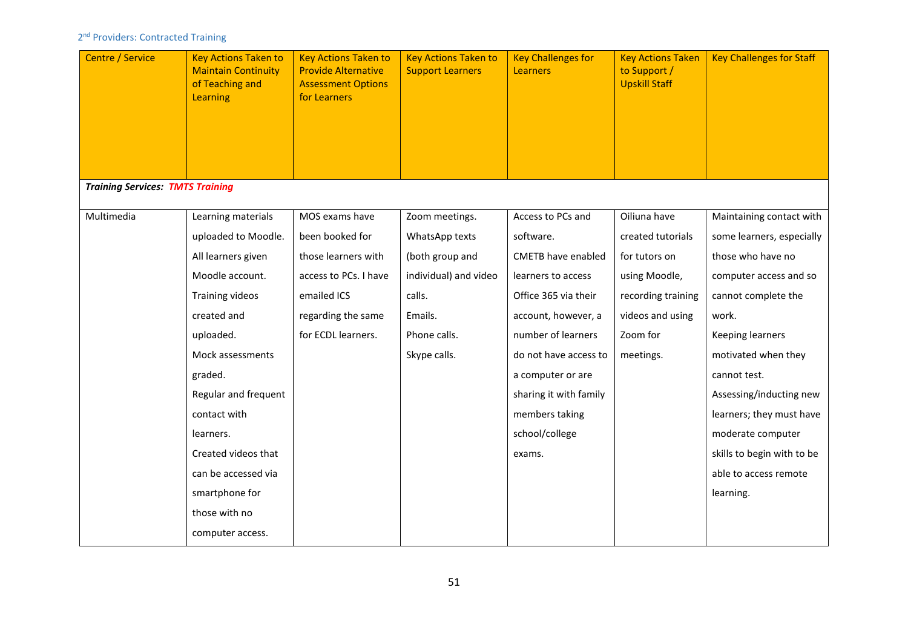2nd Providers: Contracted Training

| Centre / Service | Key Actions Taken to Maintain Continuity of Teaching and Learning | Key Actions Taken to Provide Alternative Assessment Options for Learners | Key Actions Taken to Support Learners | Key Challenges for Learners | Key Actions Taken to Support / Upskill Staff | Key Challenges for Staff |
|---|---|---|---|---|---|---|
| ***Training Services: TMTS Training*** | | | | | | |
| Multimedia | Learning materials uploaded to Moodle. All learners given Moodle account. Training videos created and uploaded. Mock assessments graded. Regular and frequent contact with learners. Created videos that can be accessed via smartphone for those with no computer access. | MOS exams have been booked for those learners with access to PCs. I have emailed ICS regarding the same for ECDL learners. | Zoom meetings. WhatsApp texts (both group and individual) and video calls. Emails. Phone calls. Skype calls. | Access to PCs and software. CMETB have enabled learners to access Office 365 via their account, however, a number of learners do not have access to a computer or are sharing it with family members taking school/college exams. | Oiliuna have created tutorials for tutors on using Moodle, recording training videos and using Zoom for meetings. | Maintaining contact with some learners, especially those who have no computer access and so cannot complete the work. Keeping learners motivated when they cannot test. Assessing/inducting new learners; they must have moderate computer skills to begin with to be able to access remote learning. |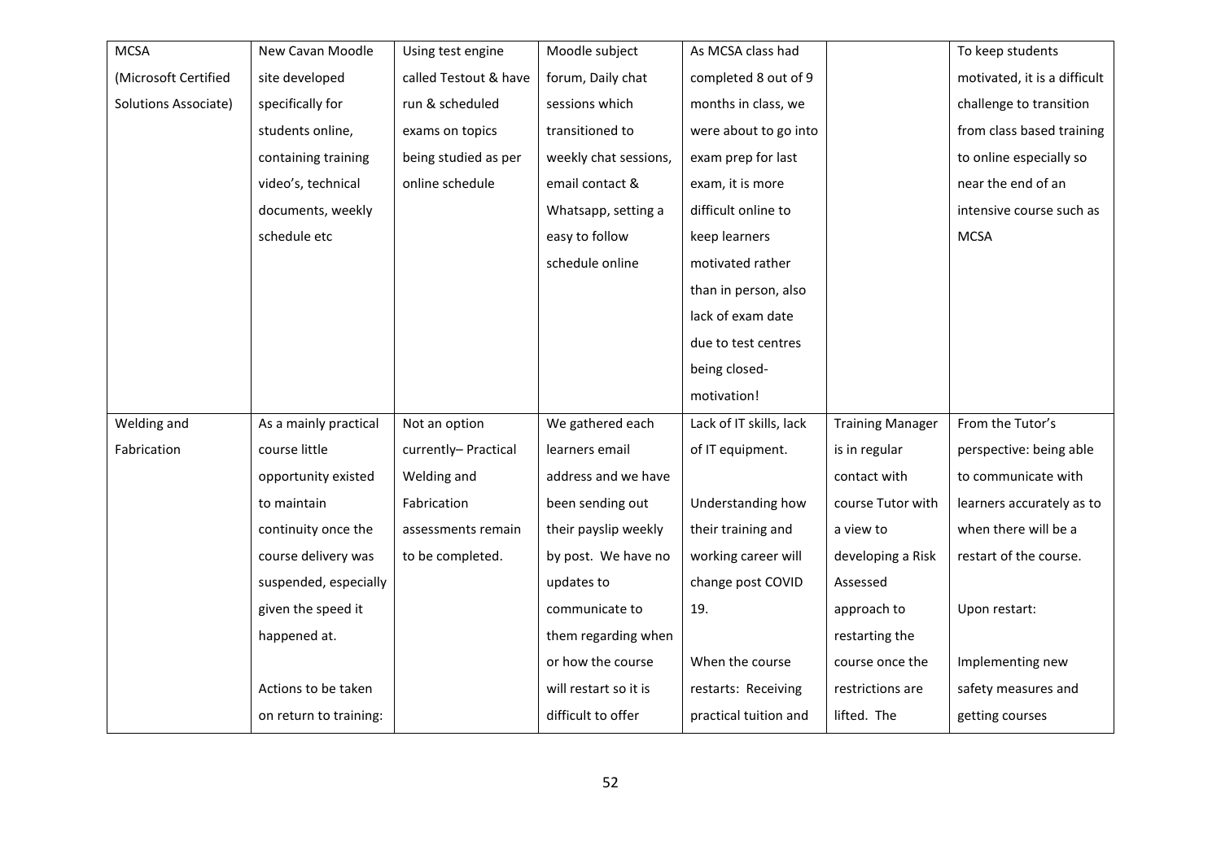| MCSA (Microsoft Certified Solutions Associate) | New Cavan Moodle site developed specifically for students online, containing training video's, technical documents, weekly schedule etc | Using test engine called Testout & have run & scheduled exams on topics being studied as per online schedule | Moodle subject forum, Daily chat sessions which transitioned to weekly chat sessions, email contact & Whatsapp, setting a easy to follow schedule online | As MCSA class had completed 8 out of 9 months in class, we were about to go into exam prep for last exam, it is more difficult online to keep learners motivated rather than in person, also lack of exam date due to test centres being closed- motivation! | | To keep students motivated, it is a difficult challenge to transition from class based training to online especially so near the end of an intensive course such as MCSA |
|---|---|---|---|---|---|---|
| Welding and Fabrication | As a mainly practical course little opportunity existed to maintain continuity once the course delivery was suspended, especially given the speed it happened at.<br><br>Actions to be taken on return to training: | Not an option currently– Practical Welding and Fabrication assessments remain to be completed. | We gathered each learners email address and we have been sending out their payslip weekly by post. We have no updates to communicate to them regarding when or how the course will restart so it is difficult to offer | Lack of IT skills, lack of IT equipment.<br><br>Understanding how their training and working career will change post COVID 19.<br><br>When the course restarts: Receiving practical tuition and | Training Manager is in regular contact with course Tutor with a view to developing a Risk Assessed approach to restarting the course once the restrictions are lifted. The | From the Tutor's perspective: being able to communicate with learners accurately as to when there will be a restart of the course.<br><br>Upon restart:<br><br>Implementing new safety measures and getting courses |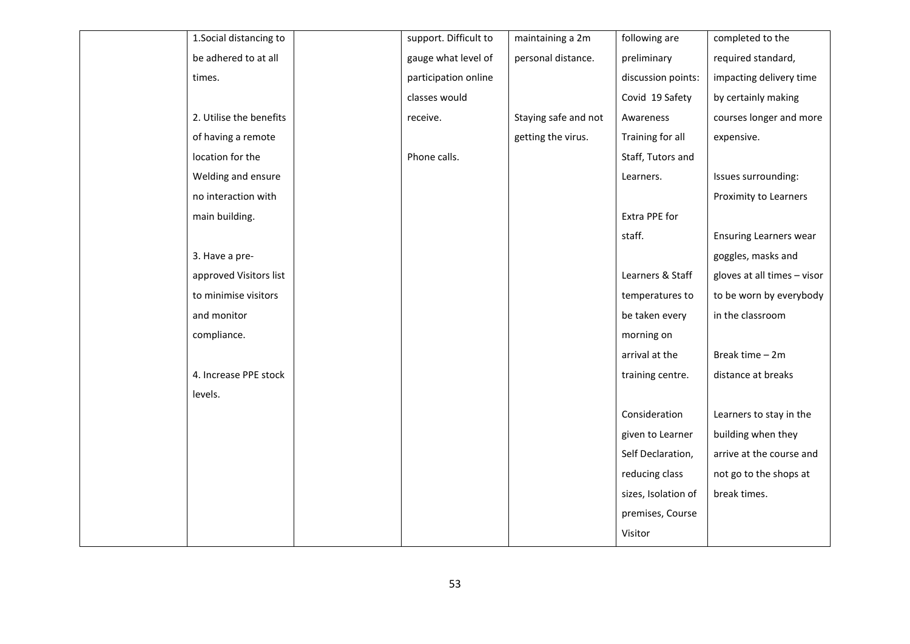| | | | | | | |
|---|---|---|---|---|---|---|
| | 1.Social distancing to be adhered to at all times.<br><br>2. Utilise the benefits of having a remote location for the Welding and ensure no interaction with main building.<br><br>3. Have a pre-approved Visitors list to minimise visitors and monitor compliance.<br><br>4. Increase PPE stock levels. | | support. Difficult to gauge what level of participation online classes would receive.<br><br>Phone calls. | maintaining a 2m personal distance.<br><br>Staying safe and not getting the virus. | following are preliminary discussion points: Covid 19 Safety Awareness Training for all Staff, Tutors and Learners.<br><br>Extra PPE for staff.<br><br>Learners & Staff temperatures to be taken every morning on arrival at the training centre.<br><br>Consideration given to Learner Self Declaration, reducing class sizes, Isolation of premises, Course Visitor | completed to the required standard, impacting delivery time by certainly making courses longer and more expensive.<br><br>Issues surrounding: Proximity to Learners<br><br>Ensuring Learners wear goggles, masks and gloves at all times – visor to be worn by everybody in the classroom<br><br>Break time – 2m distance at breaks<br><br>Learners to stay in the building when they arrive at the course and not go to the shops at break times. |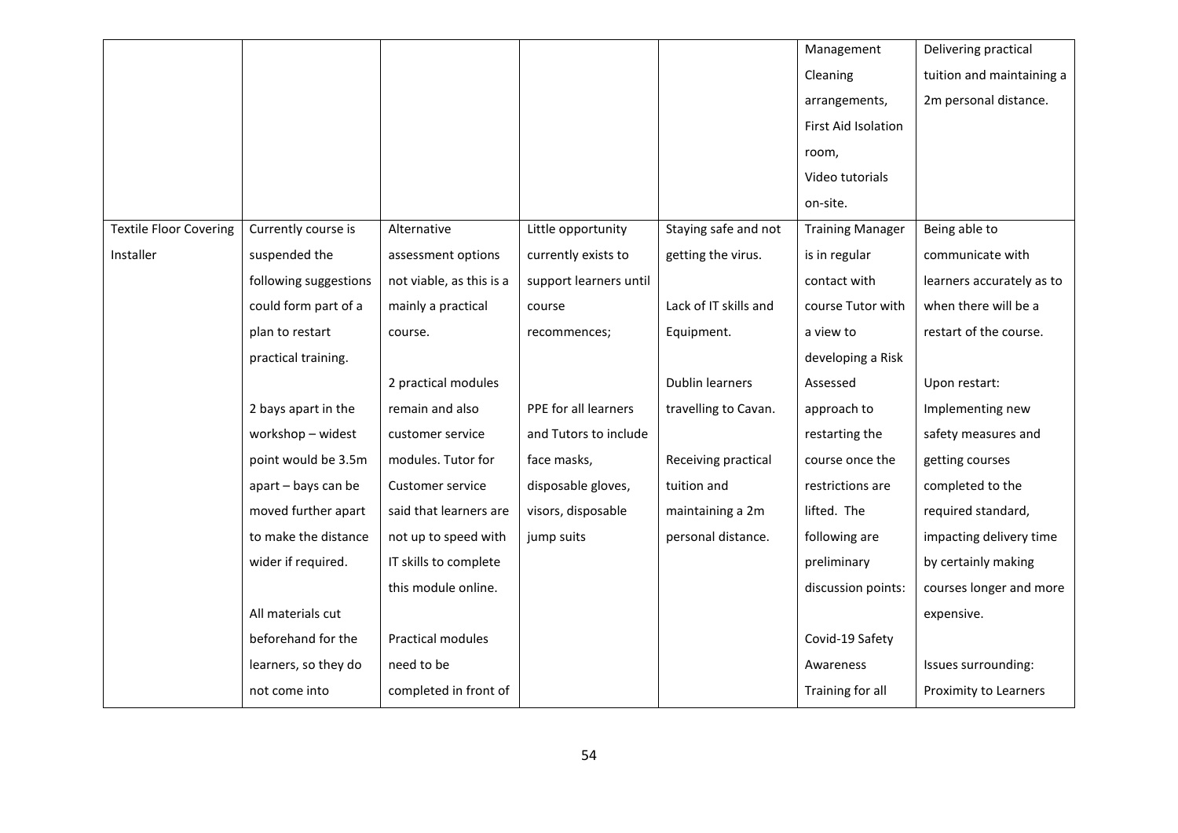| | | | | | | |
|---|---|---|---|---|---|---|
| | | | | | Management Cleaning arrangements, First Aid Isolation room, Video tutorials on-site. | Delivering practical tuition and maintaining a 2m personal distance. |
| Textile Floor Covering Installer | Currently course is suspended the following suggestions could form part of a plan to restart practical training.<br><br>2 bays apart in the workshop – widest point would be 3.5m apart – bays can be moved further apart to make the distance wider if required.<br><br>All materials cut beforehand for the learners, so they do not come into | Alternative assessment options not viable, as this is a mainly a practical course.<br><br>2 practical modules remain and also customer service modules. Tutor for Customer service said that learners are not up to speed with IT skills to complete this module online.<br><br>Practical modules need to be completed in front of | Little opportunity currently exists to support learners until course recommences;<br><br>PPE for all learners and Tutors to include face masks, disposable gloves, visors, disposable jump suits | Staying safe and not getting the virus.<br><br>Lack of IT skills and Equipment.<br><br>Dublin learners travelling to Cavan.<br><br>Receiving practical tuition and maintaining a 2m personal distance. | Training Manager is in regular contact with course Tutor with a view to developing a Risk Assessed approach to restarting the course once the restrictions are lifted. The following are preliminary discussion points:<br><br>Covid-19 Safety Awareness Training for all | Being able to communicate with learners accurately as to when there will be a restart of the course.<br><br>Upon restart: Implementing new safety measures and getting courses completed to the required standard, impacting delivery time by certainly making courses longer and more expensive.<br><br>Issues surrounding: Proximity to Learners |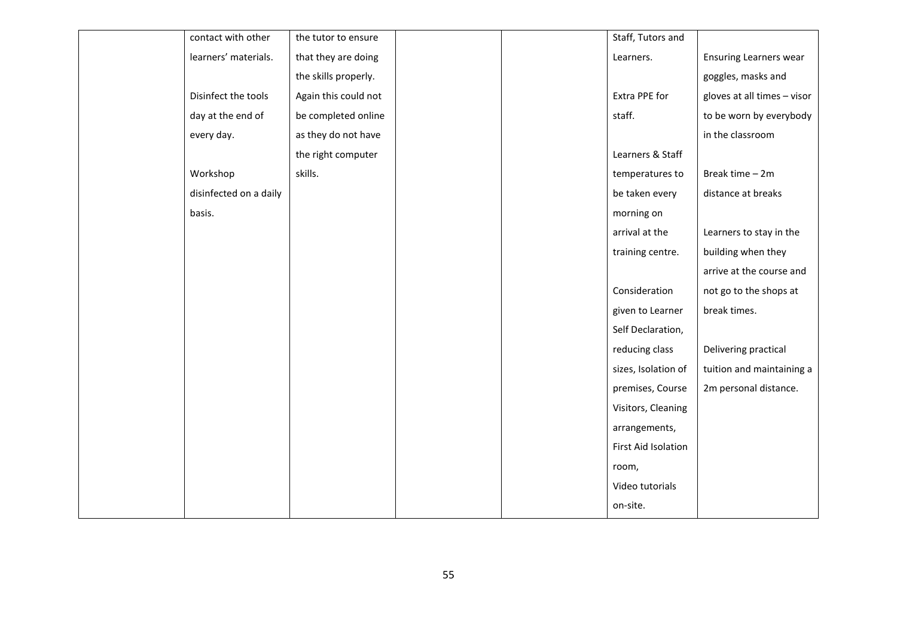| | | | | | | |
|---|---|---|---|---|---|---|
| | contact with other learners' materials.<br><br>Disinfect the tools day at the end of every day.<br><br>Workshop disinfected on a daily basis. | the tutor to ensure that they are doing the skills properly.<br>Again this could not be completed online as they do not have the right computer skills. | | | Staff, Tutors and Learners.<br><br>Extra PPE for staff.<br><br>Learners & Staff temperatures to be taken every morning on arrival at the training centre.<br><br>Consideration given to Learner Self Declaration, reducing class sizes, Isolation of premises, Course Visitors, Cleaning arrangements, First Aid Isolation room,<br>Video tutorials on-site. | Ensuring Learners wear goggles, masks and gloves at all times – visor to be worn by everybody in the classroom<br><br>Break time – 2m distance at breaks<br><br>Learners to stay in the building when they arrive at the course and not go to the shops at break times.<br><br>Delivering practical tuition and maintaining a 2m personal distance. |